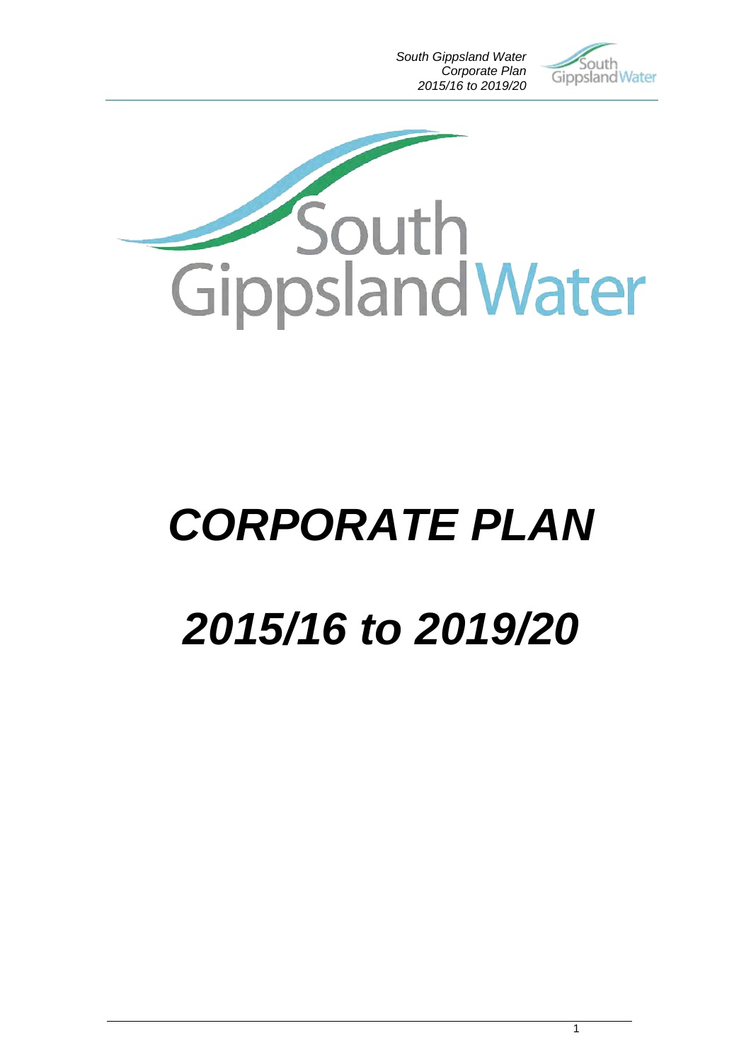South Gippsland Water

# *CORPORATE PLAN*

# *2015/16 to 2019/20*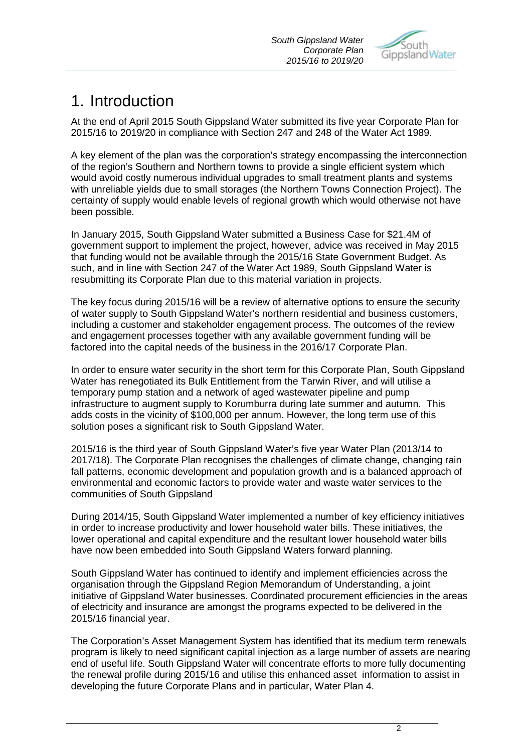# 1. Introduction

At the end of April 2015 South Gippsland Water submitted its five year Corporate Plan for 2015/16 to 2019/20 in compliance with Section 247 and 248 of the Water Act 1989.

A key element of the plan was the corporation's strategy encompassing the interconnection of the region's Southern and Northern towns to provide a single efficient system which would avoid costly numerous individual upgrades to small treatment plants and systems with unreliable yields due to small storages (the Northern Towns Connection Project). The certainty of supply would enable levels of regional growth which would otherwise not have been possible.

In January 2015, South Gippsland Water submitted a Business Case for $21.4M of government support to implement the project, however, advice was received in May 2015 that funding would not be available through the 2015/16 State Government Budget. As such, and in line with Section 247 of the Water Act 1989, South Gippsland Water is resubmitting its Corporate Plan due to this material variation in projects.

The key focus during 2015/16 will be a review of alternative options to ensure the security of water supply to South Gippsland Water's northern residential and business customers, including a customer and stakeholder engagement process. The outcomes of the review and engagement processes together with any available government funding will be factored into the capital needs of the business in the 2016/17 Corporate Plan.

In order to ensure water security in the short term for this Corporate Plan, South Gippsland Water has renegotiated its Bulk Entitlement from the Tarwin River, and will utilise a temporary pump station and a network of aged wastewater pipeline and pump infrastructure to augment supply to Korumburra during late summer and autumn. This adds costs in the vicinity of $100,000 per annum. However, the long term use of this solution poses a significant risk to South Gippsland Water.

2015/16 is the third year of South Gippsland Water's five year Water Plan (2013/14 to 2017/18). The Corporate Plan recognises the challenges of climate change, changing rain fall patterns, economic development and population growth and is a balanced approach of environmental and economic factors to provide water and waste water services to the communities of South Gippsland

During 2014/15, South Gippsland Water implemented a number of key efficiency initiatives in order to increase productivity and lower household water bills. These initiatives, the lower operational and capital expenditure and the resultant lower household water bills have now been embedded into South Gippsland Waters forward planning.

South Gippsland Water has continued to identify and implement efficiencies across the organisation through the Gippsland Region Memorandum of Understanding, a joint initiative of Gippsland Water businesses. Coordinated procurement efficiencies in the areas of electricity and insurance are amongst the programs expected to be delivered in the 2015/16 financial year.

The Corporation's Asset Management System has identified that its medium term renewals program is likely to need significant capital injection as a large number of assets are nearing end of useful life. South Gippsland Water will concentrate efforts to more fully documenting the renewal profile during 2015/16 and utilise this enhanced asset information to assist in developing the future Corporate Plans and in particular, Water Plan 4.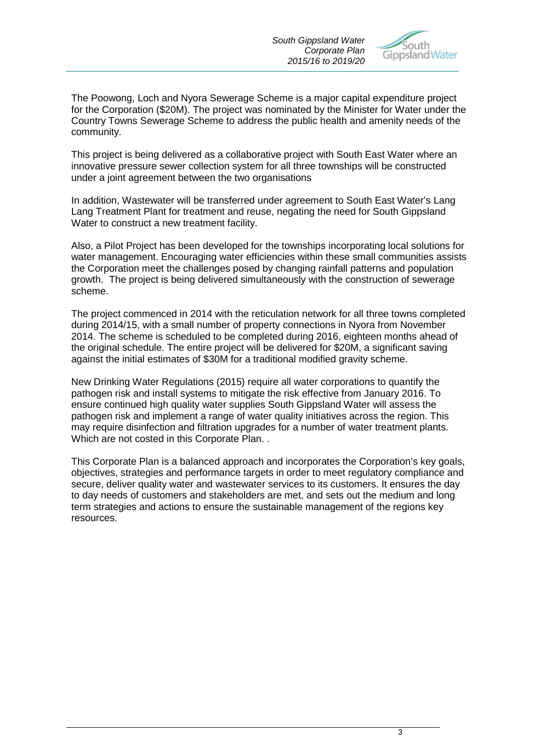The Poowong, Loch and Nyora Sewerage Scheme is a major capital expenditure project for the Corporation ($20M). The project was nominated by the Minister for Water under the Country Towns Sewerage Scheme to address the public health and amenity needs of the community.

This project is being delivered as a collaborative project with South East Water where an innovative pressure sewer collection system for all three townships will be constructed under a joint agreement between the two organisations

In addition, Wastewater will be transferred under agreement to South East Water's Lang Lang Treatment Plant for treatment and reuse, negating the need for South Gippsland Water to construct a new treatment facility.

Also, a Pilot Project has been developed for the townships incorporating local solutions for water management. Encouraging water efficiencies within these small communities assists the Corporation meet the challenges posed by changing rainfall patterns and population growth. The project is being delivered simultaneously with the construction of sewerage scheme.

The project commenced in 2014 with the reticulation network for all three towns completed during 2014/15, with a small number of property connections in Nyora from November 2014. The scheme is scheduled to be completed during 2016, eighteen months ahead of the original schedule. The entire project will be delivered for $20M, a significant saving against the initial estimates of $30M for a traditional modified gravity scheme.

New Drinking Water Regulations (2015) require all water corporations to quantify the pathogen risk and install systems to mitigate the risk effective from January 2016. To ensure continued high quality water supplies South Gippsland Water will assess the pathogen risk and implement a range of water quality initiatives across the region. This may require disinfection and filtration upgrades for a number of water treatment plants. Which are not costed in this Corporate Plan. .

This Corporate Plan is a balanced approach and incorporates the Corporation's key goals, objectives, strategies and performance targets in order to meet regulatory compliance and secure, deliver quality water and wastewater services to its customers. It ensures the day to day needs of customers and stakeholders are met, and sets out the medium and long term strategies and actions to ensure the sustainable management of the regions key resources.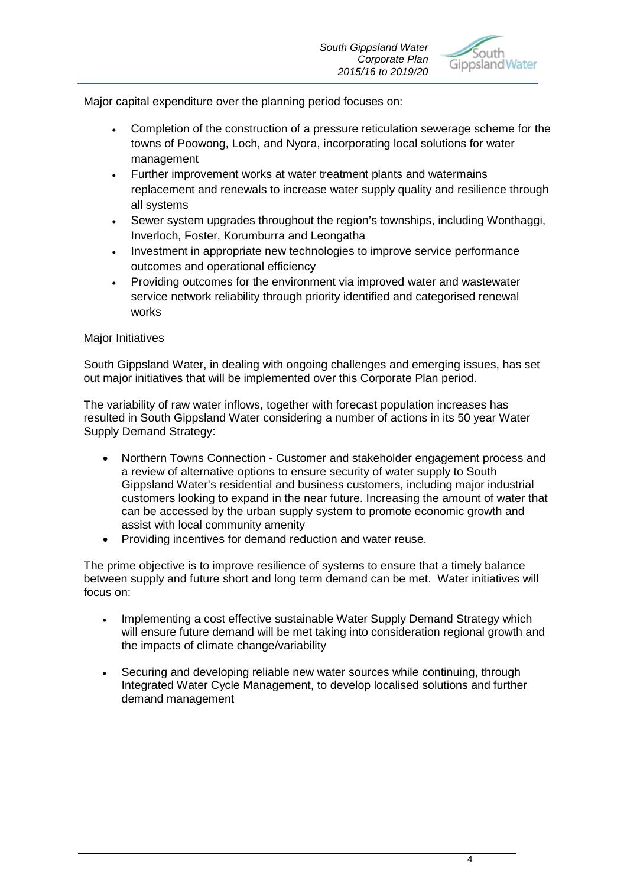Major capital expenditure over the planning period focuses on:

- Completion of the construction of a pressure reticulation sewerage scheme for the towns of Poowong, Loch, and Nyora, incorporating local solutions for water management
- Further improvement works at water treatment plants and watermains replacement and renewals to increase water supply quality and resilience through all systems
- Sewer system upgrades throughout the region's townships, including Wonthaggi, Inverloch, Foster, Korumburra and Leongatha
- Investment in appropriate new technologies to improve service performance outcomes and operational efficiency
- Providing outcomes for the environment via improved water and wastewater service network reliability through priority identified and categorised renewal works

<u>Major Initiatives</u>

South Gippsland Water, in dealing with ongoing challenges and emerging issues, has set out major initiatives that will be implemented over this Corporate Plan period.

The variability of raw water inflows, together with forecast population increases has resulted in South Gippsland Water considering a number of actions in its 50 year Water Supply Demand Strategy:

- Northern Towns Connection - Customer and stakeholder engagement process and a review of alternative options to ensure security of water supply to South Gippsland Water's residential and business customers, including major industrial customers looking to expand in the near future. Increasing the amount of water that can be accessed by the urban supply system to promote economic growth and assist with local community amenity
- Providing incentives for demand reduction and water reuse.

The prime objective is to improve resilience of systems to ensure that a timely balance between supply and future short and long term demand can be met. Water initiatives will focus on:

- Implementing a cost effective sustainable Water Supply Demand Strategy which will ensure future demand will be met taking into consideration regional growth and the impacts of climate change/variability
- Securing and developing reliable new water sources while continuing, through Integrated Water Cycle Management, to develop localised solutions and further demand management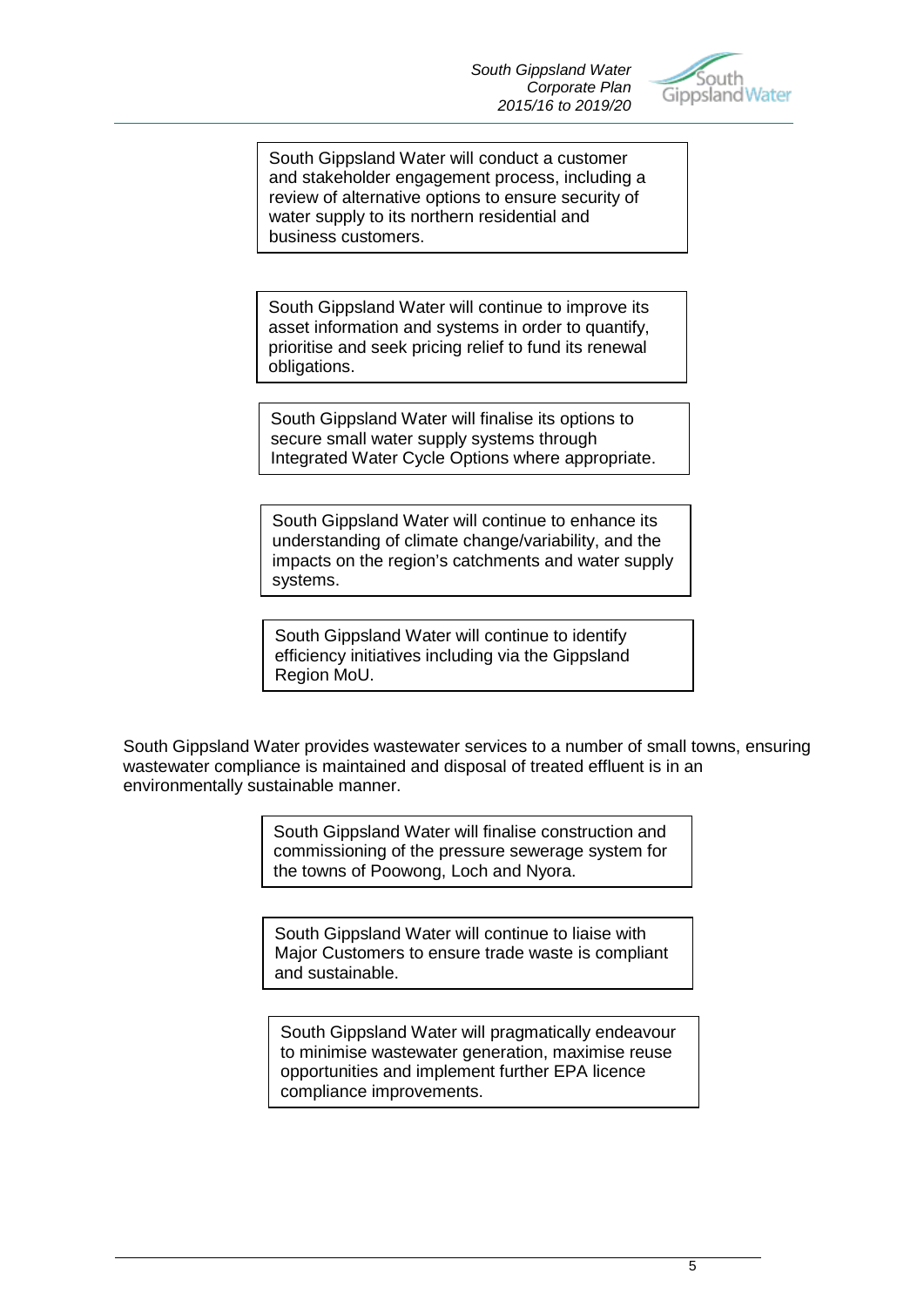> South Gippsland Water will conduct a customer and stakeholder engagement process, including a review of alternative options to ensure security of water supply to its northern residential and business customers.

> South Gippsland Water will continue to improve its asset information and systems in order to quantify, prioritise and seek pricing relief to fund its renewal obligations.

> South Gippsland Water will finalise its options to secure small water supply systems through Integrated Water Cycle Options where appropriate.

> South Gippsland Water will continue to enhance its understanding of climate change/variability, and the impacts on the region's catchments and water supply systems.

> South Gippsland Water will continue to identify efficiency initiatives including via the Gippsland Region MoU.

South Gippsland Water provides wastewater services to a number of small towns, ensuring wastewater compliance is maintained and disposal of treated effluent is in an environmentally sustainable manner.

> South Gippsland Water will finalise construction and commissioning of the pressure sewerage system for the towns of Poowong, Loch and Nyora.

> South Gippsland Water will continue to liaise with Major Customers to ensure trade waste is compliant and sustainable.

> South Gippsland Water will pragmatically endeavour to minimise wastewater generation, maximise reuse opportunities and implement further EPA licence compliance improvements.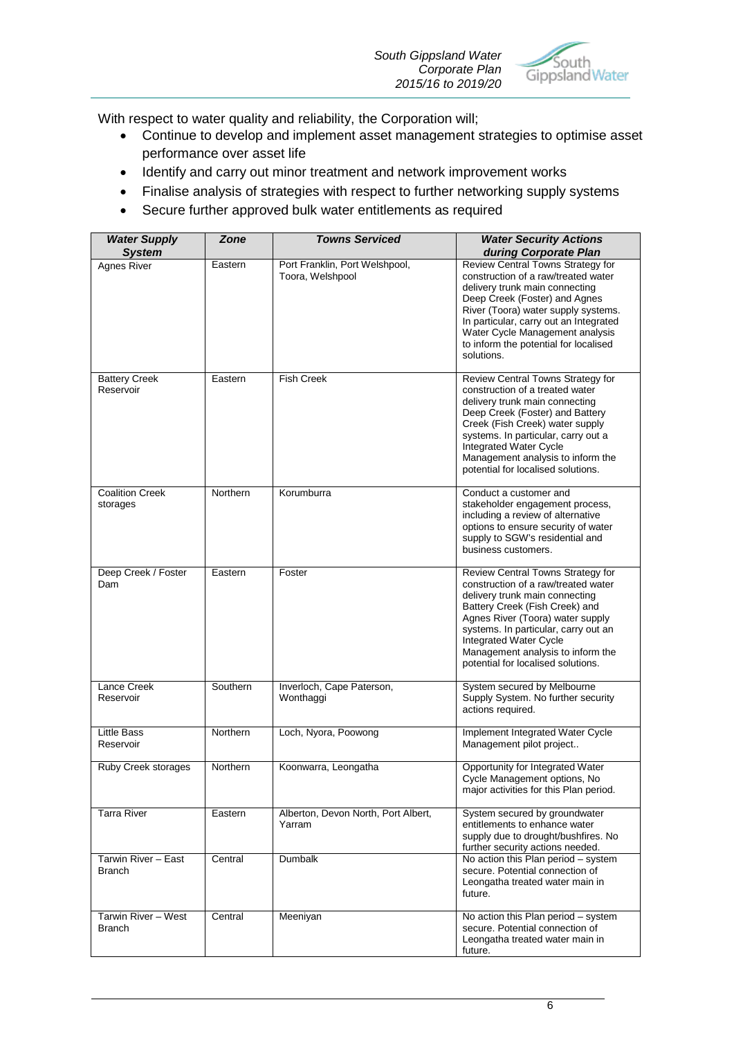With respect to water quality and reliability, the Corporation will;

- Continue to develop and implement asset management strategies to optimise asset performance over asset life
- Identify and carry out minor treatment and network improvement works
- Finalise analysis of strategies with respect to further networking supply systems
- Secure further approved bulk water entitlements as required

| ***Water Supply System*** | ***Zone*** | ***Towns Serviced*** | ***Water Security Actions during Corporate Plan*** |
|---|---|---|---|
| Agnes River | Eastern | Port Franklin, Port Welshpool, Toora, Welshpool | Review Central Towns Strategy for construction of a raw/treated water delivery trunk main connecting Deep Creek (Foster) and Agnes River (Toora) water supply systems. In particular, carry out an Integrated Water Cycle Management analysis to inform the potential for localised solutions. |
| Battery Creek Reservoir | Eastern | Fish Creek | Review Central Towns Strategy for construction of a treated water delivery trunk main connecting Deep Creek (Foster) and Battery Creek (Fish Creek) water supply systems. In particular, carry out a Integrated Water Cycle Management analysis to inform the potential for localised solutions. |
| Coalition Creek storages | Northern | Korumburra | Conduct a customer and stakeholder engagement process, including a review of alternative options to ensure security of water supply to SGW's residential and business customers. |
| Deep Creek / Foster Dam | Eastern | Foster | Review Central Towns Strategy for construction of a raw/treated water delivery trunk main connecting Battery Creek (Fish Creek) and Agnes River (Toora) water supply systems. In particular, carry out an Integrated Water Cycle Management analysis to inform the potential for localised solutions. |
| Lance Creek Reservoir | Southern | Inverloch, Cape Paterson, Wonthaggi | System secured by Melbourne Supply System. No further security actions required. |
| Little Bass Reservoir | Northern | Loch, Nyora, Poowong | Implement Integrated Water Cycle Management pilot project.. |
| Ruby Creek storages | Northern | Koonwarra, Leongatha | Opportunity for Integrated Water Cycle Management options, No major activities for this Plan period. |
| Tarra River | Eastern | Alberton, Devon North, Port Albert, Yarram | System secured by groundwater entitlements to enhance water supply due to drought/bushfires. No further security actions needed. |
| Tarwin River – East Branch | Central | Dumbalk | No action this Plan period – system secure. Potential connection of Leongatha treated water main in future. |
| Tarwin River – West Branch | Central | Meeniyan | No action this Plan period – system secure. Potential connection of Leongatha treated water main in future. |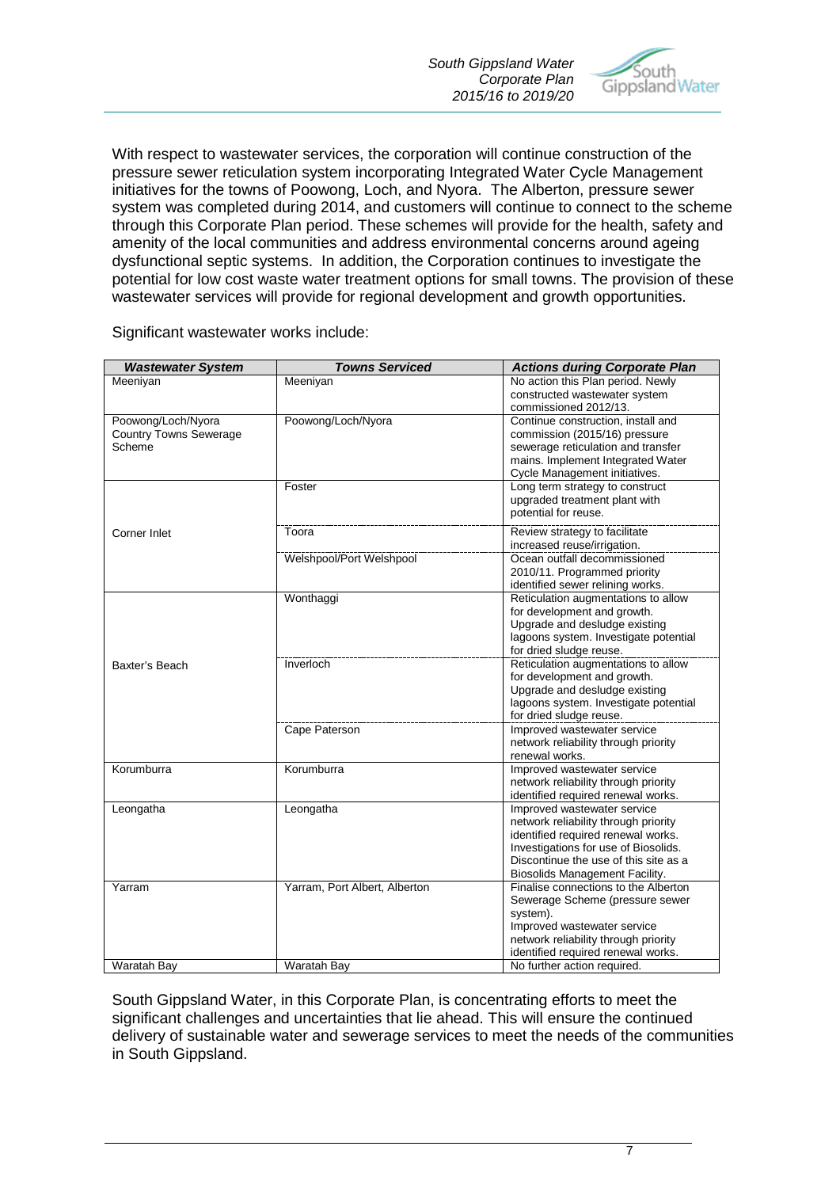With respect to wastewater services, the corporation will continue construction of the pressure sewer reticulation system incorporating Integrated Water Cycle Management initiatives for the towns of Poowong, Loch, and Nyora. The Alberton, pressure sewer system was completed during 2014, and customers will continue to connect to the scheme through this Corporate Plan period. These schemes will provide for the health, safety and amenity of the local communities and address environmental concerns around ageing dysfunctional septic systems. In addition, the Corporation continues to investigate the potential for low cost waste water treatment options for small towns. The provision of these wastewater services will provide for regional development and growth opportunities.

Significant wastewater works include:

| ***Wastewater System*** | ***Towns Serviced*** | ***Actions during Corporate Plan*** |
|---|---|---|
| Meeniyan | Meeniyan | No action this Plan period. Newly constructed wastewater system commissioned 2012/13. |
| Poowong/Loch/Nyora Country Towns Sewerage Scheme | Poowong/Loch/Nyora | Continue construction, install and commission (2015/16) pressure sewerage reticulation and transfer mains. Implement Integrated Water Cycle Management initiatives. |
| Corner Inlet | Foster | Long term strategy to construct upgraded treatment plant with potential for reuse. |
| | Toora | Review strategy to facilitate increased reuse/irrigation. |
| | Welshpool/Port Welshpool | Ocean outfall decommissioned 2010/11. Programmed priority identified sewer relining works. |
| Baxter's Beach | Wonthaggi | Reticulation augmentations to allow for development and growth. Upgrade and desludge existing lagoons system. Investigate potential for dried sludge reuse. |
| | Inverloch | Reticulation augmentations to allow for development and growth. Upgrade and desludge existing lagoons system. Investigate potential for dried sludge reuse. |
| | Cape Paterson | Improved wastewater service network reliability through priority renewal works. |
| Korumburra | Korumburra | Improved wastewater service network reliability through priority identified required renewal works. |
| Leongatha | Leongatha | Improved wastewater service network reliability through priority identified required renewal works. Investigations for use of Biosolids. Discontinue the use of this site as a Biosolids Management Facility. |
| Yarram | Yarram, Port Albert, Alberton | Finalise connections to the Alberton Sewerage Scheme (pressure sewer system). Improved wastewater service network reliability through priority identified required renewal works. |
| Waratah Bay | Waratah Bay | No further action required. |

South Gippsland Water, in this Corporate Plan, is concentrating efforts to meet the significant challenges and uncertainties that lie ahead. This will ensure the continued delivery of sustainable water and sewerage services to meet the needs of the communities in South Gippsland.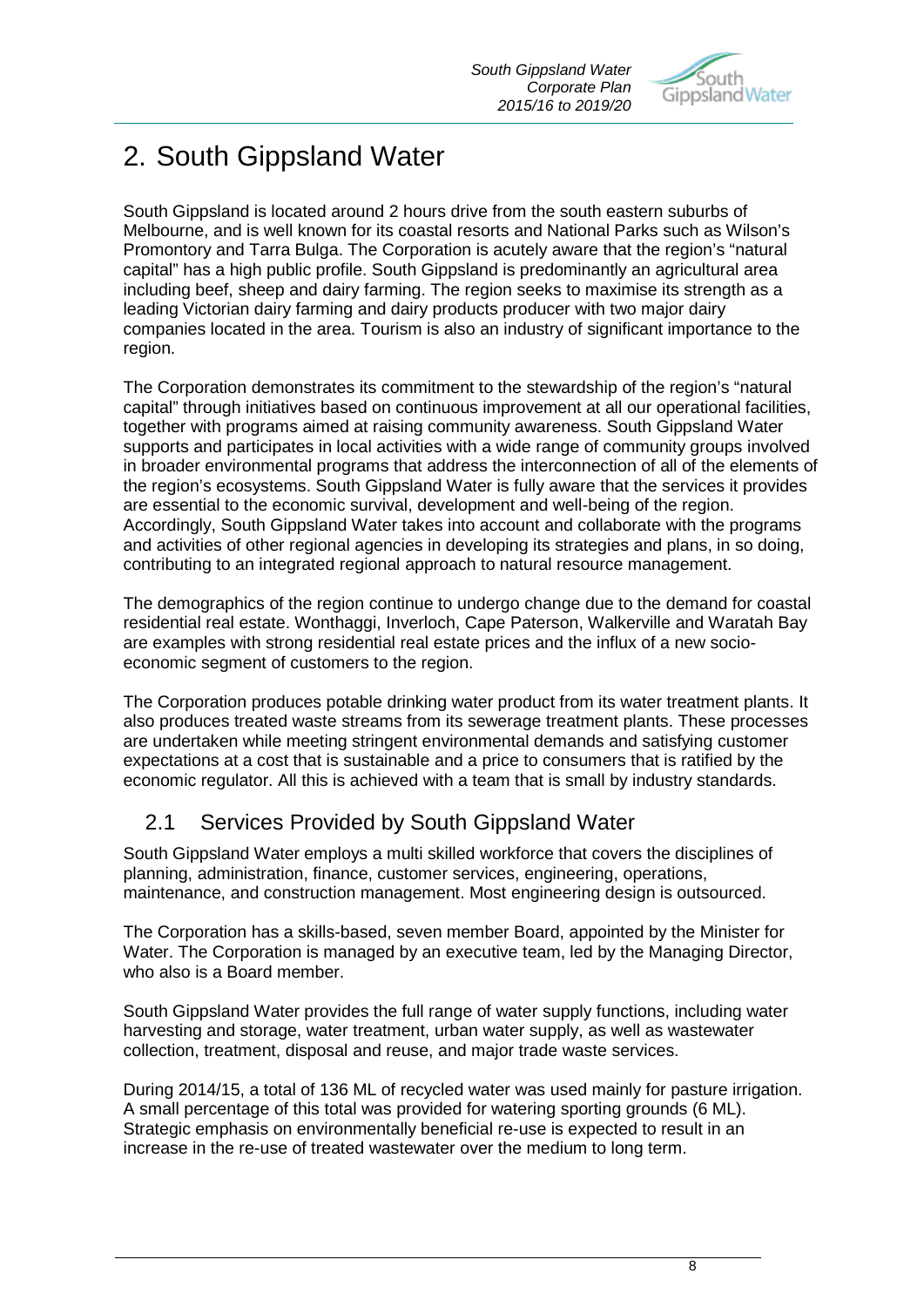# 2. South Gippsland Water

South Gippsland is located around 2 hours drive from the south eastern suburbs of Melbourne, and is well known for its coastal resorts and National Parks such as Wilson's Promontory and Tarra Bulga. The Corporation is acutely aware that the region's "natural capital" has a high public profile. South Gippsland is predominantly an agricultural area including beef, sheep and dairy farming. The region seeks to maximise its strength as a leading Victorian dairy farming and dairy products producer with two major dairy companies located in the area. Tourism is also an industry of significant importance to the region.

The Corporation demonstrates its commitment to the stewardship of the region's "natural capital" through initiatives based on continuous improvement at all our operational facilities, together with programs aimed at raising community awareness. South Gippsland Water supports and participates in local activities with a wide range of community groups involved in broader environmental programs that address the interconnection of all of the elements of the region's ecosystems. South Gippsland Water is fully aware that the services it provides are essential to the economic survival, development and well-being of the region. Accordingly, South Gippsland Water takes into account and collaborate with the programs and activities of other regional agencies in developing its strategies and plans, in so doing, contributing to an integrated regional approach to natural resource management.

The demographics of the region continue to undergo change due to the demand for coastal residential real estate. Wonthaggi, Inverloch, Cape Paterson, Walkerville and Waratah Bay are examples with strong residential real estate prices and the influx of a new socio-economic segment of customers to the region.

The Corporation produces potable drinking water product from its water treatment plants. It also produces treated waste streams from its sewerage treatment plants. These processes are undertaken while meeting stringent environmental demands and satisfying customer expectations at a cost that is sustainable and a price to consumers that is ratified by the economic regulator. All this is achieved with a team that is small by industry standards.

## 2.1 Services Provided by South Gippsland Water

South Gippsland Water employs a multi skilled workforce that covers the disciplines of planning, administration, finance, customer services, engineering, operations, maintenance, and construction management. Most engineering design is outsourced.

The Corporation has a skills-based, seven member Board, appointed by the Minister for Water. The Corporation is managed by an executive team, led by the Managing Director, who also is a Board member.

South Gippsland Water provides the full range of water supply functions, including water harvesting and storage, water treatment, urban water supply, as well as wastewater collection, treatment, disposal and reuse, and major trade waste services.

During 2014/15, a total of 136 ML of recycled water was used mainly for pasture irrigation. A small percentage of this total was provided for watering sporting grounds (6 ML). Strategic emphasis on environmentally beneficial re-use is expected to result in an increase in the re-use of treated wastewater over the medium to long term.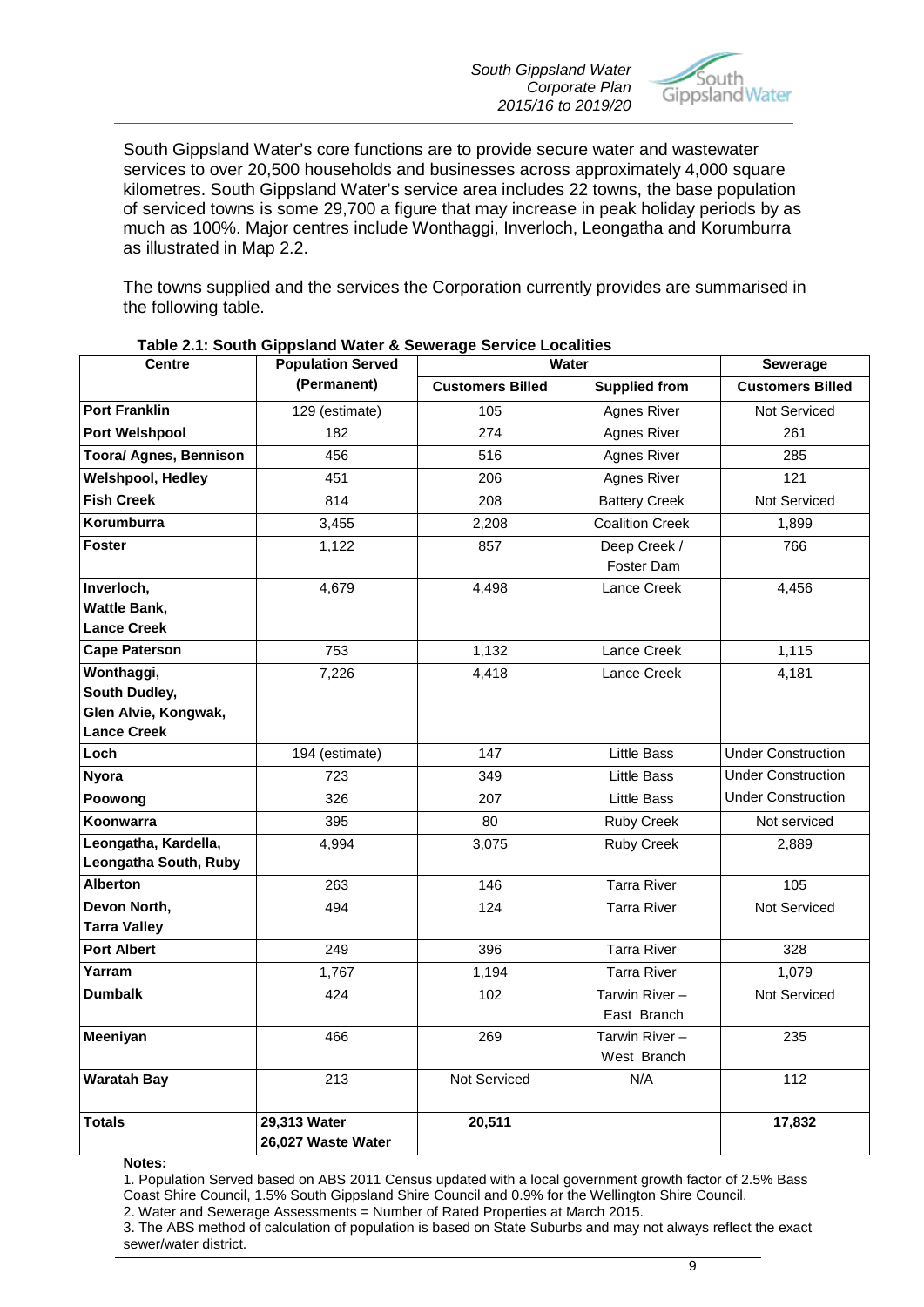South Gippsland Water's core functions are to provide secure water and wastewater services to over 20,500 households and businesses across approximately 4,000 square kilometres. South Gippsland Water's service area includes 22 towns, the base population of serviced towns is some 29,700 a figure that may increase in peak holiday periods by as much as 100%. Major centres include Wonthaggi, Inverloch, Leongatha and Korumburra as illustrated in Map 2.2.

The towns supplied and the services the Corporation currently provides are summarised in the following table.

**Table 2.1: South Gippsland Water & Sewerage Service Localities**

| Centre | Population Served (Permanent) | Water | | Sewerage |
|---|---|---|---|---|
| | | Customers Billed | Supplied from | Customers Billed |
| **Port Franklin** | 129 (estimate) | 105 | Agnes River | Not Serviced |
| **Port Welshpool** | 182 | 274 | Agnes River | 261 |
| **Toora/ Agnes, Bennison** | 456 | 516 | Agnes River | 285 |
| **Welshpool, Hedley** | 451 | 206 | Agnes River | 121 |
| **Fish Creek** | 814 | 208 | Battery Creek | Not Serviced |
| **Korumburra** | 3,455 | 2,208 | Coalition Creek | 1,899 |
| **Foster** | 1,122 | 857 | Deep Creek / Foster Dam | 766 |
| **Inverloch, Wattle Bank, Lance Creek** | 4,679 | 4,498 | Lance Creek | 4,456 |
| **Cape Paterson** | 753 | 1,132 | Lance Creek | 1,115 |
| **Wonthaggi, South Dudley, Glen Alvie, Kongwak, Lance Creek** | 7,226 | 4,418 | Lance Creek | 4,181 |
| **Loch** | 194 (estimate) | 147 | Little Bass | Under Construction |
| **Nyora** | 723 | 349 | Little Bass | Under Construction |
| **Poowong** | 326 | 207 | Little Bass | Under Construction |
| **Koonwarra** | 395 | 80 | Ruby Creek | Not serviced |
| **Leongatha, Kardella, Leongatha South, Ruby** | 4,994 | 3,075 | Ruby Creek | 2,889 |
| **Alberton** | 263 | 146 | Tarra River | 105 |
| **Devon North, Tarra Valley** | 494 | 124 | Tarra River | Not Serviced |
| **Port Albert** | 249 | 396 | Tarra River | 328 |
| **Yarram** | 1,767 | 1,194 | Tarra River | 1,079 |
| **Dumbalk** | 424 | 102 | Tarwin River – East Branch | Not Serviced |
| **Meeniyan** | 466 | 269 | Tarwin River – West Branch | 235 |
| **Waratah Bay** | 213 | Not Serviced | N/A | 112 |
| **Totals** | **29,313 Water 26,027 Waste Water** | **20,511** | | **17,832** |

**Notes:**

1. Population Served based on ABS 2011 Census updated with a local government growth factor of 2.5% Bass Coast Shire Council, 1.5% South Gippsland Shire Council and 0.9% for the Wellington Shire Council.
2. Water and Sewerage Assessments = Number of Rated Properties at March 2015.
3. The ABS method of calculation of population is based on State Suburbs and may not always reflect the exact sewer/water district.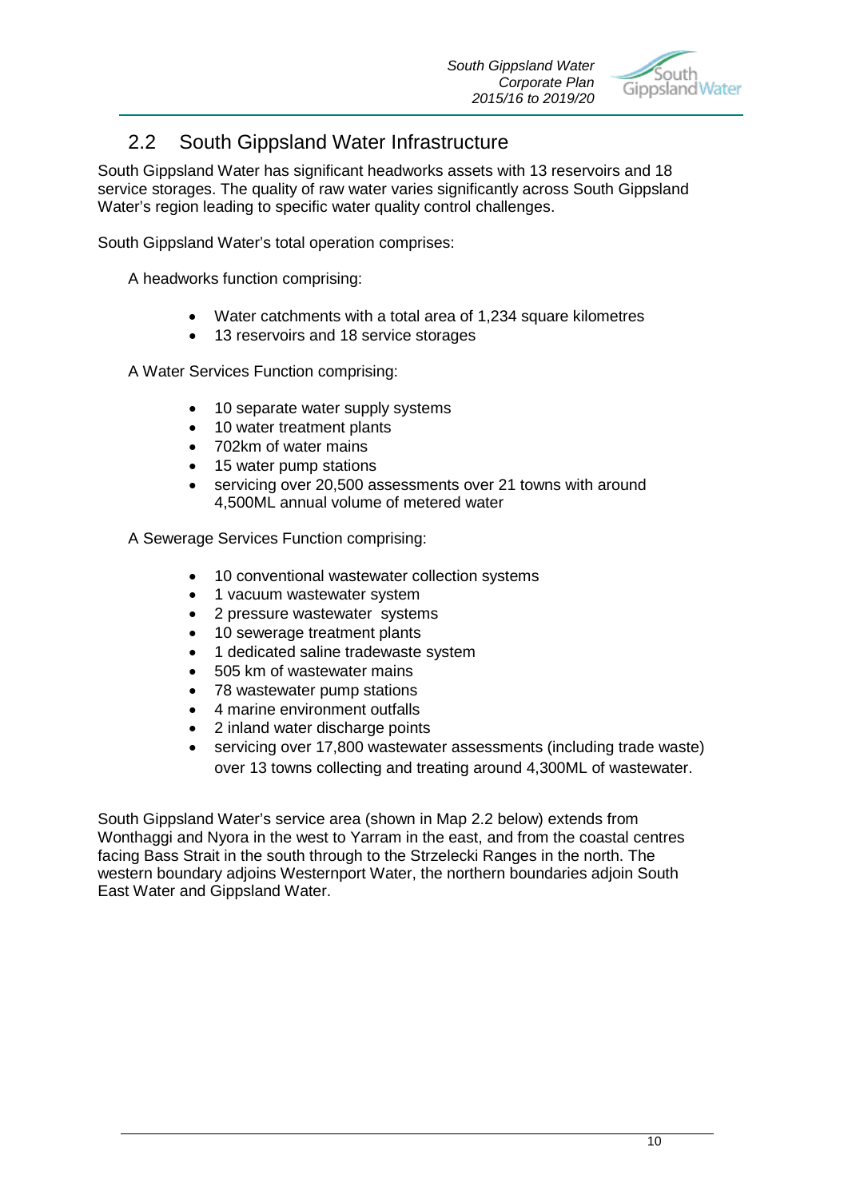## 2.2 South Gippsland Water Infrastructure

South Gippsland Water has significant headworks assets with 13 reservoirs and 18 service storages. The quality of raw water varies significantly across South Gippsland Water's region leading to specific water quality control challenges.

South Gippsland Water's total operation comprises:

A headworks function comprising:

- Water catchments with a total area of 1,234 square kilometres
- 13 reservoirs and 18 service storages

A Water Services Function comprising:

- 10 separate water supply systems
- 10 water treatment plants
- 702km of water mains
- 15 water pump stations
- servicing over 20,500 assessments over 21 towns with around 4,500ML annual volume of metered water

A Sewerage Services Function comprising:

- 10 conventional wastewater collection systems
- 1 vacuum wastewater system
- 2 pressure wastewater systems
- 10 sewerage treatment plants
- 1 dedicated saline tradewaste system
- 505 km of wastewater mains
- 78 wastewater pump stations
- 4 marine environment outfalls
- 2 inland water discharge points
- servicing over 17,800 wastewater assessments (including trade waste) over 13 towns collecting and treating around 4,300ML of wastewater.

South Gippsland Water's service area (shown in Map 2.2 below) extends from Wonthaggi and Nyora in the west to Yarram in the east, and from the coastal centres facing Bass Strait in the south through to the Strzelecki Ranges in the north. The western boundary adjoins Westernport Water, the northern boundaries adjoin South East Water and Gippsland Water.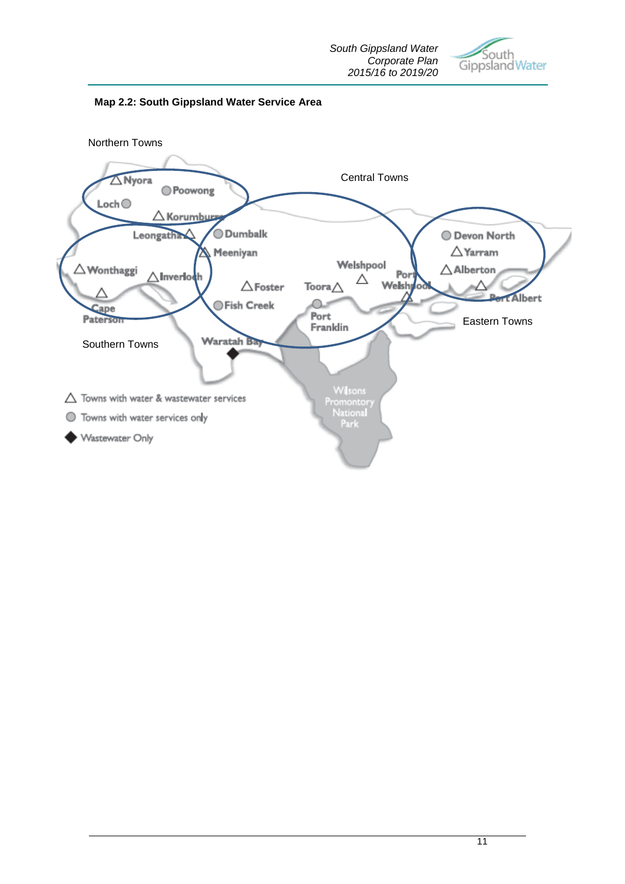**Map 2.2: South Gippsland Water Service Area**

Northern Towns

Central Towns

Eastern Towns

Southern Towns

Nyora
Poowong
Loch
Korumburra
Leongatha
Dumbalk
Meeniyan
Wonthaggi
Inverloch
Cape Paterson
Foster
Fish Creek
Toora
Welshpool
Port Welshpool
Port Franklin
Waratah Bay
Devon North
Yarram
Alberton
Port Albert
Wilsons Promontory National Park

△ Towns with water & wastewater services

○ Towns with water services only

◆ Wastewater Only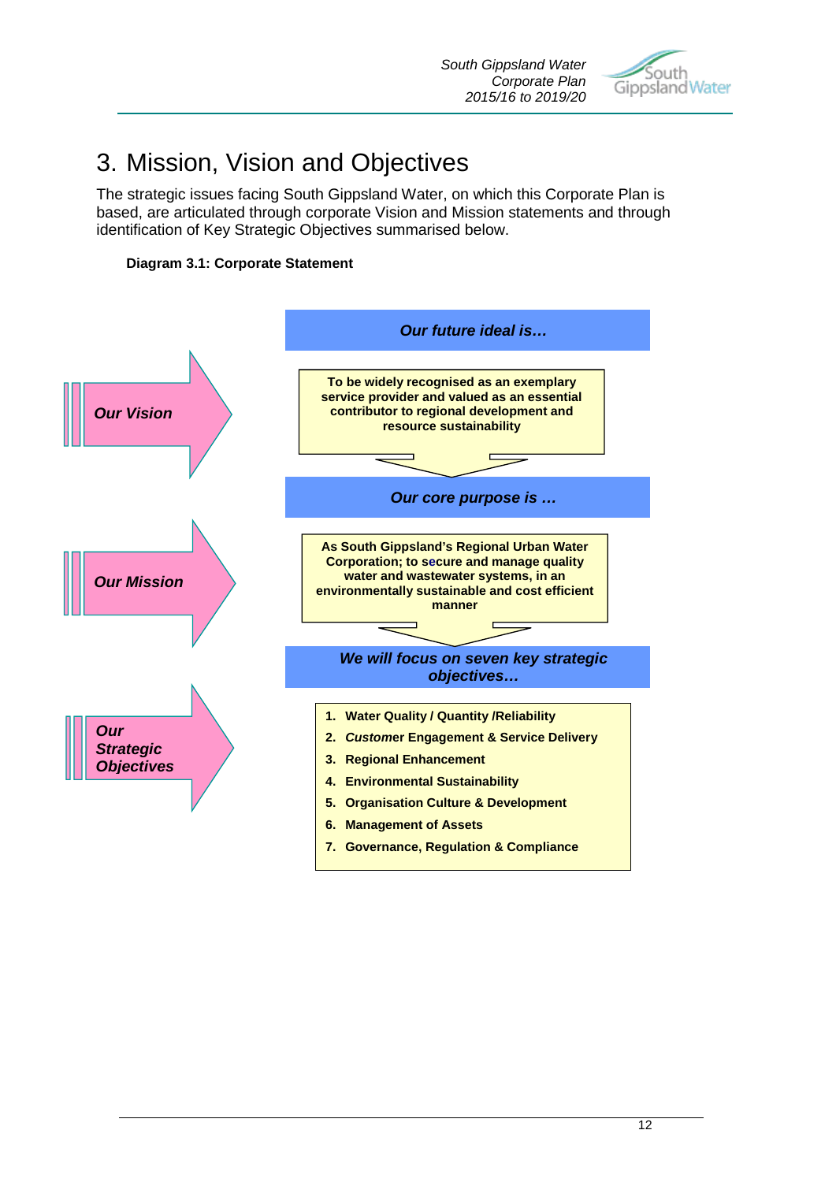# 3. Mission, Vision and Objectives

The strategic issues facing South Gippsland Water, on which this Corporate Plan is based, are articulated through corporate Vision and Mission statements and through identification of Key Strategic Objectives summarised below.

**Diagram 3.1: Corporate Statement**

***Our Vision***

***Our future ideal is…***

**To be widely recognised as an exemplary service provider and valued as an essential contributor to regional development and resource sustainability**

***Our Mission***

***Our core purpose is …***

**As South Gippsland's Regional Urban Water Corporation; to secure and manage quality water and wastewater systems, in an environmentally sustainable and cost efficient manner**

***Our Strategic Objectives***

***We will focus on seven key strategic objectives…***

1. **Water Quality / Quantity /Reliability**
2. ***Customer* Engagement & Service Delivery**
3. **Regional Enhancement**
4. **Environmental Sustainability**
5. **Organisation Culture & Development**
6. **Management of Assets**
7. **Governance, Regulation & Compliance**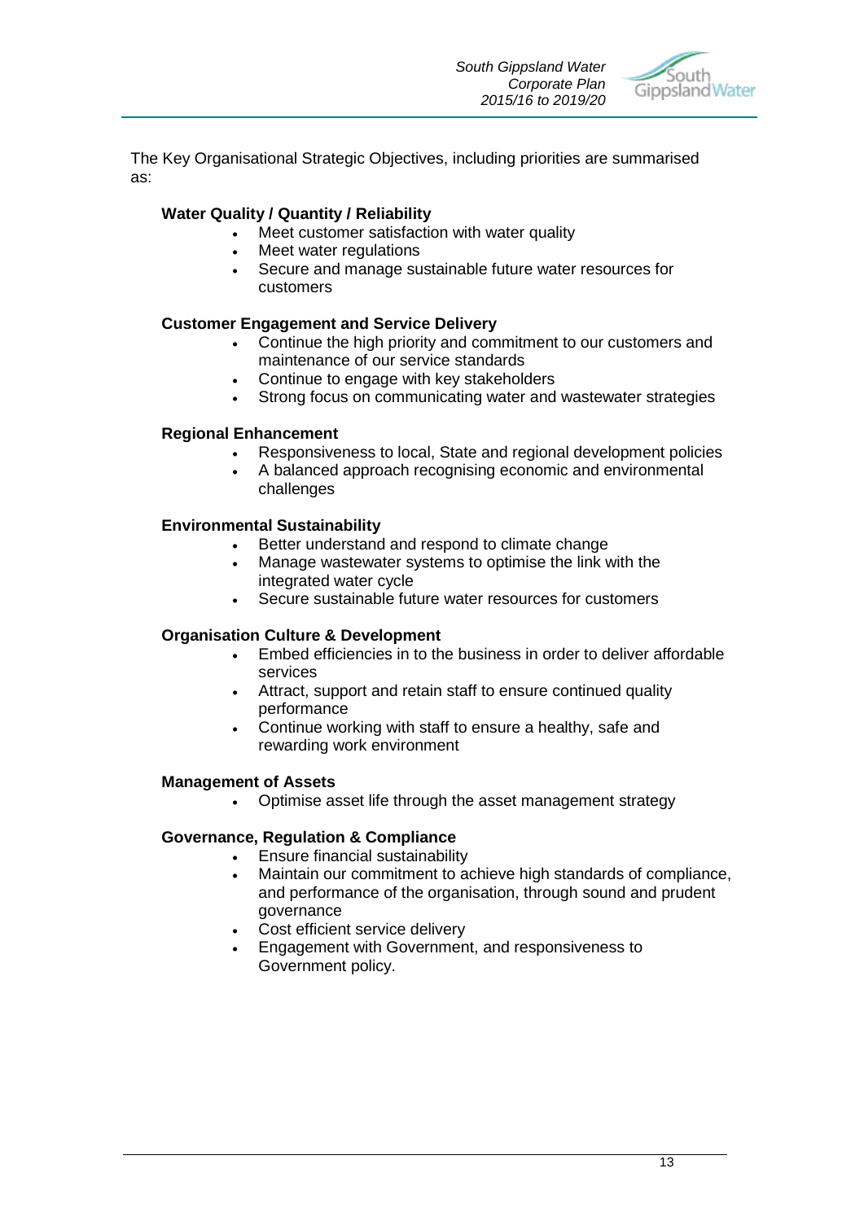The Key Organisational Strategic Objectives, including priorities are summarised as:

**Water Quality / Quantity / Reliability**

- Meet customer satisfaction with water quality
- Meet water regulations
- Secure and manage sustainable future water resources for customers

**Customer Engagement and Service Delivery**

- Continue the high priority and commitment to our customers and maintenance of our service standards
- Continue to engage with key stakeholders
- Strong focus on communicating water and wastewater strategies

**Regional Enhancement**

- Responsiveness to local, State and regional development policies
- A balanced approach recognising economic and environmental challenges

**Environmental Sustainability**

- Better understand and respond to climate change
- Manage wastewater systems to optimise the link with the integrated water cycle
- Secure sustainable future water resources for customers

**Organisation Culture & Development**

- Embed efficiencies in to the business in order to deliver affordable services
- Attract, support and retain staff to ensure continued quality performance
- Continue working with staff to ensure a healthy, safe and rewarding work environment

**Management of Assets**

- Optimise asset life through the asset management strategy

**Governance, Regulation & Compliance**

- Ensure financial sustainability
- Maintain our commitment to achieve high standards of compliance, and performance of the organisation, through sound and prudent governance
- Cost efficient service delivery
- Engagement with Government, and responsiveness to Government policy.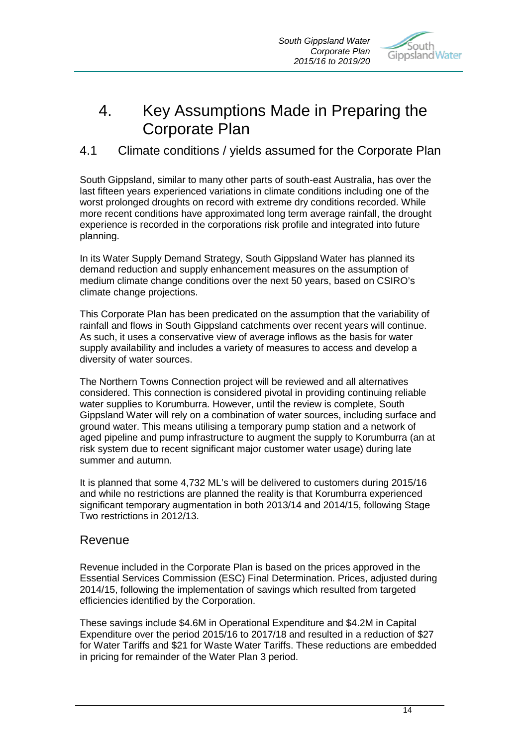# 4. Key Assumptions Made in Preparing the Corporate Plan

## 4.1 Climate conditions / yields assumed for the Corporate Plan

South Gippsland, similar to many other parts of south-east Australia, has over the last fifteen years experienced variations in climate conditions including one of the worst prolonged droughts on record with extreme dry conditions recorded. While more recent conditions have approximated long term average rainfall, the drought experience is recorded in the corporations risk profile and integrated into future planning.

In its Water Supply Demand Strategy, South Gippsland Water has planned its demand reduction and supply enhancement measures on the assumption of medium climate change conditions over the next 50 years, based on CSIRO's climate change projections.

This Corporate Plan has been predicated on the assumption that the variability of rainfall and flows in South Gippsland catchments over recent years will continue. As such, it uses a conservative view of average inflows as the basis for water supply availability and includes a variety of measures to access and develop a diversity of water sources.

The Northern Towns Connection project will be reviewed and all alternatives considered. This connection is considered pivotal in providing continuing reliable water supplies to Korumburra. However, until the review is complete, South Gippsland Water will rely on a combination of water sources, including surface and ground water. This means utilising a temporary pump station and a network of aged pipeline and pump infrastructure to augment the supply to Korumburra (an at risk system due to recent significant major customer water usage) during late summer and autumn.

It is planned that some 4,732 ML's will be delivered to customers during 2015/16 and while no restrictions are planned the reality is that Korumburra experienced significant temporary augmentation in both 2013/14 and 2014/15, following Stage Two restrictions in 2012/13.

## Revenue

Revenue included in the Corporate Plan is based on the prices approved in the Essential Services Commission (ESC) Final Determination. Prices, adjusted during 2014/15, following the implementation of savings which resulted from targeted efficiencies identified by the Corporation.

These savings include $4.6M in Operational Expenditure and $4.2M in Capital Expenditure over the period 2015/16 to 2017/18 and resulted in a reduction of $27 for Water Tariffs and $21 for Waste Water Tariffs. These reductions are embedded in pricing for remainder of the Water Plan 3 period.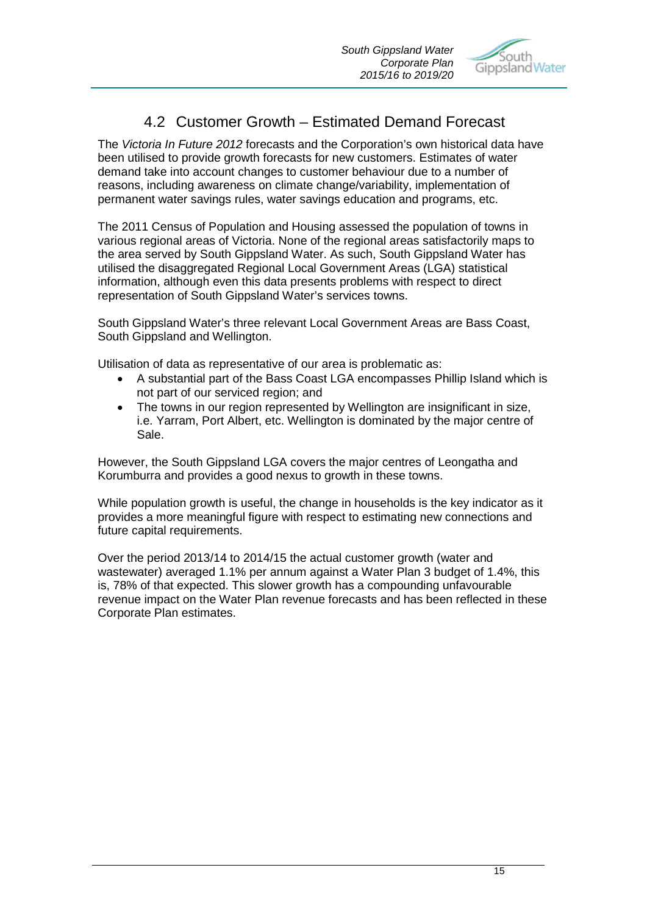## 4.2 Customer Growth – Estimated Demand Forecast

The *Victoria In Future 2012* forecasts and the Corporation's own historical data have been utilised to provide growth forecasts for new customers. Estimates of water demand take into account changes to customer behaviour due to a number of reasons, including awareness on climate change/variability, implementation of permanent water savings rules, water savings education and programs, etc.

The 2011 Census of Population and Housing assessed the population of towns in various regional areas of Victoria. None of the regional areas satisfactorily maps to the area served by South Gippsland Water. As such, South Gippsland Water has utilised the disaggregated Regional Local Government Areas (LGA) statistical information, although even this data presents problems with respect to direct representation of South Gippsland Water's services towns.

South Gippsland Water's three relevant Local Government Areas are Bass Coast, South Gippsland and Wellington.

Utilisation of data as representative of our area is problematic as:

- A substantial part of the Bass Coast LGA encompasses Phillip Island which is not part of our serviced region; and
- The towns in our region represented by Wellington are insignificant in size, i.e. Yarram, Port Albert, etc. Wellington is dominated by the major centre of Sale.

However, the South Gippsland LGA covers the major centres of Leongatha and Korumburra and provides a good nexus to growth in these towns.

While population growth is useful, the change in households is the key indicator as it provides a more meaningful figure with respect to estimating new connections and future capital requirements.

Over the period 2013/14 to 2014/15 the actual customer growth (water and wastewater) averaged 1.1% per annum against a Water Plan 3 budget of 1.4%, this is, 78% of that expected. This slower growth has a compounding unfavourable revenue impact on the Water Plan revenue forecasts and has been reflected in these Corporate Plan estimates.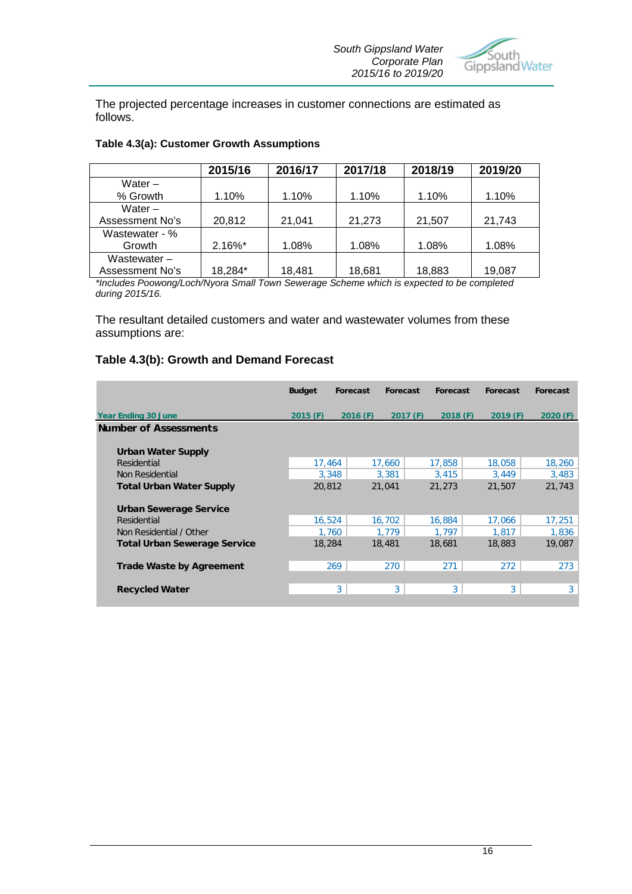The projected percentage increases in customer connections are estimated as follows.

**Table 4.3(a): Customer Growth Assumptions**

| | 2015/16 | 2016/17 | 2017/18 | 2018/19 | 2019/20 |
|---|---|---|---|---|---|
| Water – % Growth | 1.10% | 1.10% | 1.10% | 1.10% | 1.10% |
| Water – Assessment No's | 20,812 | 21,041 | 21,273 | 21,507 | 21,743 |
| Wastewater - % Growth | 2.16%* | 1.08% | 1.08% | 1.08% | 1.08% |
| Wastewater – Assessment No's | 18,284* | 18,481 | 18,681 | 18,883 | 19,087 |

*\*Includes Poowong/Loch/Nyora Small Town Sewerage Scheme which is expected to be completed during 2015/16.*

The resultant detailed customers and water and wastewater volumes from these assumptions are:

**Table 4.3(b): Growth and Demand Forecast**

| | Budget | Forecast | Forecast | Forecast | Forecast | Forecast |
|---|---|---|---|---|---|---|
| **Year Ending 30 June** | **2015 (F)** | **2016 (F)** | **2017 (F)** | **2018 (F)** | **2019 (F)** | **2020 (F)** |
| **Number of Assessments** | | | | | | |
| **Urban Water Supply** | | | | | | |
| Residential | | 17,464 | 17,660 | 17,858 | 18,058 | 18,260 |
| Non Residential | | 3,348 | 3,381 | 3,415 | 3,449 | 3,483 |
| **Total Urban Water Supply** | | 20,812 | 21,041 | 21,273 | 21,507 | 21,743 |
| **Urban Sewerage Service** | | | | | | |
| Residential | | 16,524 | 16,702 | 16,884 | 17,066 | 17,251 |
| Non Residential / Other | | 1,760 | 1,779 | 1,797 | 1,817 | 1,836 |
| **Total Urban Sewerage Service** | | 18,284 | 18,481 | 18,681 | 18,883 | 19,087 |
| **Trade Waste by Agreement** | | 269 | 270 | 271 | 272 | 273 |
| **Recycled Water** | | 3 | 3 | 3 | 3 | 3 |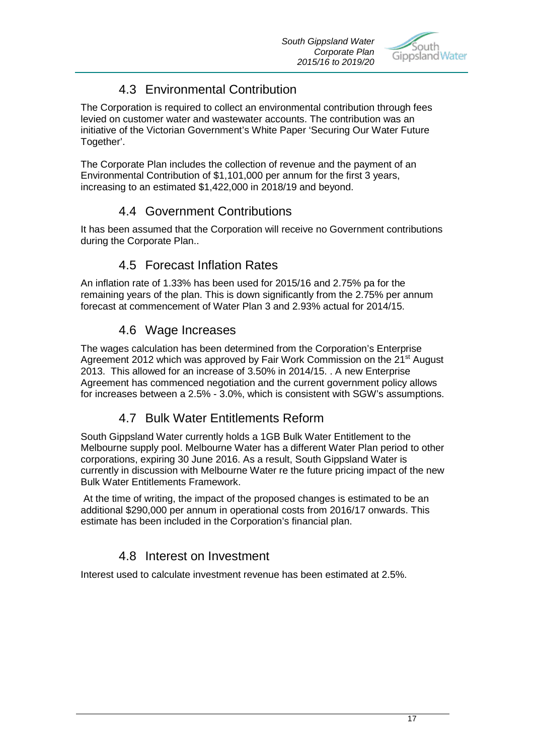## 4.3 Environmental Contribution

The Corporation is required to collect an environmental contribution through fees levied on customer water and wastewater accounts. The contribution was an initiative of the Victorian Government's White Paper 'Securing Our Water Future Together'.

The Corporate Plan includes the collection of revenue and the payment of an Environmental Contribution of $1,101,000 per annum for the first 3 years, increasing to an estimated $1,422,000 in 2018/19 and beyond.

## 4.4 Government Contributions

It has been assumed that the Corporation will receive no Government contributions during the Corporate Plan..

## 4.5 Forecast Inflation Rates

An inflation rate of 1.33% has been used for 2015/16 and 2.75% pa for the remaining years of the plan. This is down significantly from the 2.75% per annum forecast at commencement of Water Plan 3 and 2.93% actual for 2014/15.

## 4.6 Wage Increases

The wages calculation has been determined from the Corporation's Enterprise Agreement 2012 which was approved by Fair Work Commission on the 21st August 2013. This allowed for an increase of 3.50% in 2014/15. . A new Enterprise Agreement has commenced negotiation and the current government policy allows for increases between a 2.5% - 3.0%, which is consistent with SGW's assumptions.

## 4.7 Bulk Water Entitlements Reform

South Gippsland Water currently holds a 1GB Bulk Water Entitlement to the Melbourne supply pool. Melbourne Water has a different Water Plan period to other corporations, expiring 30 June 2016. As a result, South Gippsland Water is currently in discussion with Melbourne Water re the future pricing impact of the new Bulk Water Entitlements Framework.

At the time of writing, the impact of the proposed changes is estimated to be an additional $290,000 per annum in operational costs from 2016/17 onwards. This estimate has been included in the Corporation's financial plan.

## 4.8 Interest on Investment

Interest used to calculate investment revenue has been estimated at 2.5%.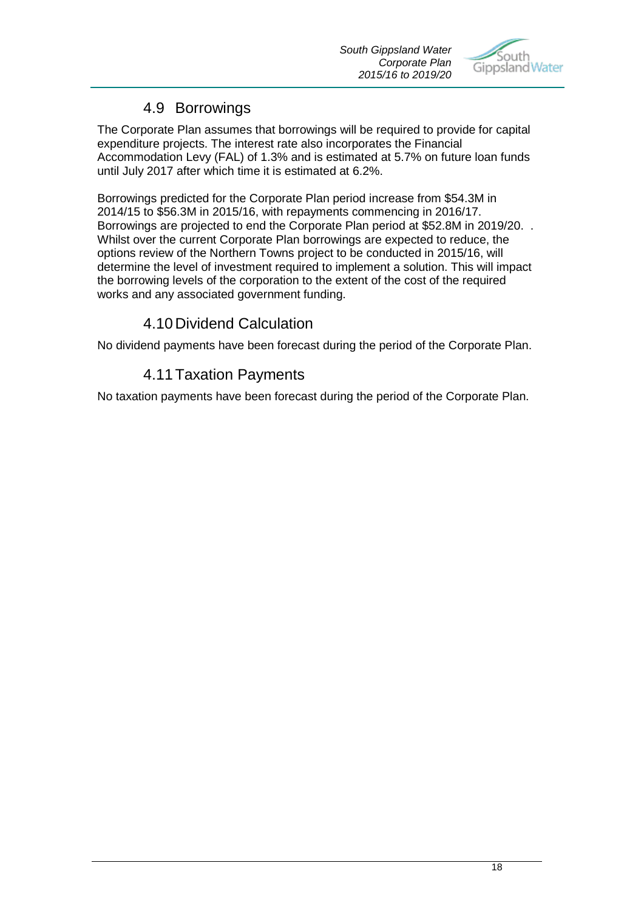## 4.9 Borrowings

The Corporate Plan assumes that borrowings will be required to provide for capital expenditure projects. The interest rate also incorporates the Financial Accommodation Levy (FAL) of 1.3% and is estimated at 5.7% on future loan funds until July 2017 after which time it is estimated at 6.2%.

Borrowings predicted for the Corporate Plan period increase from $54.3M in 2014/15 to $56.3M in 2015/16, with repayments commencing in 2016/17. Borrowings are projected to end the Corporate Plan period at $52.8M in 2019/20. . Whilst over the current Corporate Plan borrowings are expected to reduce, the options review of the Northern Towns project to be conducted in 2015/16, will determine the level of investment required to implement a solution. This will impact the borrowing levels of the corporation to the extent of the cost of the required works and any associated government funding.

## 4.10 Dividend Calculation

No dividend payments have been forecast during the period of the Corporate Plan.

## 4.11 Taxation Payments

No taxation payments have been forecast during the period of the Corporate Plan.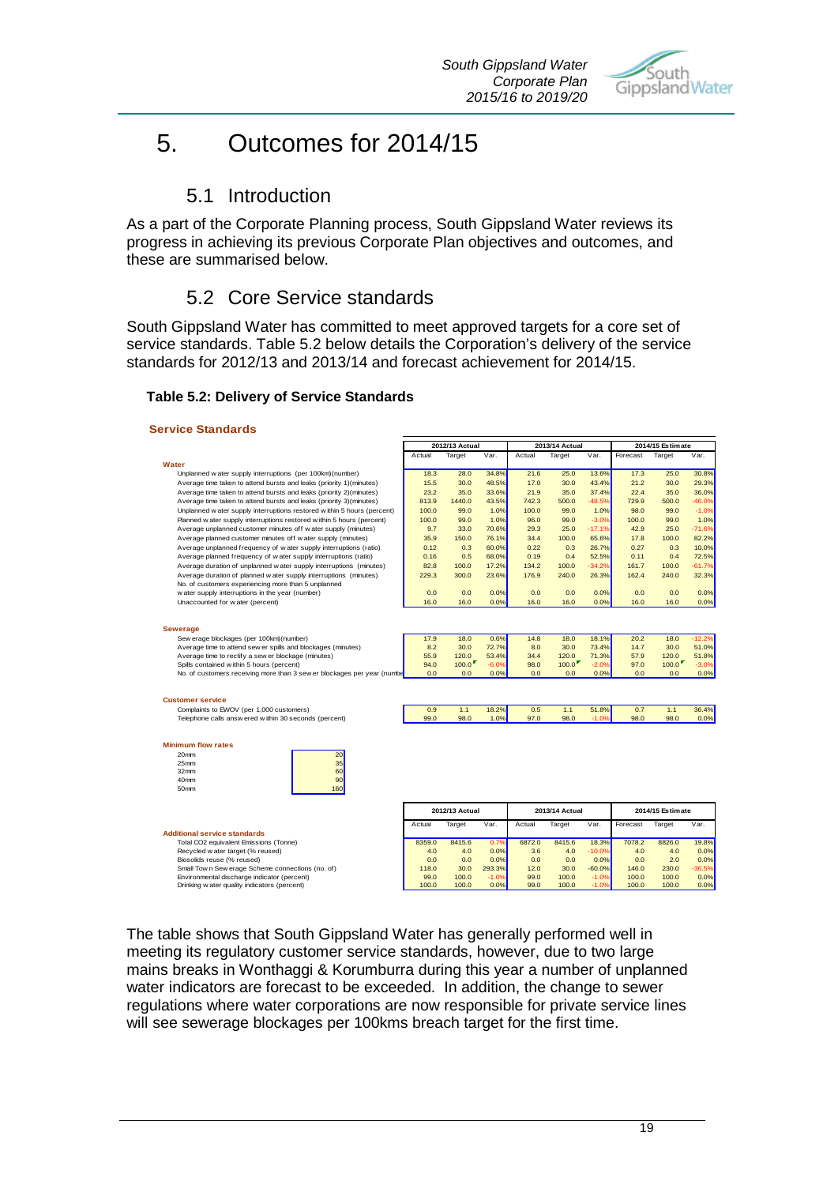# 5. Outcomes for 2014/15

## 5.1 Introduction

As a part of the Corporate Planning process, South Gippsland Water reviews its progress in achieving its previous Corporate Plan objectives and outcomes, and these are summarised below.

## 5.2 Core Service standards

South Gippsland Water has committed to meet approved targets for a core set of service standards. Table 5.2 below details the Corporation's delivery of the service standards for 2012/13 and 2013/14 and forecast achievement for 2014/15.

**Table 5.2: Delivery of Service Standards**

**Service Standards**

| | 2012/13 Actual | | | 2013/14 Actual | | | 2014/15 Estimate | | |
|---|---|---|---|---|---|---|---|---|---|
| | Actual | Target | Var. | Actual | Target | Var. | Forecast | Target | Var. |
| **Water** | | | | | | | | | |
| Unplanned water supply interruptions (per 100km)(number) | 18.3 | 28.0 | 34.8% | 21.6 | 25.0 | 13.6% | 17.3 | 25.0 | 30.8% |
| Average time taken to attend bursts and leaks (priority 1)(minutes) | 15.5 | 30.0 | 48.5% | 17.0 | 30.0 | 43.4% | 21.2 | 30.0 | 29.3% |
| Average time taken to attend bursts and leaks (priority 2)(minutes) | 23.2 | 35.0 | 33.6% | 21.9 | 35.0 | 37.4% | 22.4 | 35.0 | 36.0% |
| Average time taken to attend bursts and leaks (priority 3)(minutes) | 813.9 | 1440.0 | 43.5% | 742.3 | 500.0 | -48.5% | 729.9 | 500.0 | -46.0% |
| Unplanned water supply interruptions restored within 5 hours (percent) | 100.0 | 99.0 | 1.0% | 100.0 | 99.0 | 1.0% | 98.0 | 99.0 | -1.0% |
| Planned water supply interruptions restored within 5 hours (percent) | 100.0 | 99.0 | 1.0% | 96.0 | 99.0 | -3.0% | 100.0 | 99.0 | 1.0% |
| Average unplanned customer minutes off water supply (minutes) | 9.7 | 33.0 | 70.6% | 29.3 | 25.0 | -17.1% | 42.9 | 25.0 | -71.6% |
| Average planned customer minutes off water supply (minutes) | 35.9 | 150.0 | 76.1% | 34.4 | 100.0 | 65.6% | 17.8 | 100.0 | 82.2% |
| Average unplanned frequency of water supply interruptions (ratio) | 0.12 | 0.3 | 60.0% | 0.22 | 0.3 | 26.7% | 0.27 | 0.3 | 10.0% |
| Average planned frequency of water supply interruptions (ratio) | 0.16 | 0.5 | 68.0% | 0.19 | 0.4 | 52.5% | 0.11 | 0.4 | 72.5% |
| Average duration of unplanned water supply interruptions (minutes) | 82.8 | 100.0 | 17.2% | 134.2 | 100.0 | -34.2% | 161.7 | 100.0 | -61.7% |
| Average duration of planned water supply interruptions (minutes) | 229.3 | 300.0 | 23.6% | 176.9 | 240.0 | 26.3% | 162.4 | 240.0 | 32.3% |
| No. of customers experiencing more than 5 unplanned water supply interruptions in the year (number) | 0.0 | 0.0 | 0.0% | 0.0 | 0.0 | 0.0% | 0.0 | 0.0 | 0.0% |
| Unaccounted for water (percent) | 16.0 | 16.0 | 0.0% | 16.0 | 16.0 | 0.0% | 16.0 | 16.0 | 0.0% |
| **Sewerage** | | | | | | | | | |
| Sewerage blockages (per 100km)(number) | 17.9 | 18.0 | 0.6% | 14.8 | 18.0 | 18.1% | 20.2 | 18.0 | -12.2% |
| Average time to attend sewer spills and blockages (minutes) | 8.2 | 30.0 | 72.7% | 8.0 | 30.0 | 73.4% | 14.7 | 30.0 | 51.0% |
| Average time to rectify a sewer blockage (minutes) | 55.9 | 120.0 | 53.4% | 34.4 | 120.0 | 71.3% | 57.9 | 120.0 | 51.8% |
| Spills contained within 5 hours (percent) | 94.0 | 100.0 | -6.0% | 98.0 | 100.0 | -2.0% | 97.0 | 100.0 | -3.0% |
| No. of customers receiving more than 3 sewer blockages per year (numbe | 0.0 | 0.0 | 0.0% | 0.0 | 0.0 | 0.0% | 0.0 | 0.0 | 0.0% |
| **Customer service** | | | | | | | | | |
| Complaints to EWOV (per 1,000 customers) | 0.9 | 1.1 | 18.2% | 0.5 | 1.1 | 51.8% | 0.7 | 1.1 | 36.4% |
| Telephone calls answered within 30 seconds (percent) | 99.0 | 98.0 | 1.0% | 97.0 | 98.0 | -1.0% | 98.0 | 98.0 | 0.0% |

**Minimum flow rates**

| Size | Rate |
|---|---|
| 20mm | 20 |
| 25mm | 35 |
| 32mm | 60 |
| 40mm | 90 |
| 50mm | 160 |

| | 2012/13 Actual | | | 2013/14 Actual | | | 2014/15 Estimate | | |
|---|---|---|---|---|---|---|---|---|---|
| | Actual | Target | Var. | Actual | Target | Var. | Forecast | Target | Var. |
| **Additional service standards** | | | | | | | | | |
| Total CO2 equivalent Emissions (Tonne) | 8359.0 | 8415.6 | 0.7% | 6872.0 | 8415.6 | 18.3% | 7078.2 | 8826.0 | 19.8% |
| Recycled water target (% reused) | 4.0 | 4.0 | 0.0% | 3.6 | 4.0 | -10.0% | 4.0 | 4.0 | 0.0% |
| Biosolids reuse (% reused) | 0.0 | 0.0 | 0.0% | 0.0 | 0.0 | 0.0% | 0.0 | 2.0 | 0.0% |
| Small Town Sewerage Scheme connections (no. of) | 118.0 | 30.0 | 293.3% | 12.0 | 30.0 | -60.0% | 146.0 | 230.0 | -36.5% |
| Environmental discharge indicator (percent) | 99.0 | 100.0 | -1.0% | 99.0 | 100.0 | -1.0% | 100.0 | 100.0 | 0.0% |
| Drinking water quality indicators (percent) | 100.0 | 100.0 | 0.0% | 99.0 | 100.0 | -1.0% | 100.0 | 100.0 | 0.0% |

The table shows that South Gippsland Water has generally performed well in meeting its regulatory customer service standards, however, due to two large mains breaks in Wonthaggi & Korumburra during this year a number of unplanned water indicators are forecast to be exceeded. In addition, the change to sewer regulations where water corporations are now responsible for private service lines will see sewerage blockages per 100kms breach target for the first time.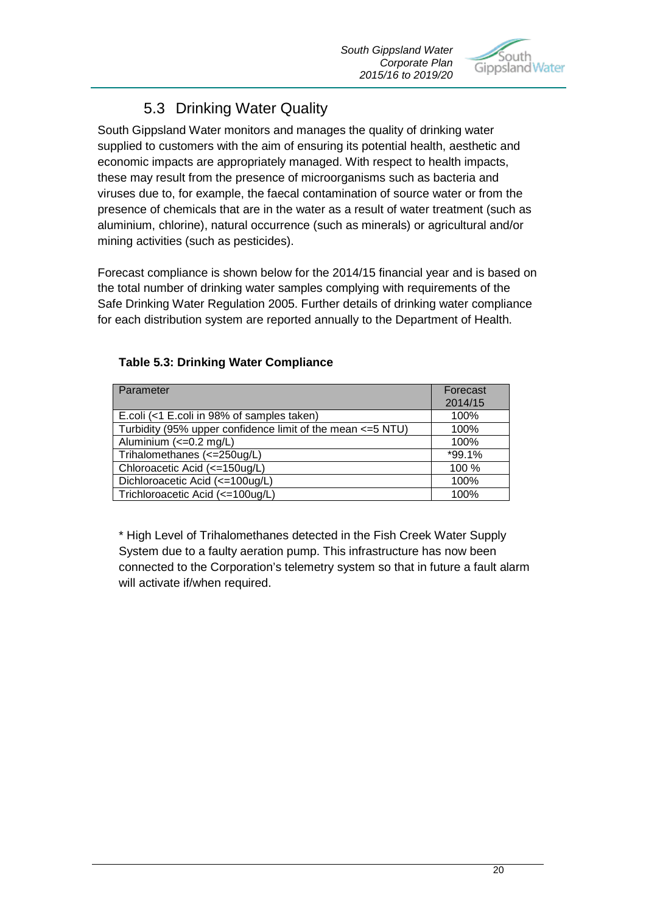## 5.3 Drinking Water Quality

South Gippsland Water monitors and manages the quality of drinking water supplied to customers with the aim of ensuring its potential health, aesthetic and economic impacts are appropriately managed. With respect to health impacts, these may result from the presence of microorganisms such as bacteria and viruses due to, for example, the faecal contamination of source water or from the presence of chemicals that are in the water as a result of water treatment (such as aluminium, chlorine), natural occurrence (such as minerals) or agricultural and/or mining activities (such as pesticides).

Forecast compliance is shown below for the 2014/15 financial year and is based on the total number of drinking water samples complying with requirements of the Safe Drinking Water Regulation 2005. Further details of drinking water compliance for each distribution system are reported annually to the Department of Health.

**Table 5.3: Drinking Water Compliance**

| Parameter | Forecast 2014/15 |
|---|---|
| E.coli (<1 E.coli in 98% of samples taken) | 100% |
| Turbidity (95% upper confidence limit of the mean <=5 NTU) | 100% |
| Aluminium (<=0.2 mg/L) | 100% |
| Trihalomethanes (<=250ug/L) | *99.1% |
| Chloroacetic Acid (<=150ug/L) | 100 % |
| Dichloroacetic Acid (<=100ug/L) | 100% |
| Trichloroacetic Acid (<=100ug/L) | 100% |

* High Level of Trihalomethanes detected in the Fish Creek Water Supply System due to a faulty aeration pump. This infrastructure has now been connected to the Corporation's telemetry system so that in future a fault alarm will activate if/when required.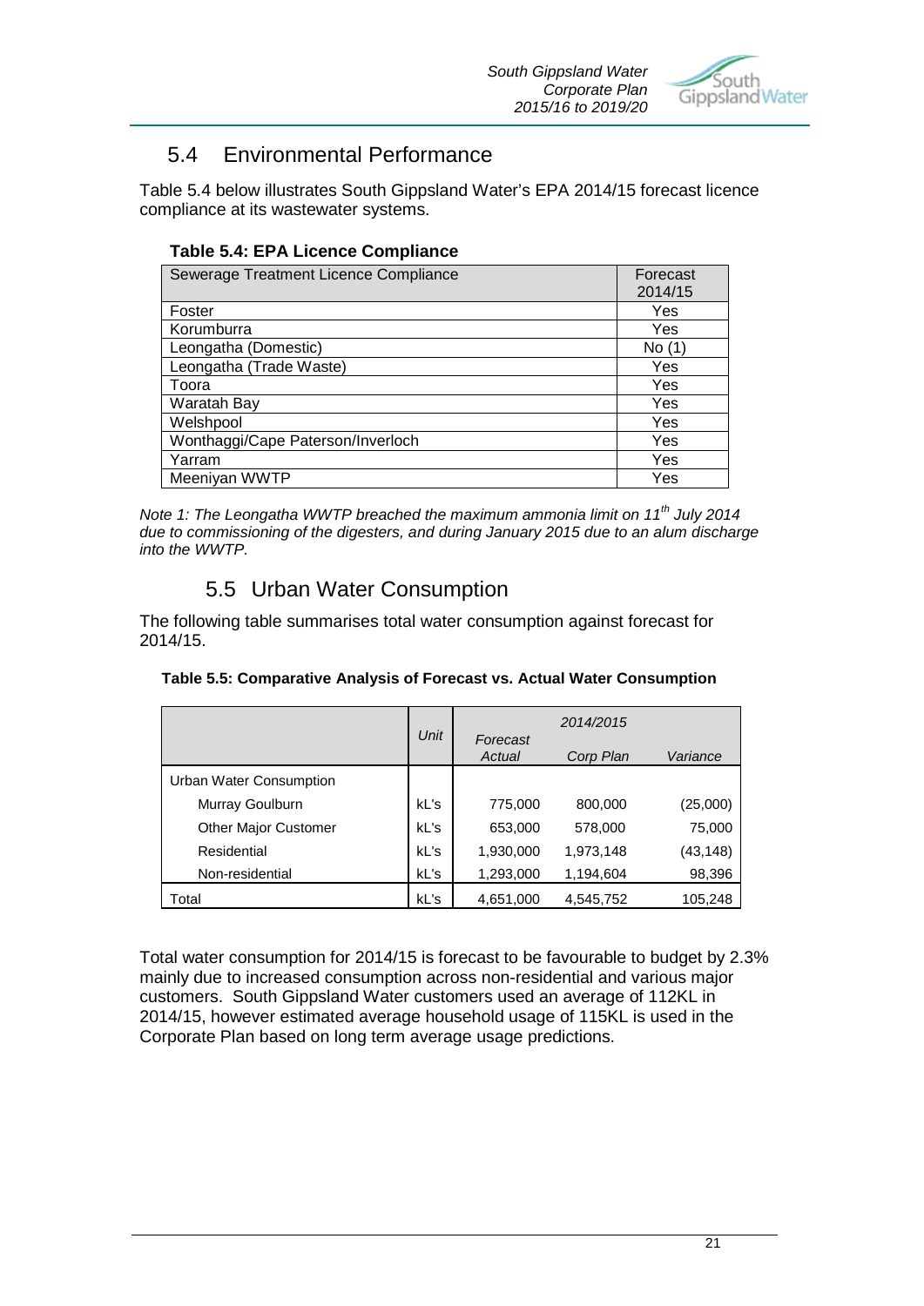## 5.4 Environmental Performance

Table 5.4 below illustrates South Gippsland Water's EPA 2014/15 forecast licence compliance at its wastewater systems.

**Table 5.4: EPA Licence Compliance**

| Sewerage Treatment Licence Compliance | Forecast 2014/15 |
|---|---|
| Foster | Yes |
| Korumburra | Yes |
| Leongatha (Domestic) | No (1) |
| Leongatha (Trade Waste) | Yes |
| Toora | Yes |
| Waratah Bay | Yes |
| Welshpool | Yes |
| Wonthaggi/Cape Paterson/Inverloch | Yes |
| Yarram | Yes |
| Meeniyan WWTP | Yes |

*Note 1: The Leongatha WWTP breached the maximum ammonia limit on 11th July 2014 due to commissioning of the digesters, and during January 2015 due to an alum discharge into the WWTP.*

## 5.5 Urban Water Consumption

The following table summarises total water consumption against forecast for 2014/15.

**Table 5.5: Comparative Analysis of Forecast vs. Actual Water Consumption**

| | *Unit* | *2014/2015* | | |
|---|---|---|---|---|
| | | *Forecast Actual* | *Corp Plan* | *Variance* |
| Urban Water Consumption | | | | |
| Murray Goulburn | kL's | 775,000 | 800,000 | (25,000) |
| Other Major Customer | kL's | 653,000 | 578,000 | 75,000 |
| Residential | kL's | 1,930,000 | 1,973,148 | (43,148) |
| Non-residential | kL's | 1,293,000 | 1,194,604 | 98,396 |
| Total | kL's | 4,651,000 | 4,545,752 | 105,248 |

Total water consumption for 2014/15 is forecast to be favourable to budget by 2.3% mainly due to increased consumption across non-residential and various major customers. South Gippsland Water customers used an average of 112KL in 2014/15, however estimated average household usage of 115KL is used in the Corporate Plan based on long term average usage predictions.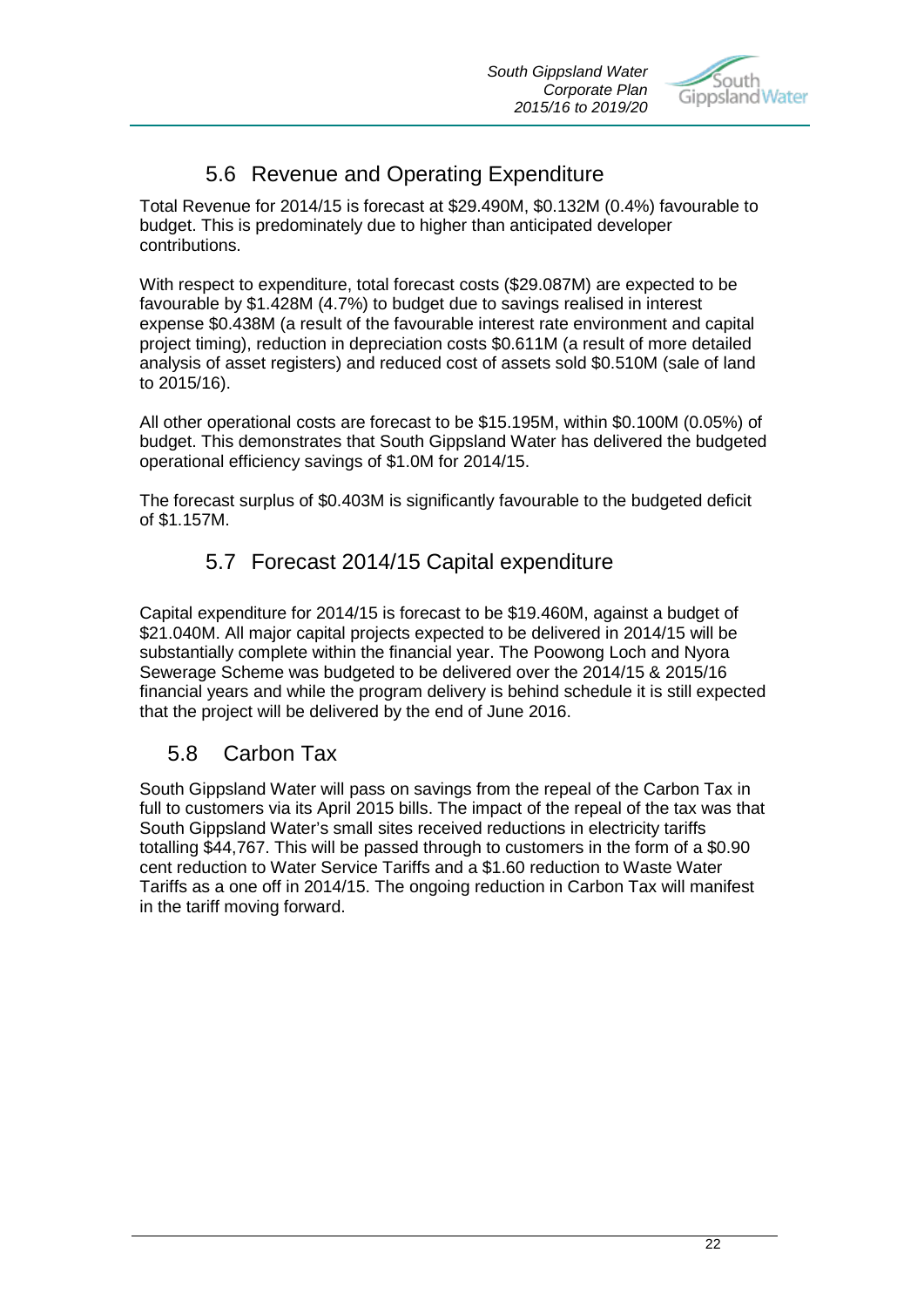## 5.6 Revenue and Operating Expenditure

Total Revenue for 2014/15 is forecast at $29.490M, $0.132M (0.4%) favourable to budget. This is predominately due to higher than anticipated developer contributions.

With respect to expenditure, total forecast costs ($29.087M) are expected to be favourable by $1.428M (4.7%) to budget due to savings realised in interest expense $0.438M (a result of the favourable interest rate environment and capital project timing), reduction in depreciation costs $0.611M (a result of more detailed analysis of asset registers) and reduced cost of assets sold $0.510M (sale of land to 2015/16).

All other operational costs are forecast to be $15.195M, within $0.100M (0.05%) of budget. This demonstrates that South Gippsland Water has delivered the budgeted operational efficiency savings of $1.0M for 2014/15.

The forecast surplus of $0.403M is significantly favourable to the budgeted deficit of $1.157M.

## 5.7 Forecast 2014/15 Capital expenditure

Capital expenditure for 2014/15 is forecast to be $19.460M, against a budget of $21.040M. All major capital projects expected to be delivered in 2014/15 will be substantially complete within the financial year. The Poowong Loch and Nyora Sewerage Scheme was budgeted to be delivered over the 2014/15 & 2015/16 financial years and while the program delivery is behind schedule it is still expected that the project will be delivered by the end of June 2016.

## 5.8 Carbon Tax

South Gippsland Water will pass on savings from the repeal of the Carbon Tax in full to customers via its April 2015 bills. The impact of the repeal of the tax was that South Gippsland Water's small sites received reductions in electricity tariffs totalling $44,767. This will be passed through to customers in the form of a $0.90 cent reduction to Water Service Tariffs and a $1.60 reduction to Waste Water Tariffs as a one off in 2014/15. The ongoing reduction in Carbon Tax will manifest in the tariff moving forward.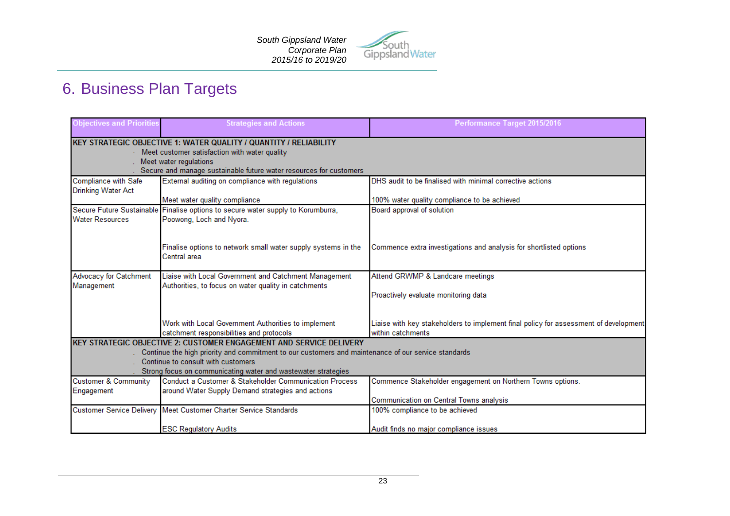# 6. Business Plan Targets

| Objectives and Priorities | Strategies and Actions | Performance Target 2015/2016 |
|---|---|---|
| **KEY STRATEGIC OBJECTIVE 1: WATER QUALITY / QUANTITY / RELIABILITY**<br>· Meet customer satisfaction with water quality<br>. Meet water regulations<br>. Secure and manage sustainable future water resources for customers | | |
| Compliance with Safe Drinking Water Act | External auditing on compliance with regulations<br><br>Meet water quality compliance | DHS audit to be finalised with minimal corrective actions<br><br>100% water quality compliance to be achieved |
| Secure Future Sustainable Water Resources | Finalise options to secure water supply to Korumburra, Poowong, Loch and Nyora.<br><br>Finalise options to network small water supply systems in the Central area | Board approval of solution<br><br>Commence extra investigations and analysis for shortlisted options |
| Advocacy for Catchment Management | Liaise with Local Government and Catchment Management Authorities, to focus on water quality in catchments<br><br>Work with Local Government Authorities to implement catchment responsibilities and protocols | Attend GRWMP & Landcare meetings<br><br>Proactively evaluate monitoring data<br><br>Liaise with key stakeholders to implement final policy for assessment of development within catchments |
| **KEY STRATEGIC OBJECTIVE 2: CUSTOMER ENGAGEMENT AND SERVICE DELIVERY**<br>. Continue the high priority and commitment to our customers and maintenance of our service standards<br>. Continue to consult with customers<br>. Strong focus on communicating water and wastewater strategies | | |
| Customer & Community Engagement | Conduct a Customer & Stakeholder Communication Process around Water Supply Demand strategies and actions | Commence Stakeholder engagement on Northern Towns options.<br><br>Communication on Central Towns analysis |
| Customer Service Delivery | Meet Customer Charter Service Standards<br><br>ESC Regulatory Audits | 100% compliance to be achieved<br><br>Audit finds no major compliance issues |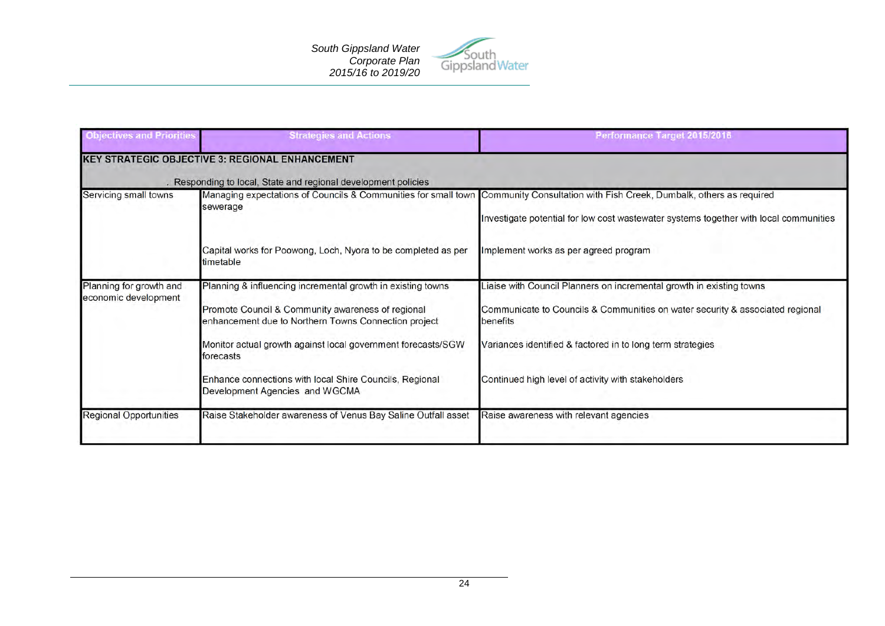| Objectives and Priorities | Strategies and Actions | Performance Target 2015/2016 |
| --- | --- | --- |
| **KEY STRATEGIC OBJECTIVE 3: REGIONAL ENHANCEMENT**<br><br>. Responding to local, State and regional development policies | | |
| Servicing small towns | Managing expectations of Councils & Communities for small town sewerage | Community Consultation with Fish Creek, Dumbalk, others as required<br><br>Investigate potential for low cost wastewater systems together with local communities |
| | Capital works for Poowong, Loch, Nyora to be completed as per timetable | Implement works as per agreed program |
| Planning for growth and economic development | Planning & influencing incremental growth in existing towns | Liaise with Council Planners on incremental growth in existing towns |
| | Promote Council & Community awareness of regional enhancement due to Northern Towns Connection project | Communicate to Councils & Communities on water security & associated regional benefits |
| | Monitor actual growth against local government forecasts/SGW forecasts | Variances identified & factored in to long term strategies |
| | Enhance connections with local Shire Councils, Regional Development Agencies and WGCMA | Continued high level of activity with stakeholders |
| Regional Opportunities | Raise Stakeholder awareness of Venus Bay Saline Outfall asset | Raise awareness with relevant agencies |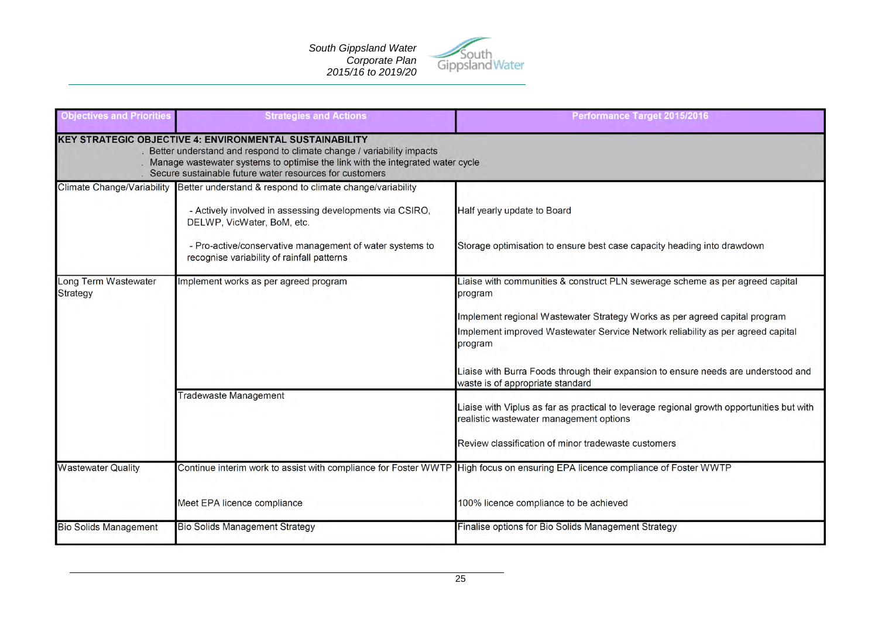| Objectives and Priorities | Strategies and Actions | Performance Target 2015/2016 |
|---|---|---|
| **KEY STRATEGIC OBJECTIVE 4: ENVIRONMENTAL SUSTAINABILITY**<br>. Better understand and respond to climate change / variability impacts<br>. Manage wastewater systems to optimise the link with the integrated water cycle<br>. Secure sustainable future water resources for customers | | |
| Climate Change/Variability | Better understand & respond to climate change/variability | |
| | - Actively involved in assessing developments via CSIRO, DELWP, VicWater, BoM, etc. | Half yearly update to Board |
| | - Pro-active/conservative management of water systems to recognise variability of rainfall patterns | Storage optimisation to ensure best case capacity heading into drawdown |
| Long Term Wastewater Strategy | Implement works as per agreed program | Liaise with communities & construct PLN sewerage scheme as per agreed capital program |
| | | Implement regional Wastewater Strategy Works as per agreed capital program |
| | | Implement improved Wastewater Service Network reliability as per agreed capital program |
| | | Liaise with Burra Foods through their expansion to ensure needs are understood and waste is of appropriate standard |
| | Tradewaste Management | Liaise with Viplus as far as practical to leverage regional growth opportunities but with realistic wastewater management options |
| | | Review classification of minor tradewaste customers |
| Wastewater Quality | Continue interim work to assist with compliance for Foster WWTP | High focus on ensuring EPA licence compliance of Foster WWTP |
| | Meet EPA licence compliance | 100% licence compliance to be achieved |
| Bio Solids Management | Bio Solids Management Strategy | Finalise options for Bio Solids Management Strategy |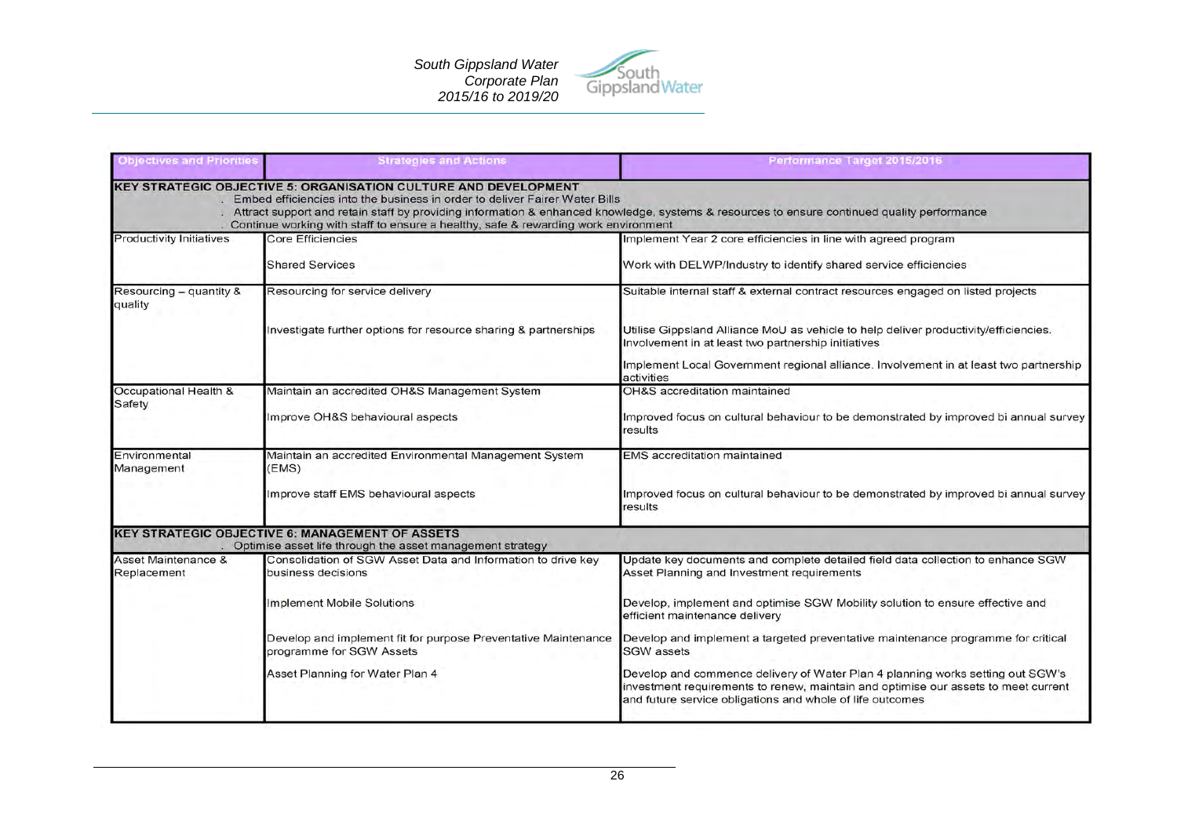| Objectives and Priorities | Strategies and Actions | Performance Target 2015/2016 |
|---|---|---|
| **KEY STRATEGIC OBJECTIVE 5: ORGANISATION CULTURE AND DEVELOPMENT**<br>. Embed efficiencies into the business in order to deliver Fairer Water Bills<br>. Attract support and retain staff by providing information & enhanced knowledge, systems & resources to ensure continued quality performance<br>. Continue working with staff to ensure a healthy, safe & rewarding work environment | | |
| Productivity Initiatives | Core Efficiencies | Implement Year 2 core efficiencies in line with agreed program |
| | Shared Services | Work with DELWP/Industry to identify shared service efficiencies |
| Resourcing – quantity & quality | Resourcing for service delivery | Suitable internal staff & external contract resources engaged on listed projects |
| | Investigate further options for resource sharing & partnerships | Utilise Gippsland Alliance MoU as vehicle to help deliver productivity/efficiencies. Involvement in at least two partnership initiatives |
| | | Implement Local Government regional alliance. Involvement in at least two partnership activities |
| Occupational Health & Safety | Maintain an accredited OH&S Management System | OH&S accreditation maintained |
| | Improve OH&S behavioural aspects | Improved focus on cultural behaviour to be demonstrated by improved bi annual survey results |
| Environmental Management | Maintain an accredited Environmental Management System (EMS) | EMS accreditation maintained |
| | Improve staff EMS behavioural aspects | Improved focus on cultural behaviour to be demonstrated by improved bi annual survey results |
| **KEY STRATEGIC OBJECTIVE 6: MANAGEMENT OF ASSETS**<br>. Optimise asset life through the asset management strategy | | |
| Asset Maintenance & Replacement | Consolidation of SGW Asset Data and Information to drive key business decisions | Update key documents and complete detailed field data collection to enhance SGW Asset Planning and Investment requirements |
| | Implement Mobile Solutions | Develop, implement and optimise SGW Mobility solution to ensure effective and efficient maintenance delivery |
| | Develop and implement fit for purpose Preventative Maintenance programme for SGW Assets | Develop and implement a targeted preventative maintenance programme for critical SGW assets |
| | Asset Planning for Water Plan 4 | Develop and commence delivery of Water Plan 4 planning works setting out SGW's investment requirements to renew, maintain and optimise our assets to meet current and future service obligations and whole of life outcomes |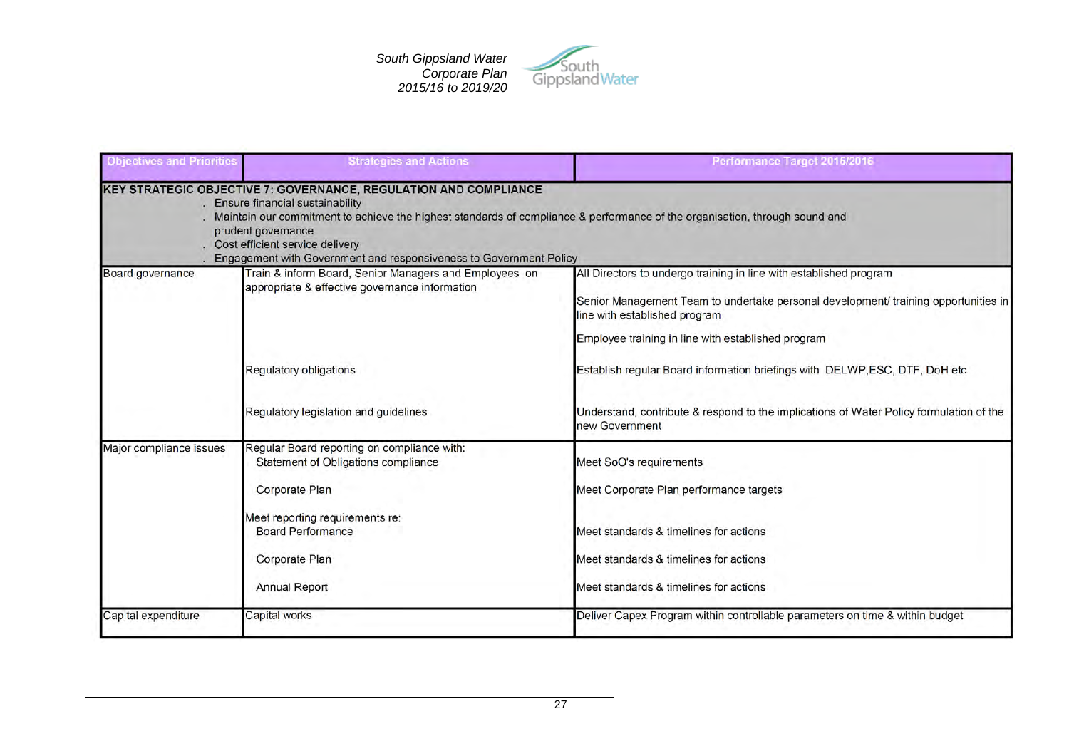| Objectives and Priorities | Strategies and Actions | Performance Target 2015/2016 |
|---|---|---|
| **KEY STRATEGIC OBJECTIVE 7: GOVERNANCE, REGULATION AND COMPLIANCE**<br>. Ensure financial sustainability<br>. Maintain our commitment to achieve the highest standards of compliance & performance of the organisation, through sound and prudent governance<br>. Cost efficient service delivery<br>. Engagement with Government and responsiveness to Government Policy | | |
| Board governance | Train & inform Board, Senior Managers and Employees on appropriate & effective governance information | All Directors to undergo training in line with established program |
| | | Senior Management Team to undertake personal development/ training opportunities in line with established program |
| | | Employee training in line with established program |
| | Regulatory obligations | Establish regular Board information briefings with DELWP,ESC, DTF, DoH etc |
| | Regulatory legislation and guidelines | Understand, contribute & respond to the implications of Water Policy formulation of the new Government |
| Major compliance issues | Regular Board reporting on compliance with:<br>Statement of Obligations compliance | Meet SoO's requirements |
| | Corporate Plan | Meet Corporate Plan performance targets |
| | Meet reporting requirements re:<br>Board Performance | Meet standards & timelines for actions |
| | Corporate Plan | Meet standards & timelines for actions |
| | Annual Report | Meet standards & timelines for actions |
| Capital expenditure | Capital works | Deliver Capex Program within controllable parameters on time & within budget |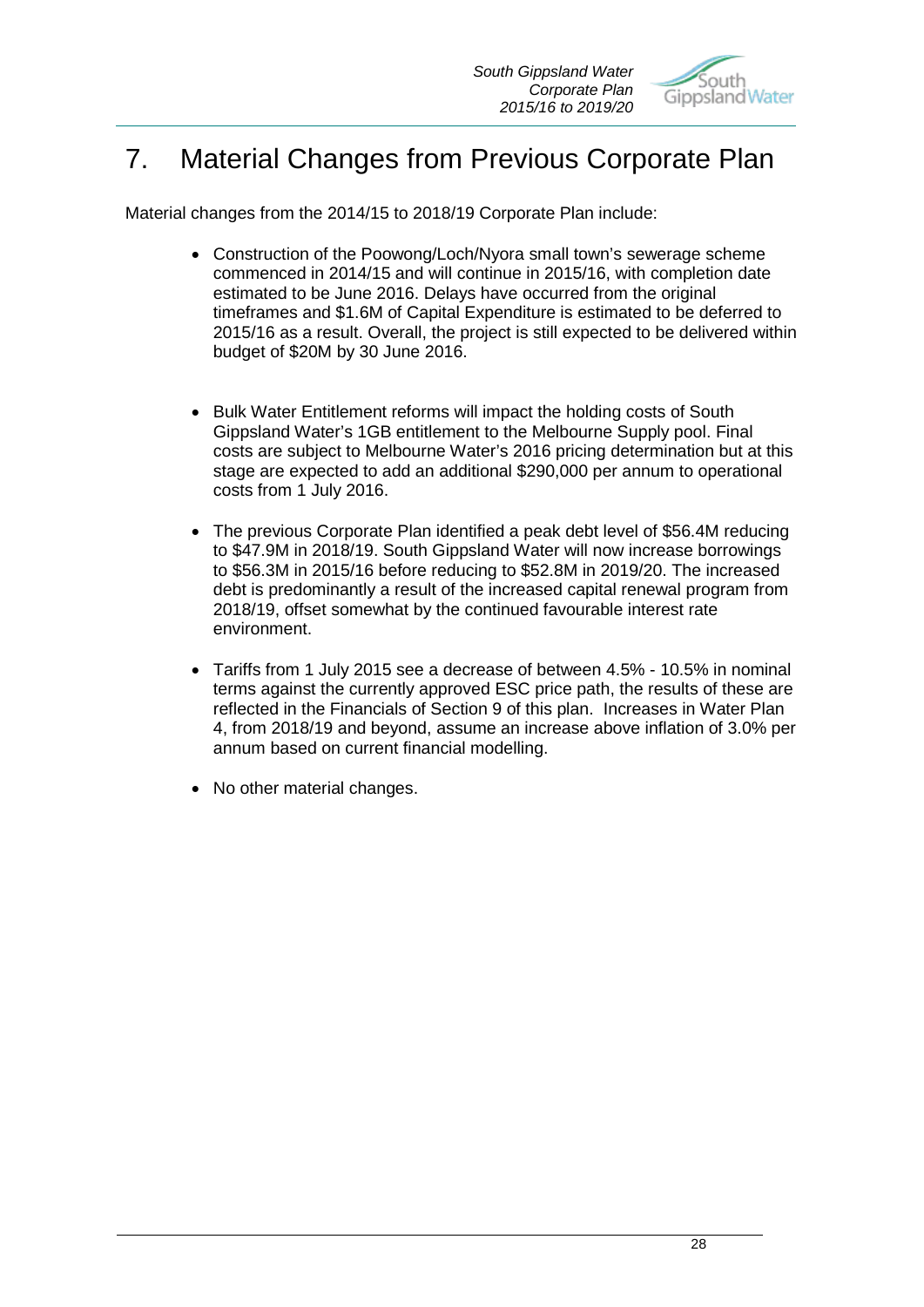# 7. Material Changes from Previous Corporate Plan

Material changes from the 2014/15 to 2018/19 Corporate Plan include:

- Construction of the Poowong/Loch/Nyora small town's sewerage scheme commenced in 2014/15 and will continue in 2015/16, with completion date estimated to be June 2016. Delays have occurred from the original timeframes and $1.6M of Capital Expenditure is estimated to be deferred to 2015/16 as a result. Overall, the project is still expected to be delivered within budget of $20M by 30 June 2016.

- Bulk Water Entitlement reforms will impact the holding costs of South Gippsland Water's 1GB entitlement to the Melbourne Supply pool. Final costs are subject to Melbourne Water's 2016 pricing determination but at this stage are expected to add an additional $290,000 per annum to operational costs from 1 July 2016.

- The previous Corporate Plan identified a peak debt level of $56.4M reducing to $47.9M in 2018/19. South Gippsland Water will now increase borrowings to $56.3M in 2015/16 before reducing to $52.8M in 2019/20. The increased debt is predominantly a result of the increased capital renewal program from 2018/19, offset somewhat by the continued favourable interest rate environment.

- Tariffs from 1 July 2015 see a decrease of between 4.5% - 10.5% in nominal terms against the currently approved ESC price path, the results of these are reflected in the Financials of Section 9 of this plan. Increases in Water Plan 4, from 2018/19 and beyond, assume an increase above inflation of 3.0% per annum based on current financial modelling.

- No other material changes.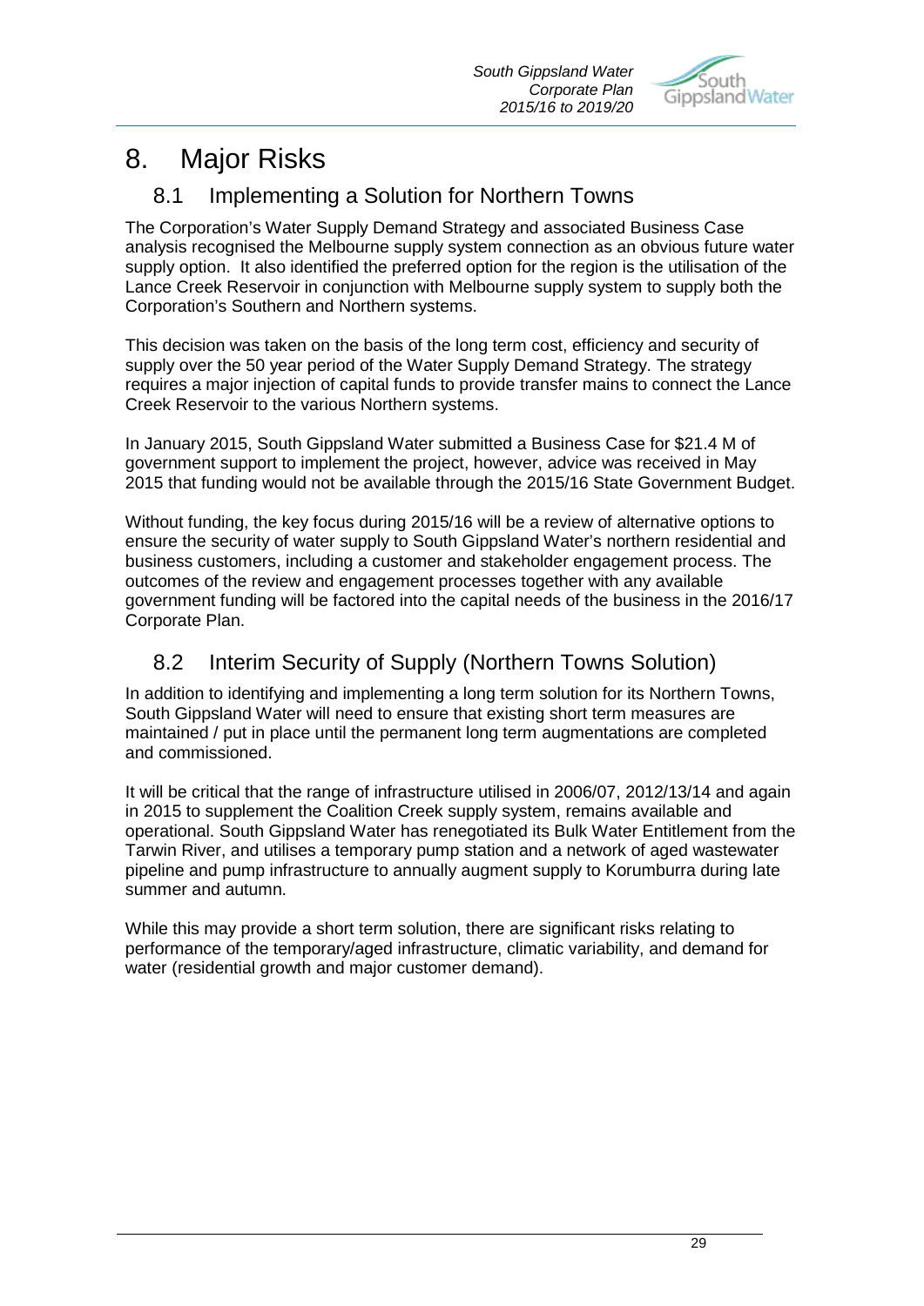# 8. Major Risks

## 8.1 Implementing a Solution for Northern Towns

The Corporation's Water Supply Demand Strategy and associated Business Case analysis recognised the Melbourne supply system connection as an obvious future water supply option. It also identified the preferred option for the region is the utilisation of the Lance Creek Reservoir in conjunction with Melbourne supply system to supply both the Corporation's Southern and Northern systems.

This decision was taken on the basis of the long term cost, efficiency and security of supply over the 50 year period of the Water Supply Demand Strategy. The strategy requires a major injection of capital funds to provide transfer mains to connect the Lance Creek Reservoir to the various Northern systems.

In January 2015, South Gippsland Water submitted a Business Case for $21.4 M of government support to implement the project, however, advice was received in May 2015 that funding would not be available through the 2015/16 State Government Budget.

Without funding, the key focus during 2015/16 will be a review of alternative options to ensure the security of water supply to South Gippsland Water's northern residential and business customers, including a customer and stakeholder engagement process. The outcomes of the review and engagement processes together with any available government funding will be factored into the capital needs of the business in the 2016/17 Corporate Plan.

## 8.2 Interim Security of Supply (Northern Towns Solution)

In addition to identifying and implementing a long term solution for its Northern Towns, South Gippsland Water will need to ensure that existing short term measures are maintained / put in place until the permanent long term augmentations are completed and commissioned.

It will be critical that the range of infrastructure utilised in 2006/07, 2012/13/14 and again in 2015 to supplement the Coalition Creek supply system, remains available and operational. South Gippsland Water has renegotiated its Bulk Water Entitlement from the Tarwin River, and utilises a temporary pump station and a network of aged wastewater pipeline and pump infrastructure to annually augment supply to Korumburra during late summer and autumn.

While this may provide a short term solution, there are significant risks relating to performance of the temporary/aged infrastructure, climatic variability, and demand for water (residential growth and major customer demand).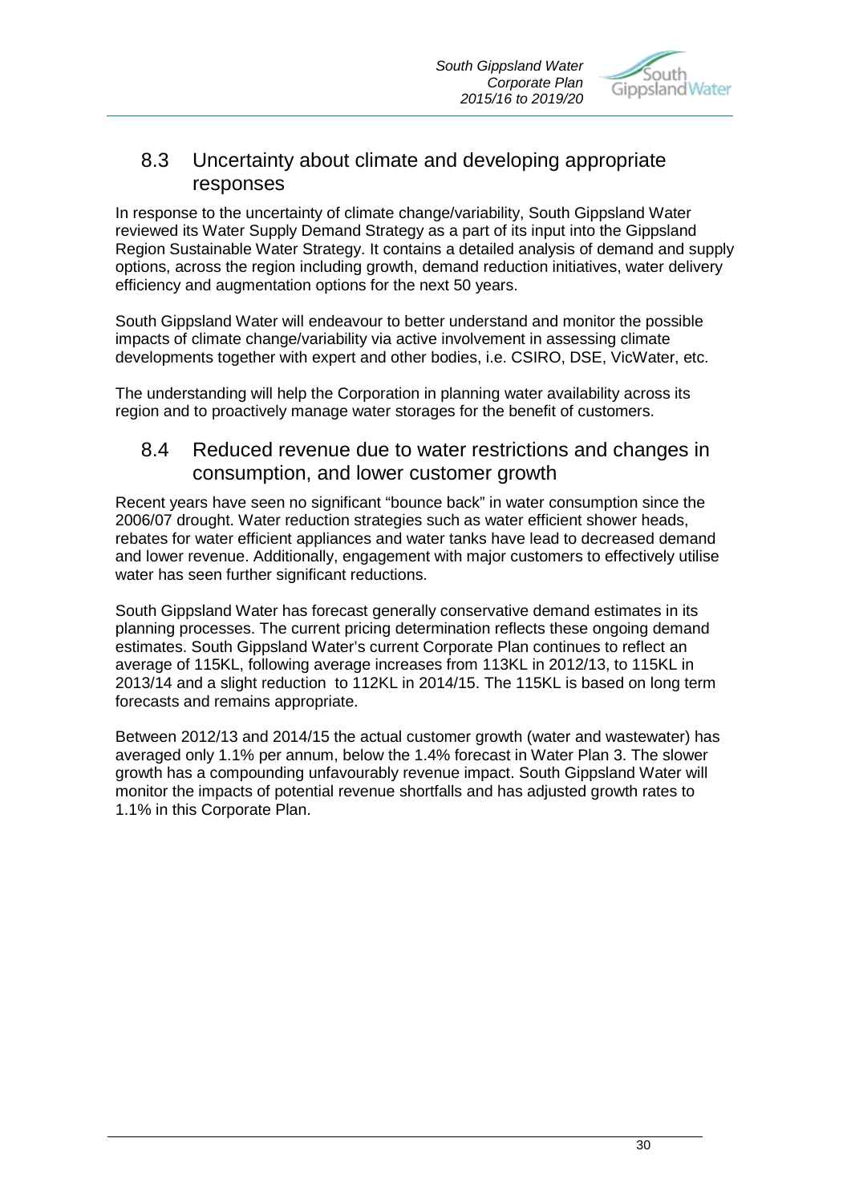## 8.3 Uncertainty about climate and developing appropriate responses

In response to the uncertainty of climate change/variability, South Gippsland Water reviewed its Water Supply Demand Strategy as a part of its input into the Gippsland Region Sustainable Water Strategy. It contains a detailed analysis of demand and supply options, across the region including growth, demand reduction initiatives, water delivery efficiency and augmentation options for the next 50 years.

South Gippsland Water will endeavour to better understand and monitor the possible impacts of climate change/variability via active involvement in assessing climate developments together with expert and other bodies, i.e. CSIRO, DSE, VicWater, etc.

The understanding will help the Corporation in planning water availability across its region and to proactively manage water storages for the benefit of customers.

## 8.4 Reduced revenue due to water restrictions and changes in consumption, and lower customer growth

Recent years have seen no significant "bounce back" in water consumption since the 2006/07 drought. Water reduction strategies such as water efficient shower heads, rebates for water efficient appliances and water tanks have lead to decreased demand and lower revenue. Additionally, engagement with major customers to effectively utilise water has seen further significant reductions.

South Gippsland Water has forecast generally conservative demand estimates in its planning processes. The current pricing determination reflects these ongoing demand estimates. South Gippsland Water's current Corporate Plan continues to reflect an average of 115KL, following average increases from 113KL in 2012/13, to 115KL in 2013/14 and a slight reduction to 112KL in 2014/15. The 115KL is based on long term forecasts and remains appropriate.

Between 2012/13 and 2014/15 the actual customer growth (water and wastewater) has averaged only 1.1% per annum, below the 1.4% forecast in Water Plan 3. The slower growth has a compounding unfavourably revenue impact. South Gippsland Water will monitor the impacts of potential revenue shortfalls and has adjusted growth rates to 1.1% in this Corporate Plan.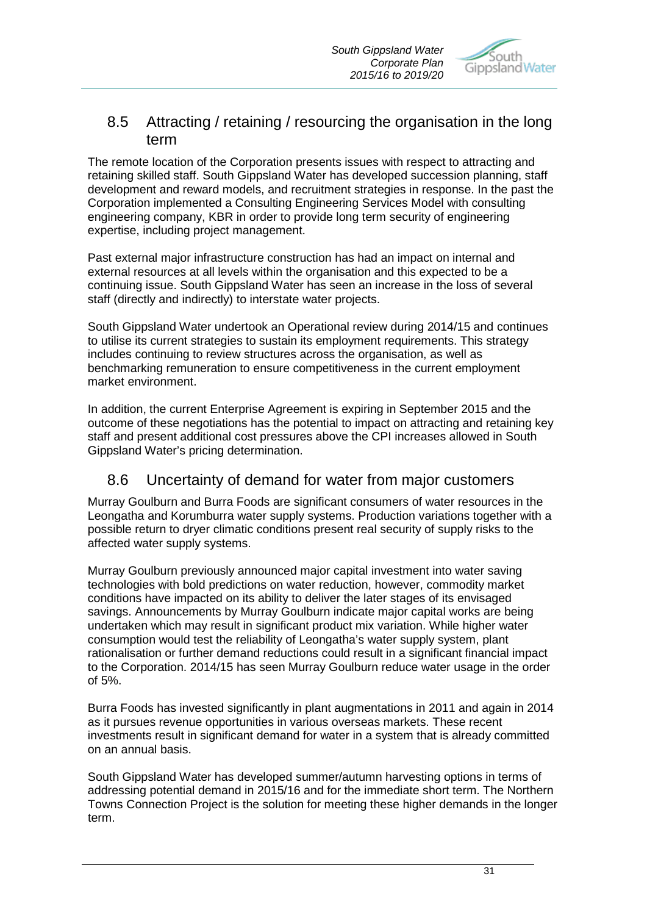## 8.5 Attracting / retaining / resourcing the organisation in the long term

The remote location of the Corporation presents issues with respect to attracting and retaining skilled staff. South Gippsland Water has developed succession planning, staff development and reward models, and recruitment strategies in response. In the past the Corporation implemented a Consulting Engineering Services Model with consulting engineering company, KBR in order to provide long term security of engineering expertise, including project management.

Past external major infrastructure construction has had an impact on internal and external resources at all levels within the organisation and this expected to be a continuing issue. South Gippsland Water has seen an increase in the loss of several staff (directly and indirectly) to interstate water projects.

South Gippsland Water undertook an Operational review during 2014/15 and continues to utilise its current strategies to sustain its employment requirements. This strategy includes continuing to review structures across the organisation, as well as benchmarking remuneration to ensure competitiveness in the current employment market environment.

In addition, the current Enterprise Agreement is expiring in September 2015 and the outcome of these negotiations has the potential to impact on attracting and retaining key staff and present additional cost pressures above the CPI increases allowed in South Gippsland Water's pricing determination.

## 8.6 Uncertainty of demand for water from major customers

Murray Goulburn and Burra Foods are significant consumers of water resources in the Leongatha and Korumburra water supply systems. Production variations together with a possible return to dryer climatic conditions present real security of supply risks to the affected water supply systems.

Murray Goulburn previously announced major capital investment into water saving technologies with bold predictions on water reduction, however, commodity market conditions have impacted on its ability to deliver the later stages of its envisaged savings. Announcements by Murray Goulburn indicate major capital works are being undertaken which may result in significant product mix variation. While higher water consumption would test the reliability of Leongatha's water supply system, plant rationalisation or further demand reductions could result in a significant financial impact to the Corporation. 2014/15 has seen Murray Goulburn reduce water usage in the order of 5%.

Burra Foods has invested significantly in plant augmentations in 2011 and again in 2014 as it pursues revenue opportunities in various overseas markets. These recent investments result in significant demand for water in a system that is already committed on an annual basis.

South Gippsland Water has developed summer/autumn harvesting options in terms of addressing potential demand in 2015/16 and for the immediate short term. The Northern Towns Connection Project is the solution for meeting these higher demands in the longer term.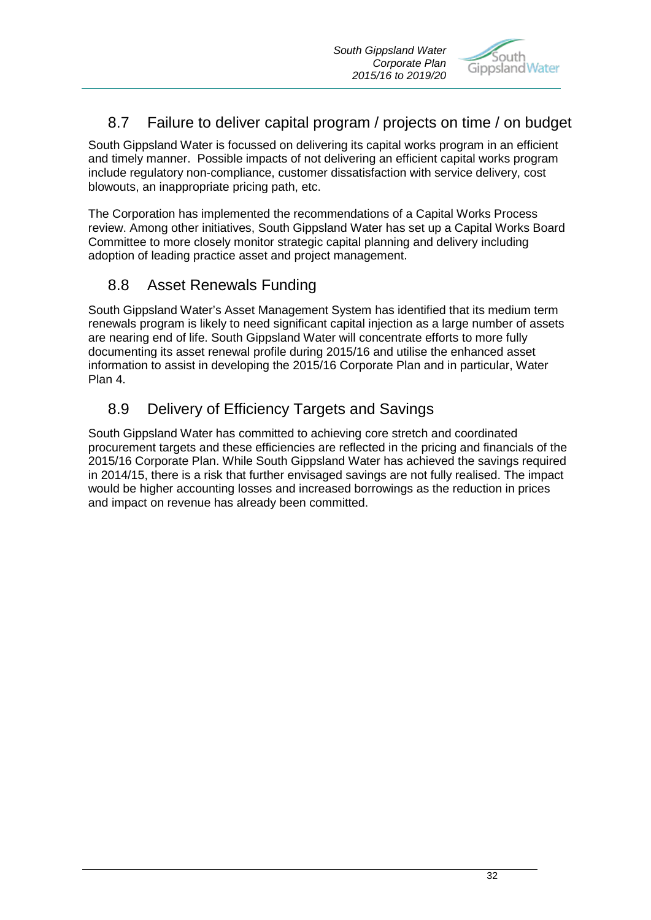## 8.7 Failure to deliver capital program / projects on time / on budget

South Gippsland Water is focussed on delivering its capital works program in an efficient and timely manner. Possible impacts of not delivering an efficient capital works program include regulatory non-compliance, customer dissatisfaction with service delivery, cost blowouts, an inappropriate pricing path, etc.

The Corporation has implemented the recommendations of a Capital Works Process review. Among other initiatives, South Gippsland Water has set up a Capital Works Board Committee to more closely monitor strategic capital planning and delivery including adoption of leading practice asset and project management.

## 8.8 Asset Renewals Funding

South Gippsland Water's Asset Management System has identified that its medium term renewals program is likely to need significant capital injection as a large number of assets are nearing end of life. South Gippsland Water will concentrate efforts to more fully documenting its asset renewal profile during 2015/16 and utilise the enhanced asset information to assist in developing the 2015/16 Corporate Plan and in particular, Water Plan 4.

## 8.9 Delivery of Efficiency Targets and Savings

South Gippsland Water has committed to achieving core stretch and coordinated procurement targets and these efficiencies are reflected in the pricing and financials of the 2015/16 Corporate Plan. While South Gippsland Water has achieved the savings required in 2014/15, there is a risk that further envisaged savings are not fully realised. The impact would be higher accounting losses and increased borrowings as the reduction in prices and impact on revenue has already been committed.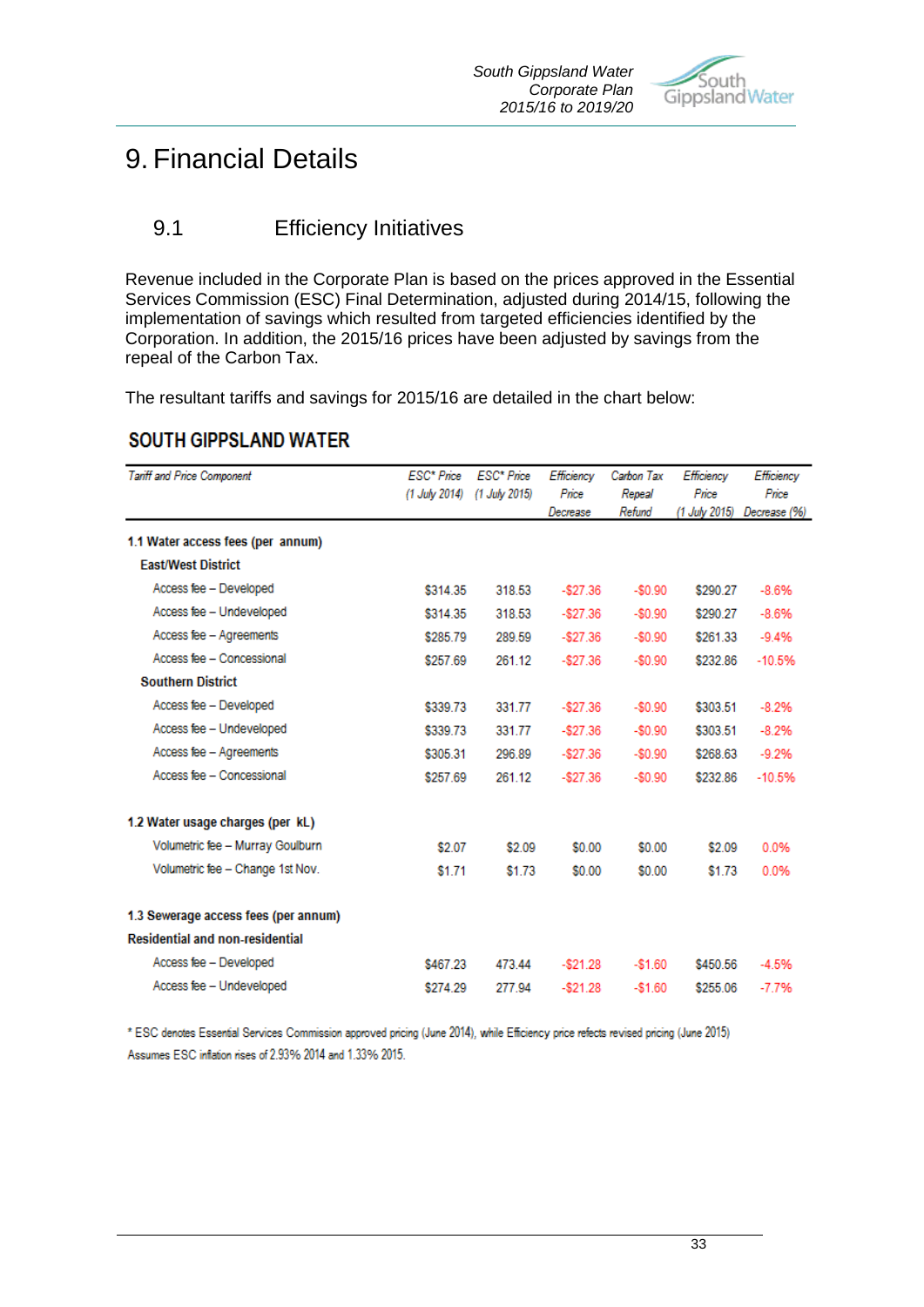# 9. Financial Details

## 9.1 Efficiency Initiatives

Revenue included in the Corporate Plan is based on the prices approved in the Essential Services Commission (ESC) Final Determination, adjusted during 2014/15, following the implementation of savings which resulted from targeted efficiencies identified by the Corporation. In addition, the 2015/16 prices have been adjusted by savings from the repeal of the Carbon Tax.

The resultant tariffs and savings for 2015/16 are detailed in the chart below:

### SOUTH GIPPSLAND WATER

| *Tariff and Price Component* | *ESC\* Price (1 July 2014)* | *ESC\* Price (1 July 2015)* | *Efficiency Price Decrease* | *Carbon Tax Repeal Refund* | *Efficiency Price (1 July 2015)* | *Efficiency Price Decrease (%)* |
|---|---|---|---|---|---|---|
| **1.1 Water access fees (per annum)** | | | | | | |
| **East/West District** | | | | | | |
| Access fee – Developed | $314.35 | 318.53 | -$27.36 | -$0.90 | $290.27 | -8.6% |
| Access fee – Undeveloped | $314.35 | 318.53 | -$27.36 | -$0.90 | $290.27 | -8.6% |
| Access fee – Agreements | $285.79 | 289.59 | -$27.36 | -$0.90 | $261.33 | -9.4% |
| Access fee – Concessional | $257.69 | 261.12 | -$27.36 | -$0.90 | $232.86 | -10.5% |
| **Southern District** | | | | | | |
| Access fee – Developed | $339.73 | 331.77 | -$27.36 | -$0.90 | $303.51 | -8.2% |
| Access fee – Undeveloped | $339.73 | 331.77 | -$27.36 | -$0.90 | $303.51 | -8.2% |
| Access fee – Agreements | $305.31 | 296.89 | -$27.36 | -$0.90 | $268.63 | -9.2% |
| Access fee – Concessional | $257.69 | 261.12 | -$27.36 | -$0.90 | $232.86 | -10.5% |
| **1.2 Water usage charges (per kL)** | | | | | | |
| Volumetric fee – Murray Goulburn | $2.07 | $2.09 | $0.00 | $0.00 | $2.09 | 0.0% |
| Volumetric fee – Change 1st Nov. | $1.71 | $1.73 | $0.00 | $0.00 | $1.73 | 0.0% |
| **1.3 Sewerage access fees (per annum)** | | | | | | |
| **Residential and non-residential** | | | | | | |
| Access fee – Developed | $467.23 | 473.44 | -$21.28 | -$1.60 | $450.56 | -4.5% |
| Access fee – Undeveloped | $274.29 | 277.94 | -$21.28 | -$1.60 | $255.06 | -7.7% |

\* ESC denotes Essential Services Commission approved pricing (June 2014), while Efficiency price refects revised pricing (June 2015)
Assumes ESC inflation rises of 2.93% 2014 and 1.33% 2015.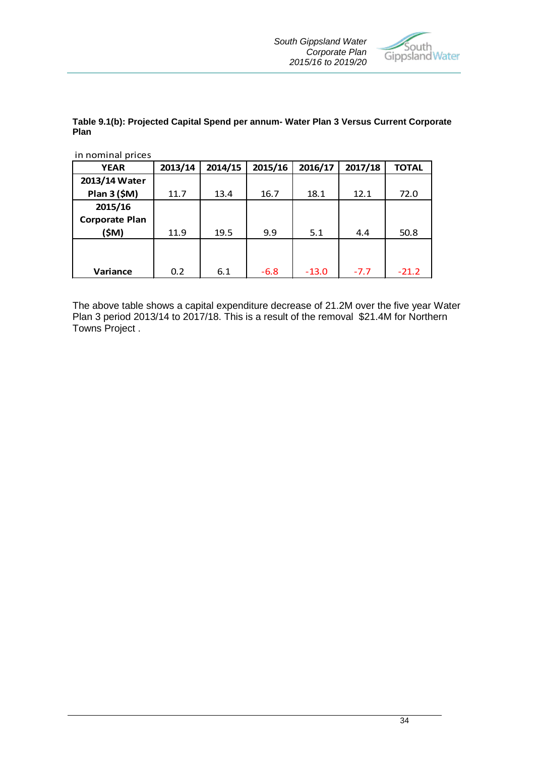**Table 9.1(b): Projected Capital Spend per annum- Water Plan 3 Versus Current Corporate Plan**

in nominal prices

| YEAR | 2013/14 | 2014/15 | 2015/16 | 2016/17 | 2017/18 | TOTAL |
|---|---|---|---|---|---|---|
| 2013/14 Water Plan 3 ($M) | 11.7 | 13.4 | 16.7 | 18.1 | 12.1 | 72.0 |
| 2015/16 Corporate Plan ($M) | 11.9 | 19.5 | 9.9 | 5.1 | 4.4 | 50.8 |
| Variance | 0.2 | 6.1 | -6.8 | -13.0 | -7.7 | -21.2 |

The above table shows a capital expenditure decrease of 21.2M over the five year Water Plan 3 period 2013/14 to 2017/18. This is a result of the removal $21.4M for Northern Towns Project .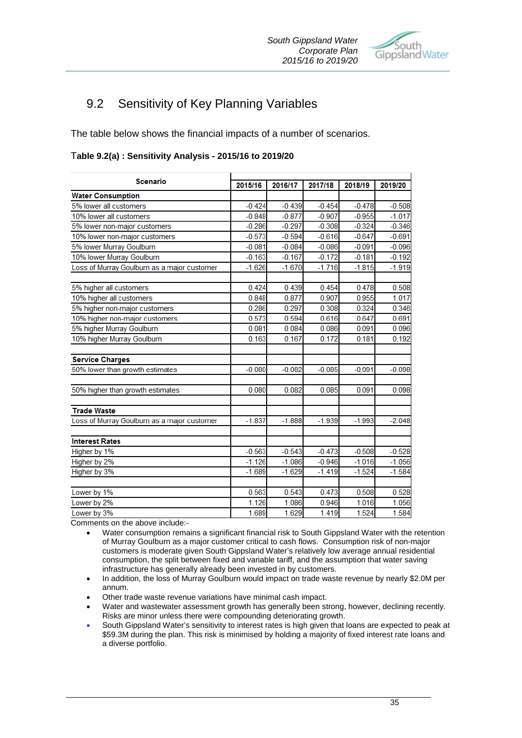## 9.2 Sensitivity of Key Planning Variables

The table below shows the financial impacts of a number of scenarios.

**Table 9.2(a) : Sensitivity Analysis - 2015/16 to 2019/20**

| Scenario | 2015/16 | 2016/17 | 2017/18 | 2018/19 | 2019/20 |
|---|---|---|---|---|---|
| **Water Consumption** | | | | | |
| 5% lower all customers | -0.424 | -0.439 | -0.454 | -0.478 | -0.508 |
| 10% lower all customers | -0.848 | -0.877 | -0.907 | -0.955 | -1.017 |
| 5% lower non-major customers | -0.286 | -0.297 | -0.308 | -0.324 | -0.346 |
| 10% lower non-major customers | -0.573 | -0.594 | -0.616 | -0.647 | -0.691 |
| 5% lower Murray Goulburn | -0.081 | -0.084 | -0.086 | -0.091 | -0.096 |
| 10% lower Murray Goulburn | -0.163 | -0.167 | -0.172 | -0.181 | -0.192 |
| Loss of Murray Goulburn as a major customer | -1.626 | -1.670 | -1.716 | -1.815 | -1.919 |
| | | | | | |
| 5% higher all customers | 0.424 | 0.439 | 0.454 | 0.478 | 0.508 |
| 10% higher all customers | 0.848 | 0.877 | 0.907 | 0.955 | 1.017 |
| 5% higher non-major customers | 0.286 | 0.297 | 0.308 | 0.324 | 0.346 |
| 10% higher non-major customers | 0.573 | 0.594 | 0.616 | 0.647 | 0.691 |
| 5% higher Murray Goulburn | 0.081 | 0.084 | 0.086 | 0.091 | 0.096 |
| 10% higher Murray Goulburn | 0.163 | 0.167 | 0.172 | 0.181 | 0.192 |
| | | | | | |
| **Service Charges** | | | | | |
| 50% lower than growth estimates | -0.080 | -0.082 | -0.085 | -0.091 | -0.098 |
| | | | | | |
| 50% higher than growth estimates | 0.080 | 0.082 | 0.085 | 0.091 | 0.098 |
| | | | | | |
| **Trade Waste** | | | | | |
| Loss of Murray Goulburn as a major customer | -1.837 | -1.888 | -1.939 | -1.993 | -2.048 |
| | | | | | |
| **Interest Rates** | | | | | |
| Higher by 1% | -0.563 | -0.543 | -0.473 | -0.508 | -0.528 |
| Higher by 2% | -1.126 | -1.086 | -0.946 | -1.016 | -1.056 |
| Higher by 3% | -1.689 | -1.629 | -1.419 | -1.524 | -1.584 |
| | | | | | |
| Lower by 1% | 0.563 | 0.543 | 0.473 | 0.508 | 0.528 |
| Lower by 2% | 1.126 | 1.086 | 0.946 | 1.016 | 1.056 |
| Lower by 3% | 1.689 | 1.629 | 1.419 | 1.524 | 1.584 |

Comments on the above include:-

- Water consumption remains a significant financial risk to South Gippsland Water with the retention of Murray Goulburn as a major customer critical to cash flows. Consumption risk of non-major customers is moderate given South Gippsland Water's relatively low average annual residential consumption, the split between fixed and variable tariff, and the assumption that water saving infrastructure has generally already been invested in by customers.
- In addition, the loss of Murray Goulburn would impact on trade waste revenue by nearly $2.0M per annum.
- Other trade waste revenue variations have minimal cash impact.
- Water and wastewater assessment growth has generally been strong, however, declining recently. Risks are minor unless there were compounding deteriorating growth.
- South Gippsland Water's sensitivity to interest rates is high given that loans are expected to peak at $59.3M during the plan. This risk is minimised by holding a majority of fixed interest rate loans and a diverse portfolio.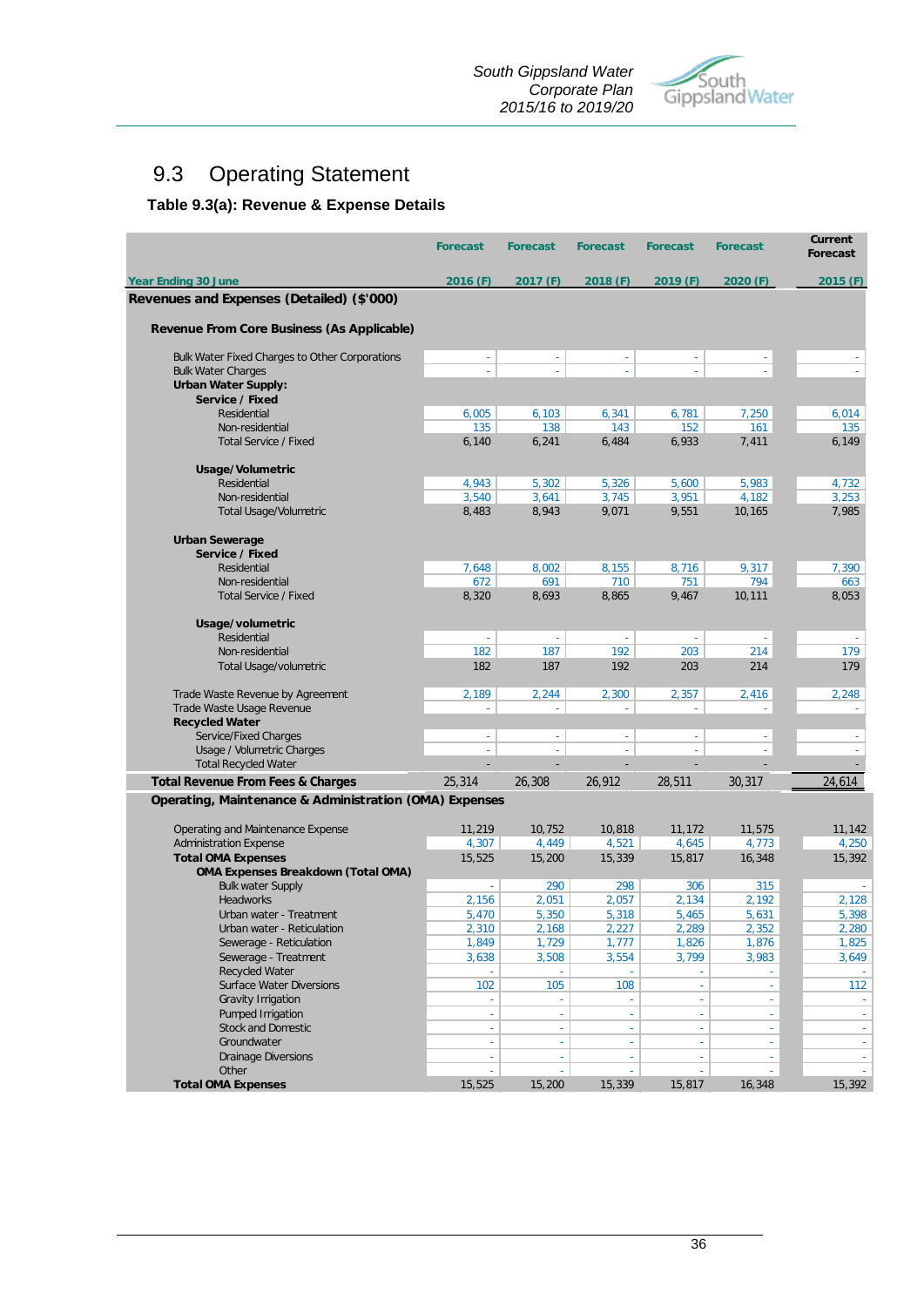## 9.3 Operating Statement

### Table 9.3(a): Revenue & Expense Details

| | Forecast | Forecast | Forecast | Forecast | Forecast | Current Forecast |
|---|---|---|---|---|---|---|
| Year Ending 30 June | 2016 (F) | 2017 (F) | 2018 (F) | 2019 (F) | 2020 (F) | 2015 (F) |
| **Revenues and Expenses (Detailed) ($'000)** | | | | | | |
| **Revenue From Core Business (As Applicable)** | | | | | | |
| Bulk Water Fixed Charges to Other Corporations | - | - | - | - | - | - |
| Bulk Water Charges | - | - | - | - | - | - |
| **Urban Water Supply:** | | | | | | |
| **Service / Fixed** | | | | | | |
| Residential | 6,005 | 6,103 | 6,341 | 6,781 | 7,250 | 6,014 |
| Non-residential | 135 | 138 | 143 | 152 | 161 | 135 |
| Total Service / Fixed | 6,140 | 6,241 | 6,484 | 6,933 | 7,411 | 6,149 |
| **Usage/Volumetric** | | | | | | |
| Residential | 4,943 | 5,302 | 5,326 | 5,600 | 5,983 | 4,732 |
| Non-residential | 3,540 | 3,641 | 3,745 | 3,951 | 4,182 | 3,253 |
| Total Usage/Volumetric | 8,483 | 8,943 | 9,071 | 9,551 | 10,165 | 7,985 |
| **Urban Sewerage** | | | | | | |
| **Service / Fixed** | | | | | | |
| Residential | 7,648 | 8,002 | 8,155 | 8,716 | 9,317 | 7,390 |
| Non-residential | 672 | 691 | 710 | 751 | 794 | 663 |
| Total Service / Fixed | 8,320 | 8,693 | 8,865 | 9,467 | 10,111 | 8,053 |
| **Usage/volumetric** | | | | | | |
| Residential | - | - | - | - | - | - |
| Non-residential | 182 | 187 | 192 | 203 | 214 | 179 |
| Total Usage/volumetric | 182 | 187 | 192 | 203 | 214 | 179 |
| Trade Waste Revenue by Agreement | 2,189 | 2,244 | 2,300 | 2,357 | 2,416 | 2,248 |
| Trade Waste Usage Revenue | - | - | - | - | - | - |
| **Recycled Water** | | | | | | |
| Service/Fixed Charges | - | - | - | - | - | - |
| Usage / Volumetric Charges | - | - | - | - | - | - |
| Total Recycled Water | - | - | - | - | - | - |
| **Total Revenue From Fees & Charges** | 25,314 | 26,308 | 26,912 | 28,511 | 30,317 | 24,614 |
| **Operating, Maintenance & Administration (OMA) Expenses** | | | | | | |
| Operating and Maintenance Expense | 11,219 | 10,752 | 10,818 | 11,172 | 11,575 | 11,142 |
| Administration Expense | 4,307 | 4,449 | 4,521 | 4,645 | 4,773 | 4,250 |
| **Total OMA Expenses** | 15,525 | 15,200 | 15,339 | 15,817 | 16,348 | 15,392 |
| **OMA Expenses Breakdown (Total OMA)** | | | | | | |
| Bulk water Supply | - | 290 | 298 | 306 | 315 | - |
| Headworks | 2,156 | 2,051 | 2,057 | 2,134 | 2,192 | 2,128 |
| Urban water - Treatment | 5,470 | 5,350 | 5,318 | 5,465 | 5,631 | 5,398 |
| Urban water - Reticulation | 2,310 | 2,168 | 2,227 | 2,289 | 2,352 | 2,280 |
| Sewerage - Reticulation | 1,849 | 1,729 | 1,777 | 1,826 | 1,876 | 1,825 |
| Sewerage - Treatment | 3,638 | 3,508 | 3,554 | 3,799 | 3,983 | 3,649 |
| Recycled Water | - | - | - | - | - | - |
| Surface Water Diversions | 102 | 105 | 108 | - | - | 112 |
| Gravity Irrigation | - | - | - | - | - | - |
| Pumped Irrigation | - | - | - | - | - | - |
| Stock and Domestic | - | - | - | - | - | - |
| Groundwater | - | - | - | - | - | - |
| Drainage Diversions | - | - | - | - | - | - |
| Other | - | - | - | - | - | - |
| **Total OMA Expenses** | 15,525 | 15,200 | 15,339 | 15,817 | 16,348 | 15,392 |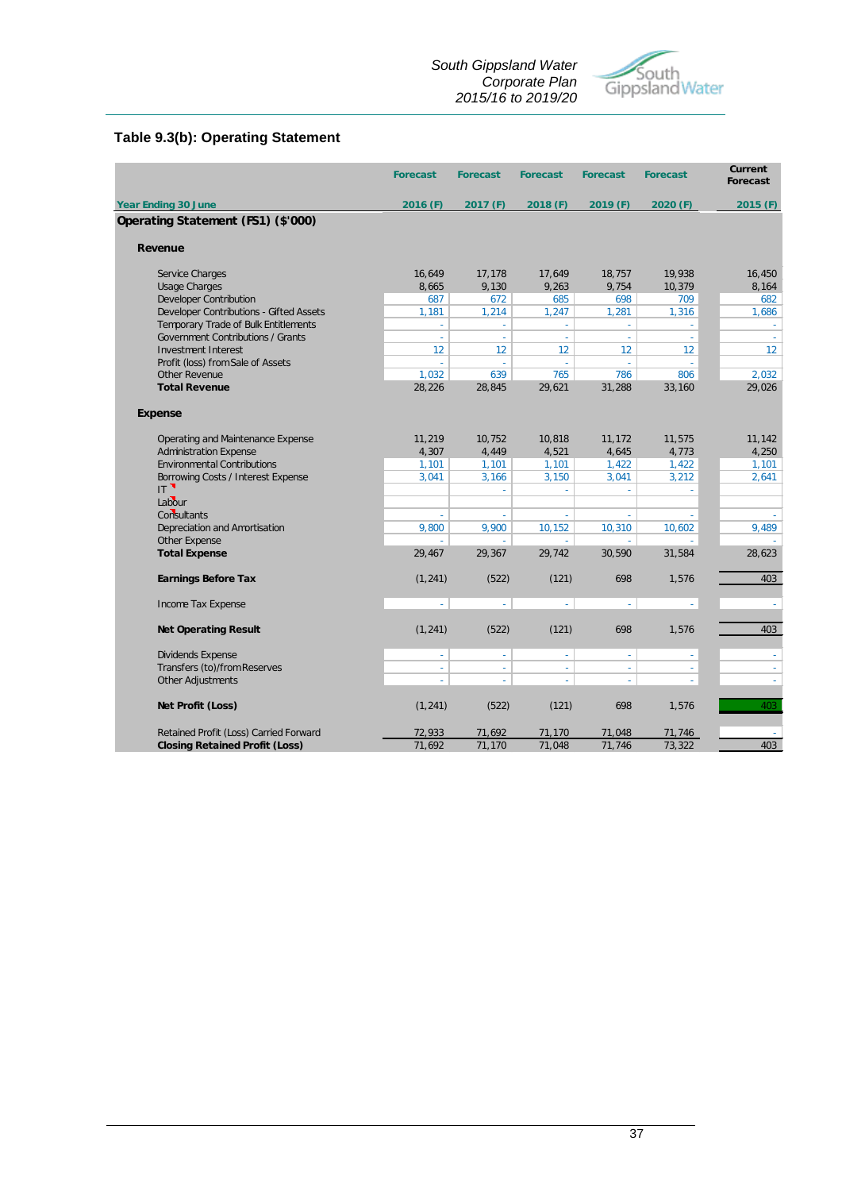## Table 9.3(b): Operating Statement

| | Forecast | Forecast | Forecast | Forecast | Forecast | Current Forecast |
|---|---|---|---|---|---|---|
| **Year Ending 30 June** | **2016 (F)** | **2017 (F)** | **2018 (F)** | **2019 (F)** | **2020 (F)** | **2015 (F)** |
| **Operating Statement (FS1) ($'000)** | | | | | | |
| **Revenue** | | | | | | |
| Service Charges | 16,649 | 17,178 | 17,649 | 18,757 | 19,938 | 16,450 |
| Usage Charges | 8,665 | 9,130 | 9,263 | 9,754 | 10,379 | 8,164 |
| Developer Contribution | 687 | 672 | 685 | 698 | 709 | 682 |
| Developer Contributions - Gifted Assets | 1,181 | 1,214 | 1,247 | 1,281 | 1,316 | 1,686 |
| Temporary Trade of Bulk Entitlements | - | - | - | - | - | - |
| Government Contributions / Grants | - | - | - | - | - | - |
| Investment Interest | 12 | 12 | 12 | 12 | 12 | 12 |
| Profit (loss) from Sale of Assets | - | - | - | - | - | |
| Other Revenue | 1,032 | 639 | 765 | 786 | 806 | 2,032 |
| **Total Revenue** | 28,226 | 28,845 | 29,621 | 31,288 | 33,160 | 29,026 |
| **Expense** | | | | | | |
| Operating and Maintenance Expense | 11,219 | 10,752 | 10,818 | 11,172 | 11,575 | 11,142 |
| Administration Expense | 4,307 | 4,449 | 4,521 | 4,645 | 4,773 | 4,250 |
| Environmental Contributions | 1,101 | 1,101 | 1,101 | 1,422 | 1,422 | 1,101 |
| Borrowing Costs / Interest Expense | 3,041 | 3,166 | 3,150 | 3,041 | 3,212 | 2,641 |
| IT | | - | - | - | - | |
| Labour | | | | | | |
| Consultants | - | - | - | - | - | - |
| Depreciation and Amortisation | 9,800 | 9,900 | 10,152 | 10,310 | 10,602 | 9,489 |
| Other Expense | - | - | - | - | - | - |
| **Total Expense** | 29,467 | 29,367 | 29,742 | 30,590 | 31,584 | 28,623 |
| **Earnings Before Tax** | (1,241) | (522) | (121) | 698 | 1,576 | 403 |
| Income Tax Expense | - | - | - | - | - | - |
| **Net Operating Result** | (1,241) | (522) | (121) | 698 | 1,576 | 403 |
| Dividends Expense | - | - | - | - | - | - |
| Transfers (to)/from Reserves | - | - | - | - | - | - |
| Other Adjustments | - | - | - | - | - | - |
| **Net Profit (Loss)** | (1,241) | (522) | (121) | 698 | 1,576 | 403 |
| Retained Profit (Loss) Carried Forward | 72,933 | 71,692 | 71,170 | 71,048 | 71,746 | - |
| **Closing Retained Profit (Loss)** | 71,692 | 71,170 | 71,048 | 71,746 | 73,322 | 403 |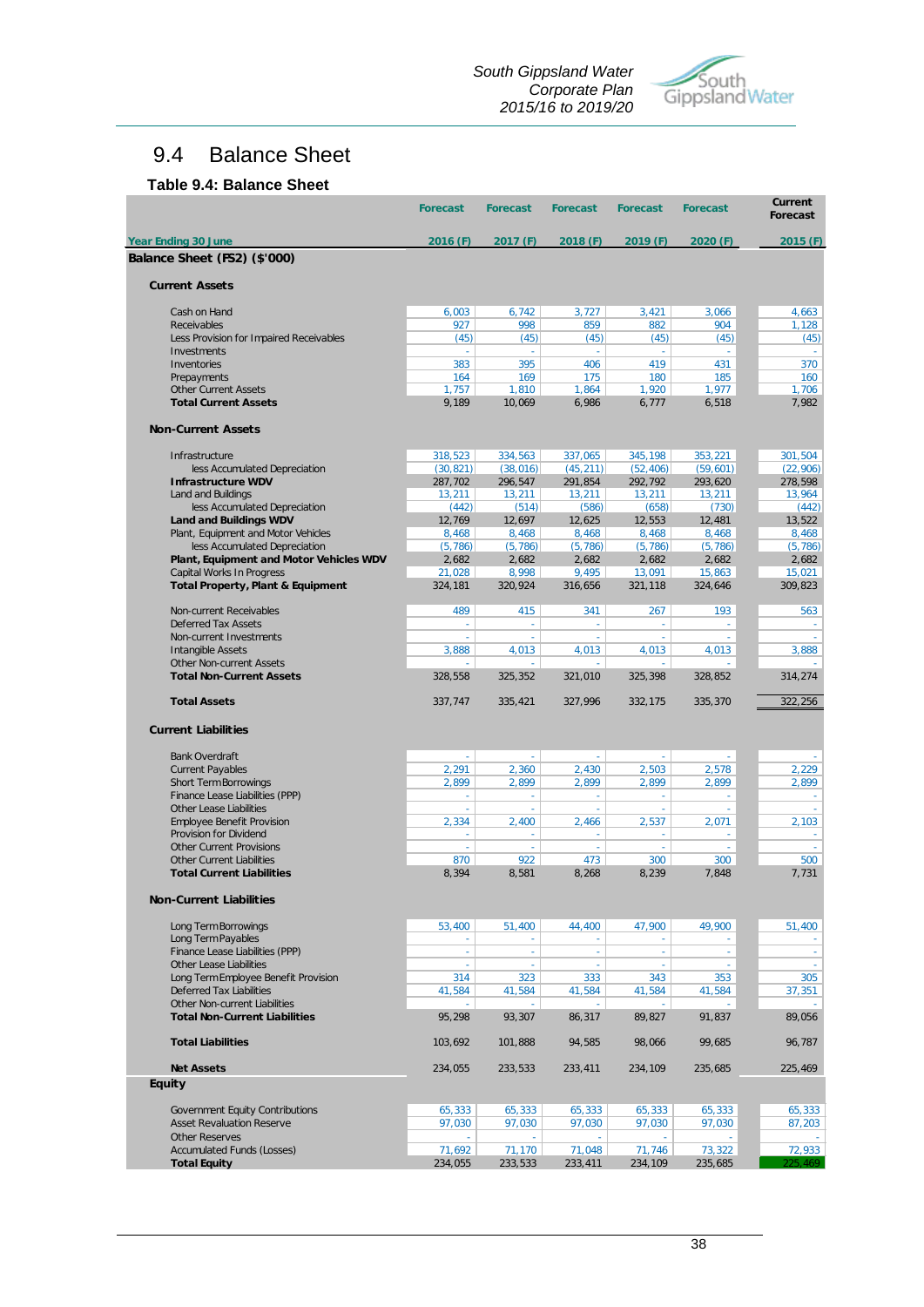## 9.4 Balance Sheet

**Table 9.4: Balance Sheet**

| | Forecast | Forecast | Forecast | Forecast | Forecast | Current Forecast |
|---|---|---|---|---|---|---|
| **Year Ending 30 June** | **2016 (F)** | **2017 (F)** | **2018 (F)** | **2019 (F)** | **2020 (F)** | **2015 (F)** |
| **Balance Sheet (FS2) ($'000)** | | | | | | |
| **Current Assets** | | | | | | |
| Cash on Hand | 6,003 | 6,742 | 3,727 | 3,421 | 3,066 | 4,663 |
| Receivables | 927 | 998 | 859 | 882 | 904 | 1,128 |
| Less Provision for Impaired Receivables | (45) | (45) | (45) | (45) | (45) | (45) |
| Investments | - | - | - | - | - | - |
| Inventories | 383 | 395 | 406 | 419 | 431 | 370 |
| Prepayments | 164 | 169 | 175 | 180 | 185 | 160 |
| Other Current Assets | 1,757 | 1,810 | 1,864 | 1,920 | 1,977 | 1,706 |
| **Total Current Assets** | 9,189 | 10,069 | 6,986 | 6,777 | 6,518 | 7,982 |
| **Non-Current Assets** | | | | | | |
| Infrastructure | 318,523 | 334,563 | 337,065 | 345,198 | 353,221 | 301,504 |
| less Accumulated Depreciation | (30,821) | (38,016) | (45,211) | (52,406) | (59,601) | (22,906) |
| **Infrastructure WDV** | 287,702 | 296,547 | 291,854 | 292,792 | 293,620 | 278,598 |
| Land and Buildings | 13,211 | 13,211 | 13,211 | 13,211 | 13,211 | 13,964 |
| less Accumulated Depreciation | (442) | (514) | (586) | (658) | (730) | (442) |
| **Land and Buildings WDV** | 12,769 | 12,697 | 12,625 | 12,553 | 12,481 | 13,522 |
| Plant, Equipment and Motor Vehicles | 8,468 | 8,468 | 8,468 | 8,468 | 8,468 | 8,468 |
| less Accumulated Depreciation | (5,786) | (5,786) | (5,786) | (5,786) | (5,786) | (5,786) |
| **Plant, Equipment and Motor Vehicles WDV** | 2,682 | 2,682 | 2,682 | 2,682 | 2,682 | 2,682 |
| Capital Works In Progress | 21,028 | 8,998 | 9,495 | 13,091 | 15,863 | 15,021 |
| **Total Property, Plant & Equipment** | 324,181 | 320,924 | 316,656 | 321,118 | 324,646 | 309,823 |
| Non-current Receivables | 489 | 415 | 341 | 267 | 193 | 563 |
| Deferred Tax Assets | - | - | - | - | - | - |
| Non-current Investments | - | - | - | - | - | - |
| Intangible Assets | 3,888 | 4,013 | 4,013 | 4,013 | 4,013 | 3,888 |
| Other Non-current Assets | - | - | - | - | - | - |
| **Total Non-Current Assets** | 328,558 | 325,352 | 321,010 | 325,398 | 328,852 | 314,274 |
| **Total Assets** | 337,747 | 335,421 | 327,996 | 332,175 | 335,370 | 322,256 |
| **Current Liabilities** | | | | | | |
| Bank Overdraft | - | - | - | - | - | - |
| Current Payables | 2,291 | 2,360 | 2,430 | 2,503 | 2,578 | 2,229 |
| Short Term Borrowings | 2,899 | 2,899 | 2,899 | 2,899 | 2,899 | 2,899 |
| Finance Lease Liabilities (PPP) | - | - | - | - | - | - |
| Other Lease Liabilities | - | - | - | - | - | - |
| Employee Benefit Provision | 2,334 | 2,400 | 2,466 | 2,537 | 2,071 | 2,103 |
| Provision for Dividend | - | - | - | - | - | - |
| Other Current Provisions | - | - | - | - | - | - |
| Other Current Liabilities | 870 | 922 | 473 | 300 | 300 | 500 |
| **Total Current Liabilities** | 8,394 | 8,581 | 8,268 | 8,239 | 7,848 | 7,731 |
| **Non-Current Liabilities** | | | | | | |
| Long Term Borrowings | 53,400 | 51,400 | 44,400 | 47,900 | 49,900 | 51,400 |
| Long Term Payables | - | - | - | - | - | - |
| Finance Lease Liabilities (PPP) | - | - | - | - | - | - |
| Other Lease Liabilities | - | - | - | - | - | - |
| Long Term Employee Benefit Provision | 314 | 323 | 333 | 343 | 353 | 305 |
| Deferred Tax Liabilities | 41,584 | 41,584 | 41,584 | 41,584 | 41,584 | 37,351 |
| Other Non-current Liabilities | - | - | - | - | - | - |
| **Total Non-Current Liabilities** | 95,298 | 93,307 | 86,317 | 89,827 | 91,837 | 89,056 |
| **Total Liabilities** | 103,692 | 101,888 | 94,585 | 98,066 | 99,685 | 96,787 |
| **Net Assets** | 234,055 | 233,533 | 233,411 | 234,109 | 235,685 | 225,469 |
| **Equity** | | | | | | |
| Government Equity Contributions | 65,333 | 65,333 | 65,333 | 65,333 | 65,333 | 65,333 |
| Asset Revaluation Reserve | 97,030 | 97,030 | 97,030 | 97,030 | 97,030 | 87,203 |
| Other Reserves | - | - | - | - | - | - |
| Accumulated Funds (Losses) | 71,692 | 71,170 | 71,048 | 71,746 | 73,322 | 72,933 |
| **Total Equity** | 234,055 | 233,533 | 233,411 | 234,109 | 235,685 | 225,469 |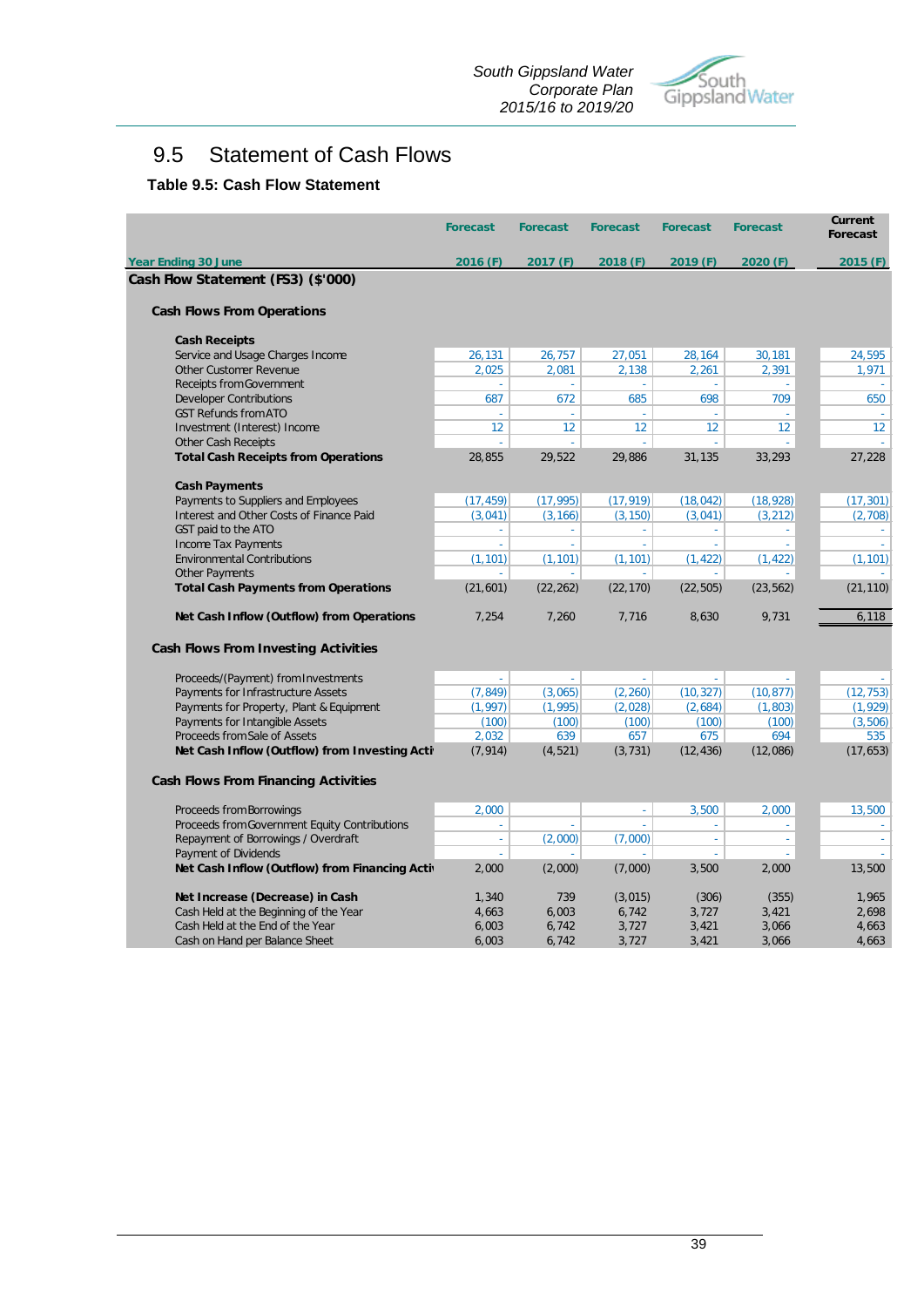## 9.5 Statement of Cash Flows

**Table 9.5: Cash Flow Statement**

| | Forecast | Forecast | Forecast | Forecast | Forecast | Current Forecast |
|---|---|---|---|---|---|---|
| **Year Ending 30 June** | **2016 (F)** | **2017 (F)** | **2018 (F)** | **2019 (F)** | **2020 (F)** | **2015 (F)** |
| **Cash Flow Statement (FS3) ($'000)** | | | | | | |
| **Cash Flows From Operations** | | | | | | |
| **Cash Receipts** | | | | | | |
| Service and Usage Charges Income | 26,131 | 26,757 | 27,051 | 28,164 | 30,181 | 24,595 |
| Other Customer Revenue | 2,025 | 2,081 | 2,138 | 2,261 | 2,391 | 1,971 |
| Receipts from Government | - | - | - | - | - | - |
| Developer Contributions | 687 | 672 | 685 | 698 | 709 | 650 |
| GST Refunds from ATO | - | - | - | - | - | - |
| Investment (Interest) Income | 12 | 12 | 12 | 12 | 12 | 12 |
| Other Cash Receipts | - | - | - | - | - | - |
| **Total Cash Receipts from Operations** | 28,855 | 29,522 | 29,886 | 31,135 | 33,293 | 27,228 |
| **Cash Payments** | | | | | | |
| Payments to Suppliers and Employees | (17,459) | (17,995) | (17,919) | (18,042) | (18,928) | (17,301) |
| Interest and Other Costs of Finance Paid | (3,041) | (3,166) | (3,150) | (3,041) | (3,212) | (2,708) |
| GST paid to the ATO | - | - | - | - | - | - |
| Income Tax Payments | - | - | - | - | - | - |
| Environmental Contributions | (1,101) | (1,101) | (1,101) | (1,422) | (1,422) | (1,101) |
| Other Payments | - | - | - | - | - | - |
| **Total Cash Payments from Operations** | (21,601) | (22,262) | (22,170) | (22,505) | (23,562) | (21,110) |
| **Net Cash Inflow (Outflow) from Operations** | 7,254 | 7,260 | 7,716 | 8,630 | 9,731 | 6,118 |
| **Cash Flows From Investing Activities** | | | | | | |
| Proceeds/(Payment) from Investments | - | - | - | - | - | - |
| Payments for Infrastructure Assets | (7,849) | (3,065) | (2,260) | (10,327) | (10,877) | (12,753) |
| Payments for Property, Plant & Equipment | (1,997) | (1,995) | (2,028) | (2,684) | (1,803) | (1,929) |
| Payments for Intangible Assets | (100) | (100) | (100) | (100) | (100) | (3,506) |
| Proceeds from Sale of Assets | 2,032 | 639 | 657 | 675 | 694 | 535 |
| **Net Cash Inflow (Outflow) from Investing Acti** | (7,914) | (4,521) | (3,731) | (12,436) | (12,086) | (17,653) |
| **Cash Flows From Financing Activities** | | | | | | |
| Proceeds from Borrowings | 2,000 | | - | 3,500 | 2,000 | 13,500 |
| Proceeds from Government Equity Contributions | - | - | - | - | - | - |
| Repayment of Borrowings / Overdraft | - | (2,000) | (7,000) | - | - | - |
| Payment of Dividends | - | - | - | - | - | - |
| **Net Cash Inflow (Outflow) from Financing Acti** | 2,000 | (2,000) | (7,000) | 3,500 | 2,000 | 13,500 |
| **Net Increase (Decrease) in Cash** | 1,340 | 739 | (3,015) | (306) | (355) | 1,965 |
| Cash Held at the Beginning of the Year | 4,663 | 6,003 | 6,742 | 3,727 | 3,421 | 2,698 |
| Cash Held at the End of the Year | 6,003 | 6,742 | 3,727 | 3,421 | 3,066 | 4,663 |
| Cash on Hand per Balance Sheet | 6,003 | 6,742 | 3,727 | 3,421 | 3,066 | 4,663 |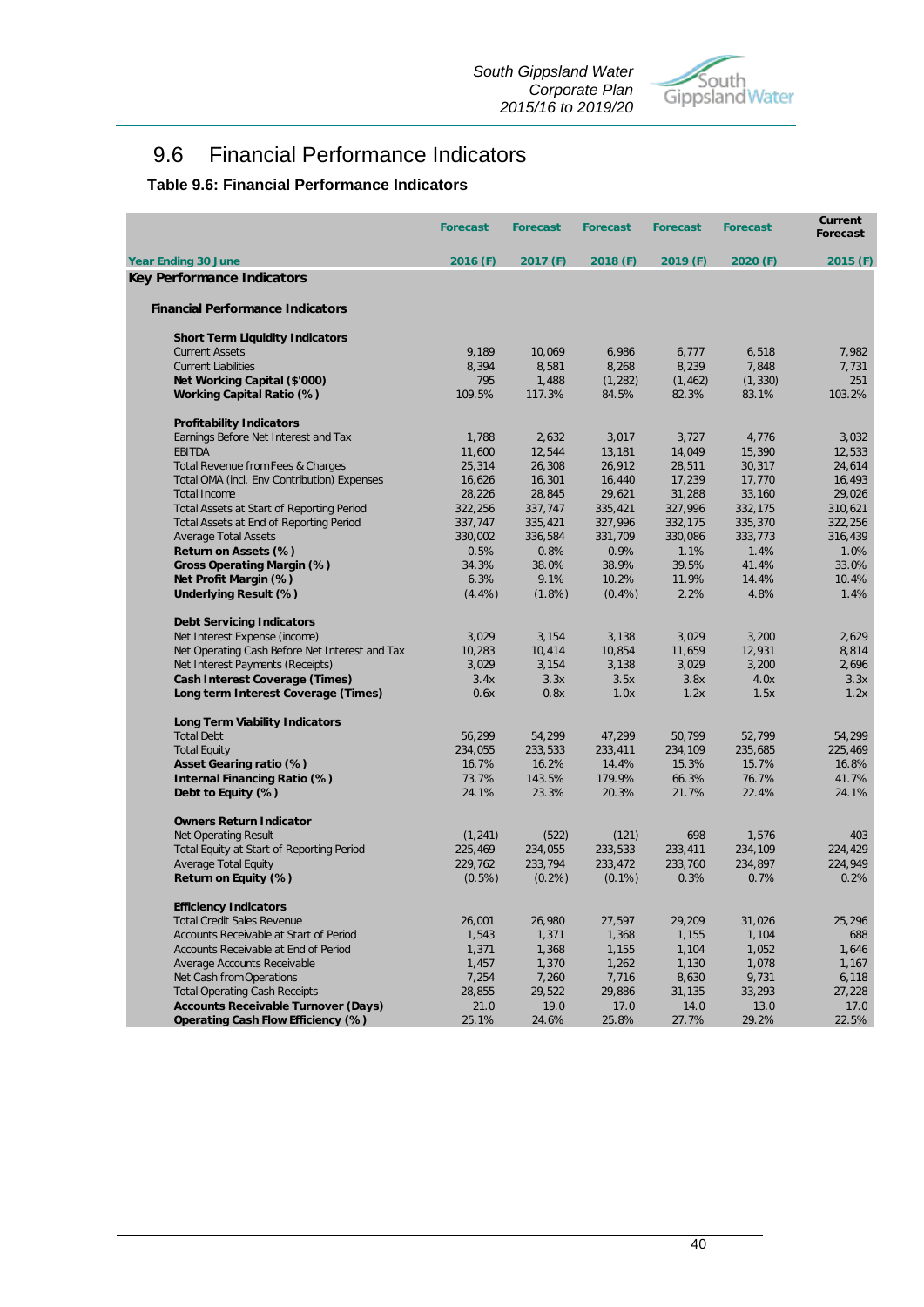## 9.6 Financial Performance Indicators

**Table 9.6: Financial Performance Indicators**

| | Forecast | Forecast | Forecast | Forecast | Forecast | Current Forecast |
|---|---|---|---|---|---|---|
| **Year Ending 30 June** | **2016 (F)** | **2017 (F)** | **2018 (F)** | **2019 (F)** | **2020 (F)** | **2015 (F)** |
| **Key Performance Indicators** | | | | | | |
| **Financial Performance Indicators** | | | | | | |
| **Short Term Liquidity Indicators** | | | | | | |
| Current Assets | 9,189 | 10,069 | 6,986 | 6,777 | 6,518 | 7,982 |
| Current Liabilities | 8,394 | 8,581 | 8,268 | 8,239 | 7,848 | 7,731 |
| **Net Working Capital ($'000)** | 795 | 1,488 | (1,282) | (1,462) | (1,330) | 251 |
| **Working Capital Ratio (%)** | 109.5% | 117.3% | 84.5% | 82.3% | 83.1% | 103.2% |
| **Profitability Indicators** | | | | | | |
| Earnings Before Net Interest and Tax | 1,788 | 2,632 | 3,017 | 3,727 | 4,776 | 3,032 |
| EBITDA | 11,600 | 12,544 | 13,181 | 14,049 | 15,390 | 12,533 |
| Total Revenue from Fees & Charges | 25,314 | 26,308 | 26,912 | 28,511 | 30,317 | 24,614 |
| Total OMA (incl. Env Contribution) Expenses | 16,626 | 16,301 | 16,440 | 17,239 | 17,770 | 16,493 |
| Total Income | 28,226 | 28,845 | 29,621 | 31,288 | 33,160 | 29,026 |
| Total Assets at Start of Reporting Period | 322,256 | 337,747 | 335,421 | 327,996 | 332,175 | 310,621 |
| Total Assets at End of Reporting Period | 337,747 | 335,421 | 327,996 | 332,175 | 335,370 | 322,256 |
| Average Total Assets | 330,002 | 336,584 | 331,709 | 330,086 | 333,773 | 316,439 |
| **Return on Assets (%)** | 0.5% | 0.8% | 0.9% | 1.1% | 1.4% | 1.0% |
| **Gross Operating Margin (%)** | 34.3% | 38.0% | 38.9% | 39.5% | 41.4% | 33.0% |
| **Net Profit Margin (%)** | 6.3% | 9.1% | 10.2% | 11.9% | 14.4% | 10.4% |
| **Underlying Result (%)** | (4.4%) | (1.8%) | (0.4%) | 2.2% | 4.8% | 1.4% |
| **Debt Servicing Indicators** | | | | | | |
| Net Interest Expense (income) | 3,029 | 3,154 | 3,138 | 3,029 | 3,200 | 2,629 |
| Net Operating Cash Before Net Interest and Tax | 10,283 | 10,414 | 10,854 | 11,659 | 12,931 | 8,814 |
| Net Interest Payments (Receipts) | 3,029 | 3,154 | 3,138 | 3,029 | 3,200 | 2,696 |
| **Cash Interest Coverage (Times)** | 3.4x | 3.3x | 3.5x | 3.8x | 4.0x | 3.3x |
| **Long term Interest Coverage (Times)** | 0.6x | 0.8x | 1.0x | 1.2x | 1.5x | 1.2x |
| **Long Term Viability Indicators** | | | | | | |
| Total Debt | 56,299 | 54,299 | 47,299 | 50,799 | 52,799 | 54,299 |
| Total Equity | 234,055 | 233,533 | 233,411 | 234,109 | 235,685 | 225,469 |
| **Asset Gearing ratio (%)** | 16.7% | 16.2% | 14.4% | 15.3% | 15.7% | 16.8% |
| **Internal Financing Ratio (%)** | 73.7% | 143.5% | 179.9% | 66.3% | 76.7% | 41.7% |
| **Debt to Equity (%)** | 24.1% | 23.3% | 20.3% | 21.7% | 22.4% | 24.1% |
| **Owners Return Indicator** | | | | | | |
| Net Operating Result | (1,241) | (522) | (121) | 698 | 1,576 | 403 |
| Total Equity at Start of Reporting Period | 225,469 | 234,055 | 233,533 | 233,411 | 234,109 | 224,429 |
| Average Total Equity | 229,762 | 233,794 | 233,472 | 233,760 | 234,897 | 224,949 |
| **Return on Equity (%)** | (0.5%) | (0.2%) | (0.1%) | 0.3% | 0.7% | 0.2% |
| **Efficiency Indicators** | | | | | | |
| Total Credit Sales Revenue | 26,001 | 26,980 | 27,597 | 29,209 | 31,026 | 25,296 |
| Accounts Receivable at Start of Period | 1,543 | 1,371 | 1,368 | 1,155 | 1,104 | 688 |
| Accounts Receivable at End of Period | 1,371 | 1,368 | 1,155 | 1,104 | 1,052 | 1,646 |
| Average Accounts Receivable | 1,457 | 1,370 | 1,262 | 1,130 | 1,078 | 1,167 |
| Net Cash from Operations | 7,254 | 7,260 | 7,716 | 8,630 | 9,731 | 6,118 |
| Total Operating Cash Receipts | 28,855 | 29,522 | 29,886 | 31,135 | 33,293 | 27,228 |
| **Accounts Receivable Turnover (Days)** | 21.0 | 19.0 | 17.0 | 14.0 | 13.0 | 17.0 |
| **Operating Cash Flow Efficiency (%)** | 25.1% | 24.6% | 25.8% | 27.7% | 29.2% | 22.5% |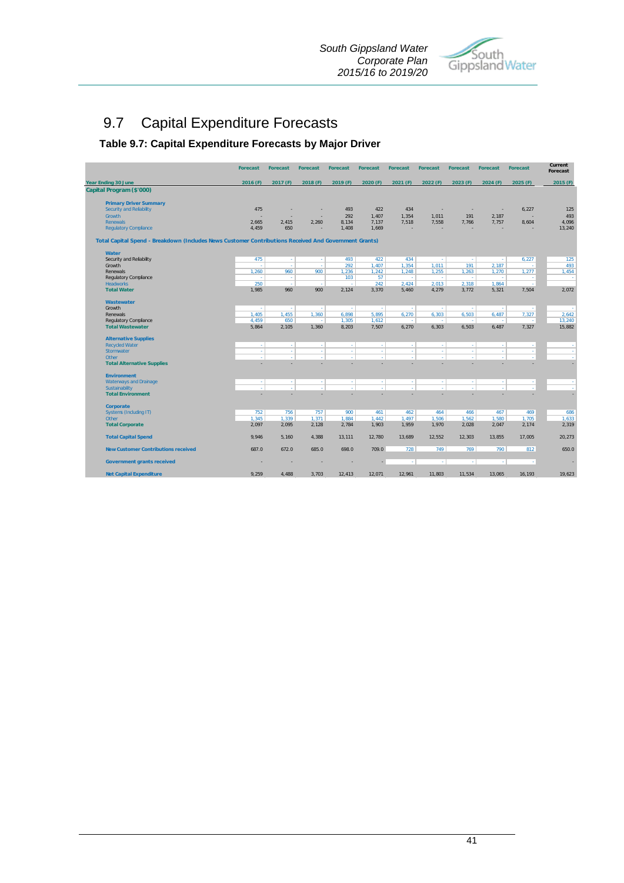## 9.7 Capital Expenditure Forecasts

### Table 9.7: Capital Expenditure Forecasts by Major Driver

| | Forecast | Forecast | Forecast | Forecast | Forecast | Forecast | Forecast | Forecast | Forecast | Forecast | Current Forecast |
|---|---|---|---|---|---|---|---|---|---|---|---|
| **Year Ending 30 June** | 2016 (F) | 2017 (F) | 2018 (F) | 2019 (F) | 2020 (F) | 2021 (F) | 2022 (F) | 2023 (F) | 2024 (F) | 2025 (F) | 2015 (F) |
| **Capital Program ($'000)** | | | | | | | | | | | |
| **Primary Driver Summary** | | | | | | | | | | | |
| Security and Reliability | 475 | - | - | 493 | 422 | 434 | - | - | - | 6,227 | 125 |
| Growth | - | - | - | 292 | 1,407 | 1,354 | 1,011 | 191 | 2,187 | - | 493 |
| Renewals | 2,665 | 2,415 | 2,260 | 8,134 | 7,137 | 7,518 | 7,558 | 7,766 | 7,757 | 8,604 | 4,096 |
| Regulatory Compliance | 4,459 | 650 | - | 1,408 | 1,669 | - | - | - | - | - | 13,240 |
| **Total Capital Spend - Breakdown (Includes News Customer Contributions Received And Government Grants)** | | | | | | | | | | | |
| **Water** | | | | | | | | | | | |
| Security and Reliability | 475 | - | - | 493 | 422 | 434 | - | - | - | 6,227 | 125 |
| Growth | - | - | - | 292 | 1,407 | 1,354 | 1,011 | 191 | 2,187 | - | 493 |
| Renewals | 1,260 | 960 | 900 | 1,236 | 1,242 | 1,248 | 1,255 | 1,263 | 1,270 | 1,277 | 1,454 |
| Regulatory Compliance | - | - | | 103 | 57 | - | - | - | - | - | - |
| Headworks | 250 | - | - | - | 242 | 2,424 | 2,013 | 2,318 | 1,864 | - | |
| **Total Water** | 1,985 | 960 | 900 | 2,124 | 3,370 | 5,460 | 4,279 | 3,772 | 5,321 | 7,504 | 2,072 |
| **Wastewater** | | | | | | | | | | | |
| Growth | - | - | - | - | - | - | - | - | - | - | - |
| Renewals | 1,405 | 1,455 | 1,360 | 6,898 | 5,895 | 6,270 | 6,303 | 6,503 | 6,487 | 7,327 | 2,642 |
| Regulatory Compliance | 4,459 | 650 | - | 1,305 | 1,612 | - | - | - | - | - | 13,240 |
| **Total Wastewater** | 5,864 | 2,105 | 1,360 | 8,203 | 7,507 | 6,270 | 6,303 | 6,503 | 6,487 | 7,327 | 15,882 |
| **Alternative Supplies** | | | | | | | | | | | |
| Recycled Water | - | - | - | - | - | - | - | - | - | - | - |
| Stormwater | - | - | - | - | - | - | - | - | - | - | - |
| Other | - | - | - | - | - | - | - | - | - | - | - |
| **Total Alternative Supplies** | - | - | - | - | - | - | - | - | - | - | - |
| **Environment** | | | | | | | | | | | |
| Waterways and Drainage | - | - | - | - | - | - | - | - | - | - | - |
| Sustainability | - | - | - | - | - | - | - | - | - | - | - |
| **Total Environment** | - | - | - | - | - | - | - | - | - | - | - |
| **Corporate** | | | | | | | | | | | |
| Systems (Including IT) | 752 | 756 | 757 | 900 | 461 | 462 | 464 | 466 | 467 | 469 | 686 |
| Other | 1,345 | 1,339 | 1,371 | 1,884 | 1,442 | 1,497 | 1,506 | 1,562 | 1,580 | 1,705 | 1,633 |
| **Total Corporate** | 2,097 | 2,095 | 2,128 | 2,784 | 1,903 | 1,959 | 1,970 | 2,028 | 2,047 | 2,174 | 2,319 |
| **Total Capital Spend** | 9,946 | 5,160 | 4,388 | 13,111 | 12,780 | 13,689 | 12,552 | 12,303 | 13,855 | 17,005 | 20,273 |
| **New Customer Contributions received** | 687.0 | 672.0 | 685.0 | 698.0 | 709.0 | 728 | 749 | 769 | 790 | 812 | 650.0 |
| **Government grants received** | - | - | - | - | - | - | - | - | - | - | - |
| **Net Capital Expenditure** | 9,259 | 4,488 | 3,703 | 12,413 | 12,071 | 12,961 | 11,803 | 11,534 | 13,065 | 16,193 | 19,623 |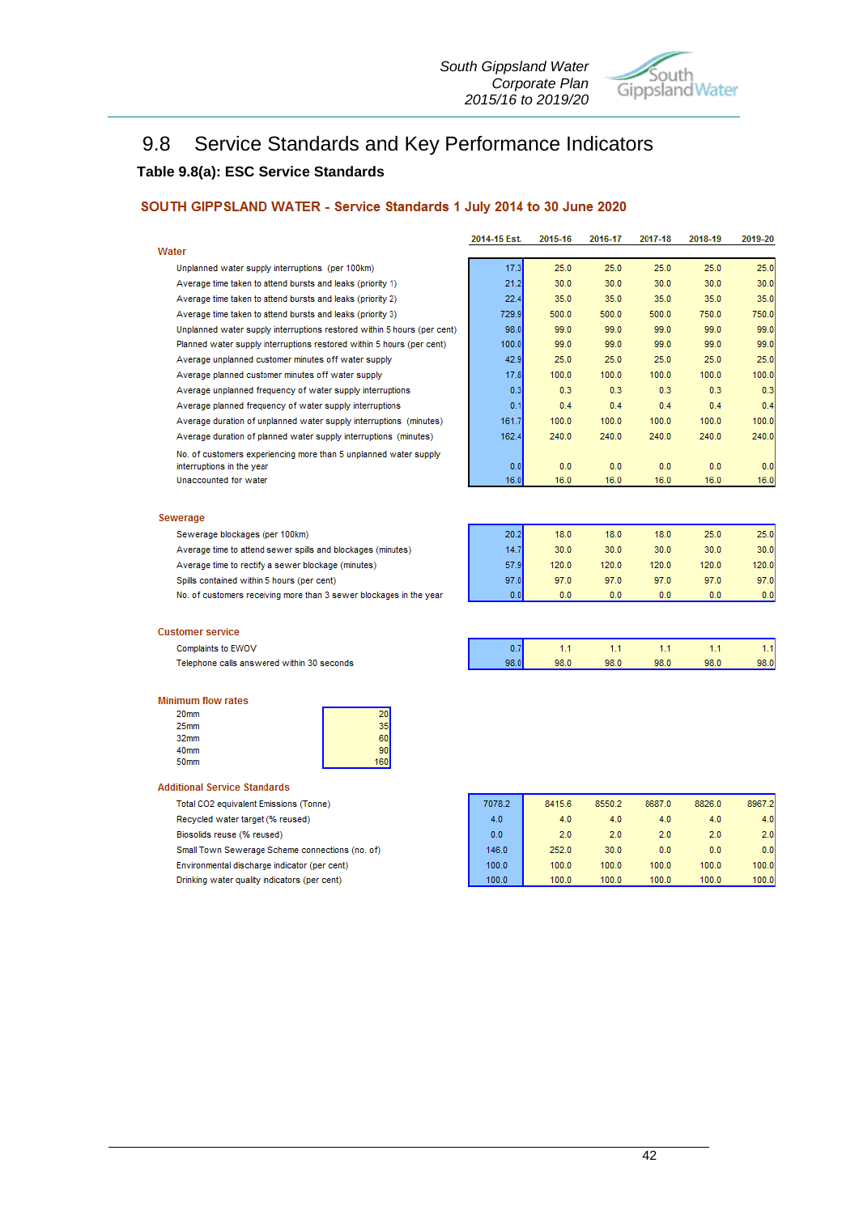## 9.8 Service Standards and Key Performance Indicators

### Table 9.8(a): ESC Service Standards

**SOUTH GIPPSLAND WATER - Service Standards 1 July 2014 to 30 June 2020**

| | 2014-15 Est. | 2015-16 | 2016-17 | 2017-18 | 2018-19 | 2019-20 |
|---|---|---|---|---|---|---|
| **Water** | | | | | | |
| Unplanned water supply interruptions (per 100km) | 17.3 | 25.0 | 25.0 | 25.0 | 25.0 | 25.0 |
| Average time taken to attend bursts and leaks (priority 1) | 21.2 | 30.0 | 30.0 | 30.0 | 30.0 | 30.0 |
| Average time taken to attend bursts and leaks (priority 2) | 22.4 | 35.0 | 35.0 | 35.0 | 35.0 | 35.0 |
| Average time taken to attend bursts and leaks (priority 3) | 729.9 | 500.0 | 500.0 | 500.0 | 750.0 | 750.0 |
| Unplanned water supply interruptions restored within 5 hours (per cent) | 98.0 | 99.0 | 99.0 | 99.0 | 99.0 | 99.0 |
| Planned water supply interruptions restored within 5 hours (per cent) | 100.0 | 99.0 | 99.0 | 99.0 | 99.0 | 99.0 |
| Average unplanned customer minutes off water supply | 42.9 | 25.0 | 25.0 | 25.0 | 25.0 | 25.0 |
| Average planned customer minutes off water supply | 17.8 | 100.0 | 100.0 | 100.0 | 100.0 | 100.0 |
| Average unplanned frequency of water supply interruptions | 0.3 | 0.3 | 0.3 | 0.3 | 0.3 | 0.3 |
| Average planned frequency of water supply interruptions | 0.1 | 0.4 | 0.4 | 0.4 | 0.4 | 0.4 |
| Average duration of unplanned water supply interruptions (minutes) | 161.7 | 100.0 | 100.0 | 100.0 | 100.0 | 100.0 |
| Average duration of planned water supply interruptions (minutes) | 162.4 | 240.0 | 240.0 | 240.0 | 240.0 | 240.0 |
| No. of customers experiencing more than 5 unplanned water supply interruptions in the year | 0.0 | 0.0 | 0.0 | 0.0 | 0.0 | 0.0 |
| Unaccounted for water | 16.0 | 16.0 | 16.0 | 16.0 | 16.0 | 16.0 |
| **Sewerage** | | | | | | |
| Sewerage blockages (per 100km) | 20.2 | 18.0 | 18.0 | 18.0 | 25.0 | 25.0 |
| Average time to attend sewer spills and blockages (minutes) | 14.7 | 30.0 | 30.0 | 30.0 | 30.0 | 30.0 |
| Average time to rectify a sewer blockage (minutes) | 57.9 | 120.0 | 120.0 | 120.0 | 120.0 | 120.0 |
| Spills contained within 5 hours (per cent) | 97.0 | 97.0 | 97.0 | 97.0 | 97.0 | 97.0 |
| No. of customers receiving more than 3 sewer blockages in the year | 0.0 | 0.0 | 0.0 | 0.0 | 0.0 | 0.0 |
| **Customer service** | | | | | | |
| Complaints to EWOV | 0.7 | 1.1 | 1.1 | 1.1 | 1.1 | 1.1 |
| Telephone calls answered within 30 seconds | 98.0 | 98.0 | 98.0 | 98.0 | 98.0 | 98.0 |

**Minimum flow rates**

| Size | Rate |
|---|---|
| 20mm | 20 |
| 25mm | 35 |
| 32mm | 60 |
| 40mm | 90 |
| 50mm | 160 |

**Additional Service Standards**

| | 2014-15 Est. | 2015-16 | 2016-17 | 2017-18 | 2018-19 | 2019-20 |
|---|---|---|---|---|---|---|
| Total CO2 equivalent Emissions (Tonne) | 7078.2 | 8415.6 | 8550.2 | 8687.0 | 8826.0 | 8967.2 |
| Recycled water target (% reused) | 4.0 | 4.0 | 4.0 | 4.0 | 4.0 | 4.0 |
| Biosolids reuse (% reused) | 0.0 | 2.0 | 2.0 | 2.0 | 2.0 | 2.0 |
| Small Town Sewerage Scheme connections (no. of) | 146.0 | 252.0 | 30.0 | 0.0 | 0.0 | 0.0 |
| Environmental discharge indicator (per cent) | 100.0 | 100.0 | 100.0 | 100.0 | 100.0 | 100.0 |
| Drinking water quality indicators (per cent) | 100.0 | 100.0 | 100.0 | 100.0 | 100.0 | 100.0 |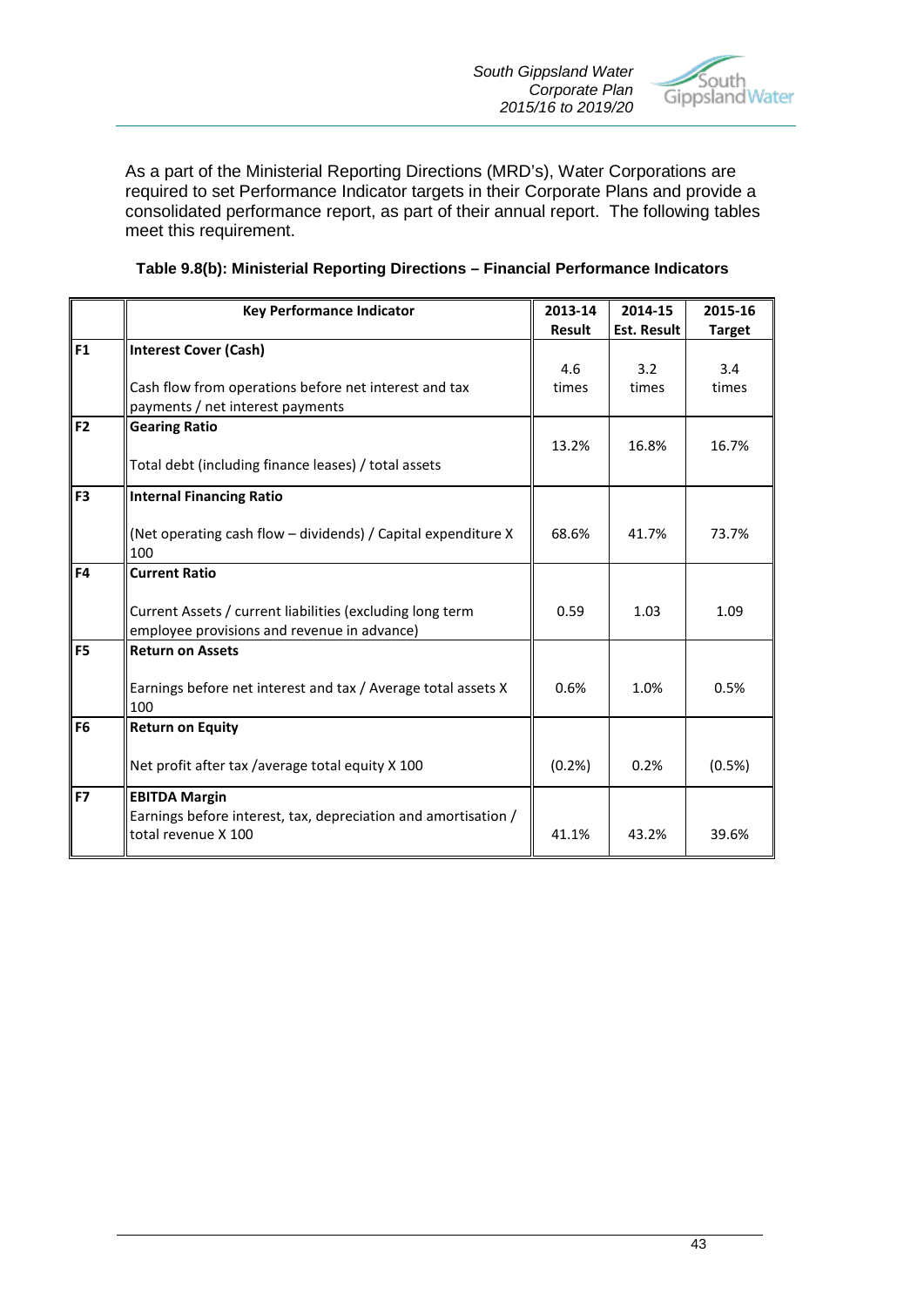As a part of the Ministerial Reporting Directions (MRD's), Water Corporations are required to set Performance Indicator targets in their Corporate Plans and provide a consolidated performance report, as part of their annual report. The following tables meet this requirement.

**Table 9.8(b): Ministerial Reporting Directions – Financial Performance Indicators**

| | Key Performance Indicator | 2013-14 Result | 2014-15 Est. Result | 2015-16 Target |
|---|---|---|---|---|
| F1 | **Interest Cover (Cash)**<br><br>Cash flow from operations before net interest and tax payments / net interest payments | 4.6 times | 3.2 times | 3.4 times |
| F2 | **Gearing Ratio**<br><br>Total debt (including finance leases) / total assets | 13.2% | 16.8% | 16.7% |
| F3 | **Internal Financing Ratio**<br><br>(Net operating cash flow – dividends) / Capital expenditure X 100 | 68.6% | 41.7% | 73.7% |
| F4 | **Current Ratio**<br><br>Current Assets / current liabilities (excluding long term employee provisions and revenue in advance) | 0.59 | 1.03 | 1.09 |
| F5 | **Return on Assets**<br><br>Earnings before net interest and tax / Average total assets X 100 | 0.6% | 1.0% | 0.5% |
| F6 | **Return on Equity**<br><br>Net profit after tax /average total equity X 100 | (0.2%) | 0.2% | (0.5%) |
| F7 | **EBITDA Margin**<br>Earnings before interest, tax, depreciation and amortisation / total revenue X 100 | 41.1% | 43.2% | 39.6% |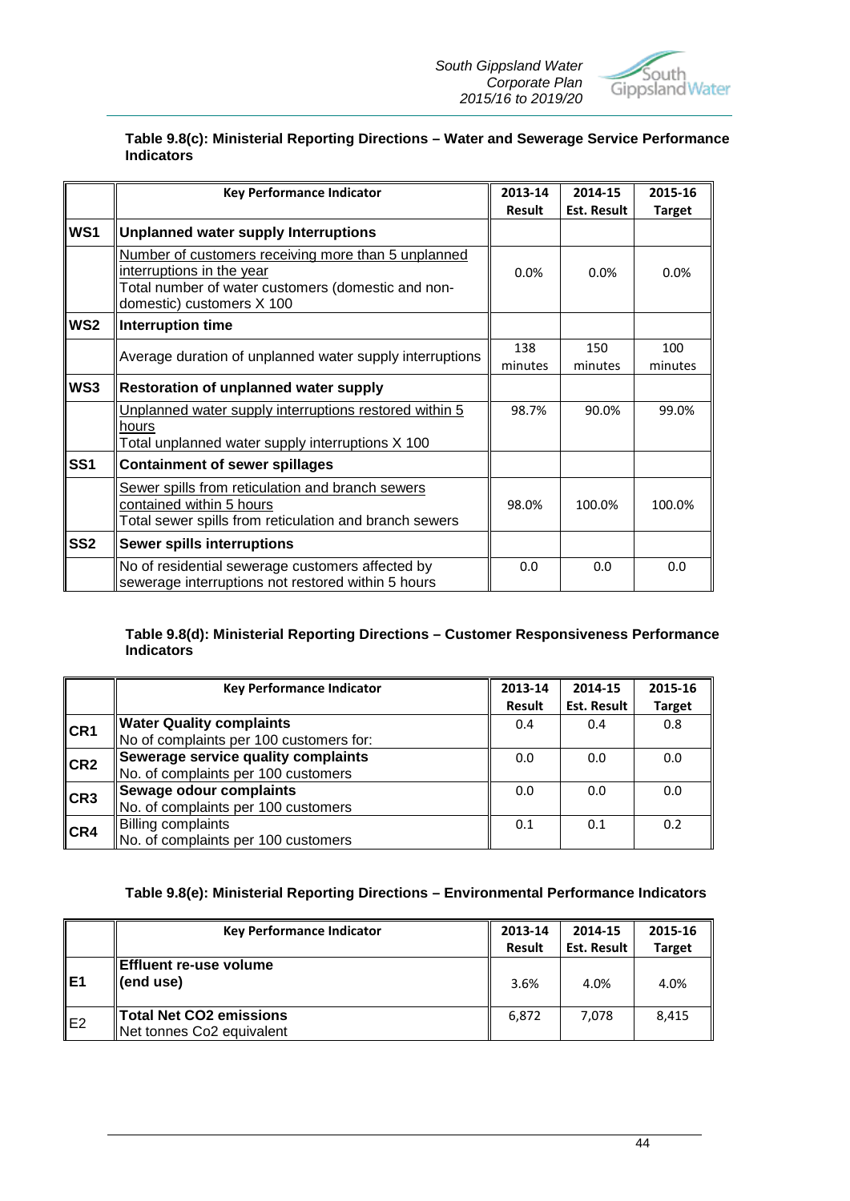**Table 9.8(c): Ministerial Reporting Directions – Water and Sewerage Service Performance Indicators**

| | Key Performance Indicator | 2013-14 Result | 2014-15 Est. Result | 2015-16 Target |
|---|---|---|---|---|
| **WS1** | **Unplanned water supply Interruptions** | | | |
| | Number of customers receiving more than 5 unplanned interruptions in the year / Total number of water customers (domestic and non-domestic) customers X 100 | 0.0% | 0.0% | 0.0% |
| **WS2** | **Interruption time** | | | |
| | Average duration of unplanned water supply interruptions | 138 minutes | 150 minutes | 100 minutes |
| **WS3** | **Restoration of unplanned water supply** | | | |
| | Unplanned water supply interruptions restored within 5 hours / Total unplanned water supply interruptions X 100 | 98.7% | 90.0% | 99.0% |
| **SS1** | **Containment of sewer spillages** | | | |
| | Sewer spills from reticulation and branch sewers contained within 5 hours / Total sewer spills from reticulation and branch sewers | 98.0% | 100.0% | 100.0% |
| **SS2** | **Sewer spills interruptions** | | | |
| | No of residential sewerage customers affected by sewerage interruptions not restored within 5 hours | 0.0 | 0.0 | 0.0 |

**Table 9.8(d): Ministerial Reporting Directions – Customer Responsiveness Performance Indicators**

| | Key Performance Indicator | 2013-14 Result | 2014-15 Est. Result | 2015-16 Target |
|---|---|---|---|---|
| **CR1** | **Water Quality complaints** No of complaints per 100 customers for: | 0.4 | 0.4 | 0.8 |
| **CR2** | **Sewerage service quality complaints** No. of complaints per 100 customers | 0.0 | 0.0 | 0.0 |
| **CR3** | **Sewage odour complaints** No. of complaints per 100 customers | 0.0 | 0.0 | 0.0 |
| **CR4** | Billing complaints No. of complaints per 100 customers | 0.1 | 0.1 | 0.2 |

**Table 9.8(e): Ministerial Reporting Directions – Environmental Performance Indicators**

| | Key Performance Indicator | 2013-14 Result | 2014-15 Est. Result | 2015-16 Target |
|---|---|---|---|---|
| **E1** | **Effluent re-use volume (end use)** | 3.6% | 4.0% | 4.0% |
| E2 | **Total Net $CO_2$ emissions** Net tonnes $Co_2$ equivalent | 6,872 | 7,078 | 8,415 |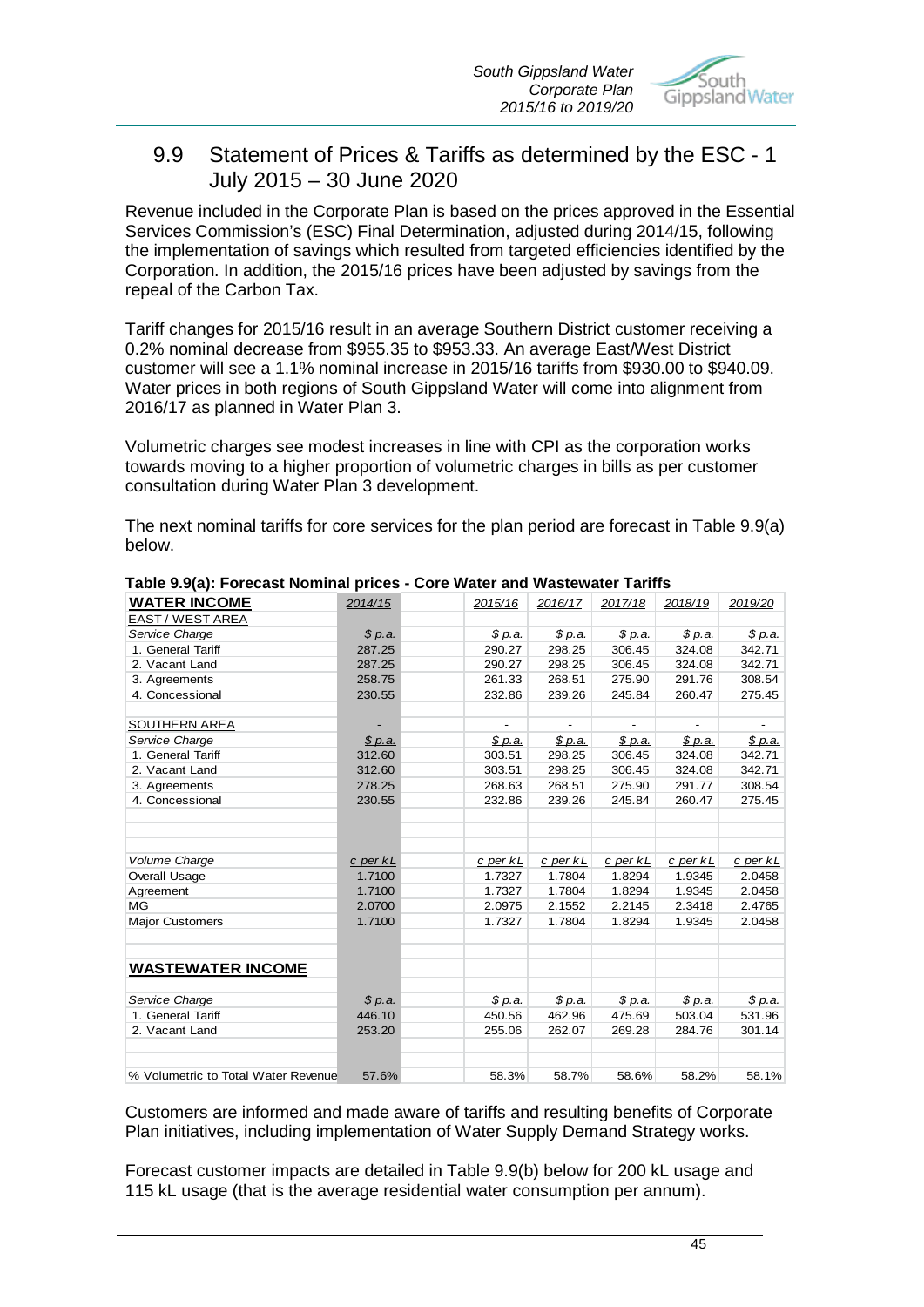## 9.9 Statement of Prices & Tariffs as determined by the ESC - 1 July 2015 – 30 June 2020

Revenue included in the Corporate Plan is based on the prices approved in the Essential Services Commission's (ESC) Final Determination, adjusted during 2014/15, following the implementation of savings which resulted from targeted efficiencies identified by the Corporation. In addition, the 2015/16 prices have been adjusted by savings from the repeal of the Carbon Tax.

Tariff changes for 2015/16 result in an average Southern District customer receiving a 0.2% nominal decrease from $955.35 to $953.33. An average East/West District customer will see a 1.1% nominal increase in 2015/16 tariffs from $930.00 to $940.09. Water prices in both regions of South Gippsland Water will come into alignment from 2016/17 as planned in Water Plan 3.

Volumetric charges see modest increases in line with CPI as the corporation works towards moving to a higher proportion of volumetric charges in bills as per customer consultation during Water Plan 3 development.

The next nominal tariffs for core services for the plan period are forecast in Table 9.9(a) below.

**Table 9.9(a): Forecast Nominal prices - Core Water and Wastewater Tariffs**

| **WATER INCOME** | 2014/15 | | 2015/16 | 2016/17 | 2017/18 | 2018/19 | 2019/20 |
|---|---|---|---|---|---|---|---|
| EAST / WEST AREA | | | | | | | |
| *Service Charge* | $ p.a. | | $ p.a. | $ p.a. | $ p.a. | $ p.a. | $ p.a. |
| 1. General Tariff | 287.25 | | 290.27 | 298.25 | 306.45 | 324.08 | 342.71 |
| 2. Vacant Land | 287.25 | | 290.27 | 298.25 | 306.45 | 324.08 | 342.71 |
| 3. Agreements | 258.75 | | 261.33 | 268.51 | 275.90 | 291.76 | 308.54 |
| 4. Concessional | 230.55 | | 232.86 | 239.26 | 245.84 | 260.47 | 275.45 |
| | | | | | | | |
| SOUTHERN AREA | - | | - | - | - | - | - |
| *Service Charge* | $ p.a. | | $ p.a. | $ p.a. | $ p.a. | $ p.a. | $ p.a. |
| 1. General Tariff | 312.60 | | 303.51 | 298.25 | 306.45 | 324.08 | 342.71 |
| 2. Vacant Land | 312.60 | | 303.51 | 298.25 | 306.45 | 324.08 | 342.71 |
| 3. Agreements | 278.25 | | 268.63 | 268.51 | 275.90 | 291.77 | 308.54 |
| 4. Concessional | 230.55 | | 232.86 | 239.26 | 245.84 | 260.47 | 275.45 |
| | | | | | | | |
| *Volume Charge* | c per kL | | c per kL | c per kL | c per kL | c per kL | c per kL |
| Overall Usage | 1.7100 | | 1.7327 | 1.7804 | 1.8294 | 1.9345 | 2.0458 |
| Agreement | 1.7100 | | 1.7327 | 1.7804 | 1.8294 | 1.9345 | 2.0458 |
| MG | 2.0700 | | 2.0975 | 2.1552 | 2.2145 | 2.3418 | 2.4765 |
| Major Customers | 1.7100 | | 1.7327 | 1.7804 | 1.8294 | 1.9345 | 2.0458 |
| | | | | | | | |
| **WASTEWATER INCOME** | | | | | | | |
| *Service Charge* | $ p.a. | | $ p.a. | $ p.a. | $ p.a. | $ p.a. | $ p.a. |
| 1. General Tariff | 446.10 | | 450.56 | 462.96 | 475.69 | 503.04 | 531.96 |
| 2. Vacant Land | 253.20 | | 255.06 | 262.07 | 269.28 | 284.76 | 301.14 |
| | | | | | | | |
| % Volumetric to Total Water Revenue | 57.6% | | 58.3% | 58.7% | 58.6% | 58.2% | 58.1% |

Customers are informed and made aware of tariffs and resulting benefits of Corporate Plan initiatives, including implementation of Water Supply Demand Strategy works.

Forecast customer impacts are detailed in Table 9.9(b) below for 200 kL usage and 115 kL usage (that is the average residential water consumption per annum).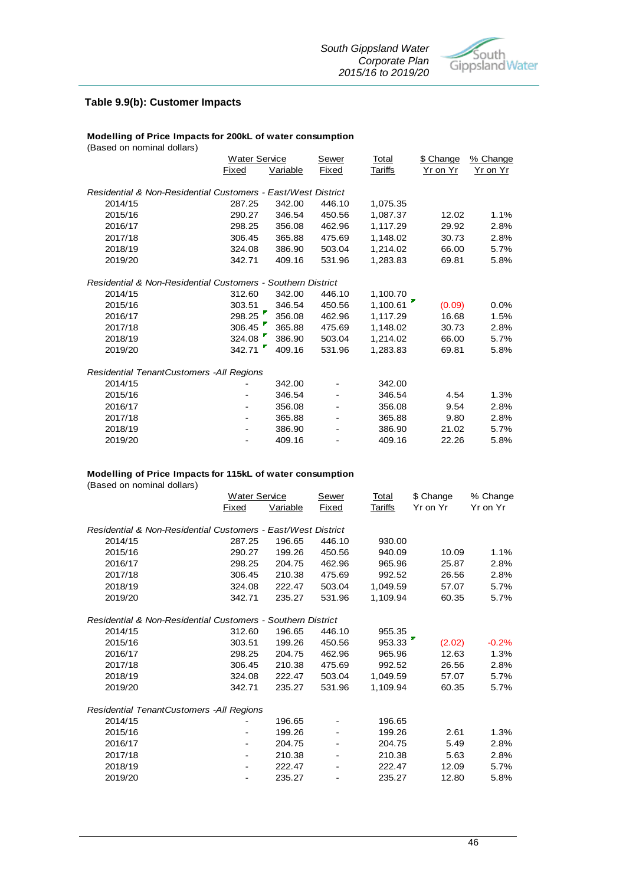## Table 9.9(b): Customer Impacts

**Modelling of Price Impacts for 200kL of water consumption**
(Based on nominal dollars)

| | Water Service | | Sewer | Total | $ Change | % Change |
|---|---|---|---|---|---|---|
| | Fixed | Variable | Fixed | Tariffs | Yr on Yr | Yr on Yr |
| *Residential & Non-Residential Customers - East/West District* | | | | | | |
| 2014/15 | 287.25 | 342.00 | 446.10 | 1,075.35 | | |
| 2015/16 | 290.27 | 346.54 | 450.56 | 1,087.37 | 12.02 | 1.1% |
| 2016/17 | 298.25 | 356.08 | 462.96 | 1,117.29 | 29.92 | 2.8% |
| 2017/18 | 306.45 | 365.88 | 475.69 | 1,148.02 | 30.73 | 2.8% |
| 2018/19 | 324.08 | 386.90 | 503.04 | 1,214.02 | 66.00 | 5.7% |
| 2019/20 | 342.71 | 409.16 | 531.96 | 1,283.83 | 69.81 | 5.8% |
| *Residential & Non-Residential Customers - Southern District* | | | | | | |
| 2014/15 | 312.60 | 342.00 | 446.10 | 1,100.70 | | |
| 2015/16 | 303.51 | 346.54 | 450.56 | 1,100.61 | (0.09) | 0.0% |
| 2016/17 | 298.25 | 356.08 | 462.96 | 1,117.29 | 16.68 | 1.5% |
| 2017/18 | 306.45 | 365.88 | 475.69 | 1,148.02 | 30.73 | 2.8% |
| 2018/19 | 324.08 | 386.90 | 503.04 | 1,214.02 | 66.00 | 5.7% |
| 2019/20 | 342.71 | 409.16 | 531.96 | 1,283.83 | 69.81 | 5.8% |
| *Residential TenantCustomers -All Regions* | | | | | | |
| 2014/15 | - | 342.00 | - | 342.00 | | |
| 2015/16 | - | 346.54 | - | 346.54 | 4.54 | 1.3% |
| 2016/17 | - | 356.08 | - | 356.08 | 9.54 | 2.8% |
| 2017/18 | - | 365.88 | - | 365.88 | 9.80 | 2.8% |
| 2018/19 | - | 386.90 | - | 386.90 | 21.02 | 5.7% |
| 2019/20 | - | 409.16 | - | 409.16 | 22.26 | 5.8% |

**Modelling of Price Impacts for 115kL of water consumption**
(Based on nominal dollars)

| | Water Service | | Sewer | Total | $ Change | % Change |
|---|---|---|---|---|---|---|
| | Fixed | Variable | Fixed | Tariffs | Yr on Yr | Yr on Yr |
| *Residential & Non-Residential Customers - East/West District* | | | | | | |
| 2014/15 | 287.25 | 196.65 | 446.10 | 930.00 | | |
| 2015/16 | 290.27 | 199.26 | 450.56 | 940.09 | 10.09 | 1.1% |
| 2016/17 | 298.25 | 204.75 | 462.96 | 965.96 | 25.87 | 2.8% |
| 2017/18 | 306.45 | 210.38 | 475.69 | 992.52 | 26.56 | 2.8% |
| 2018/19 | 324.08 | 222.47 | 503.04 | 1,049.59 | 57.07 | 5.7% |
| 2019/20 | 342.71 | 235.27 | 531.96 | 1,109.94 | 60.35 | 5.7% |
| *Residential & Non-Residential Customers - Southern District* | | | | | | |
| 2014/15 | 312.60 | 196.65 | 446.10 | 955.35 | | |
| 2015/16 | 303.51 | 199.26 | 450.56 | 953.33 | (2.02) | -0.2% |
| 2016/17 | 298.25 | 204.75 | 462.96 | 965.96 | 12.63 | 1.3% |
| 2017/18 | 306.45 | 210.38 | 475.69 | 992.52 | 26.56 | 2.8% |
| 2018/19 | 324.08 | 222.47 | 503.04 | 1,049.59 | 57.07 | 5.7% |
| 2019/20 | 342.71 | 235.27 | 531.96 | 1,109.94 | 60.35 | 5.7% |
| *Residential TenantCustomers -All Regions* | | | | | | |
| 2014/15 | - | 196.65 | - | 196.65 | | |
| 2015/16 | - | 199.26 | - | 199.26 | 2.61 | 1.3% |
| 2016/17 | - | 204.75 | - | 204.75 | 5.49 | 2.8% |
| 2017/18 | - | 210.38 | - | 210.38 | 5.63 | 2.8% |
| 2018/19 | - | 222.47 | - | 222.47 | 12.09 | 5.7% |
| 2019/20 | - | 235.27 | - | 235.27 | 12.80 | 5.8% |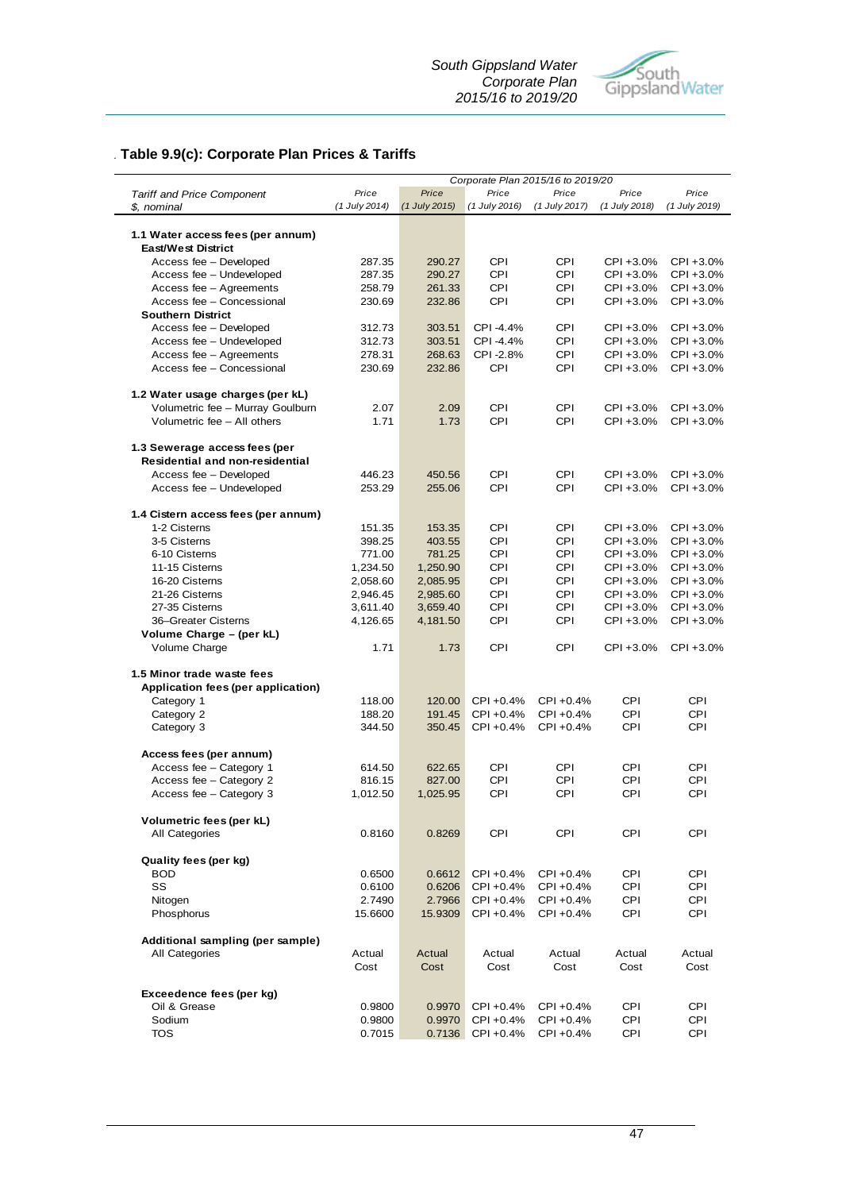## Table 9.9(c): Corporate Plan Prices & Tariffs

| *Tariff and Price Component* | | *Corporate Plan 2015/16 to 2019/20* | | | | |
|---|---|---|---|---|---|---|
| *$, nominal* | *Price (1 July 2014)* | *Price (1 July 2015)* | *Price (1 July 2016)* | *Price (1 July 2017)* | *Price (1 July 2018)* | *Price (1 July 2019)* |
| **1.1 Water access fees (per annum)** | | | | | | |
| **East/West District** | | | | | | |
| Access fee – Developed | 287.35 | 290.27 | CPI | CPI | CPI +3.0% | CPI +3.0% |
| Access fee – Undeveloped | 287.35 | 290.27 | CPI | CPI | CPI +3.0% | CPI +3.0% |
| Access fee – Agreements | 258.79 | 261.33 | CPI | CPI | CPI +3.0% | CPI +3.0% |
| Access fee – Concessional | 230.69 | 232.86 | CPI | CPI | CPI +3.0% | CPI +3.0% |
| **Southern District** | | | | | | |
| Access fee – Developed | 312.73 | 303.51 | CPI -4.4% | CPI | CPI +3.0% | CPI +3.0% |
| Access fee – Undeveloped | 312.73 | 303.51 | CPI -4.4% | CPI | CPI +3.0% | CPI +3.0% |
| Access fee – Agreements | 278.31 | 268.63 | CPI -2.8% | CPI | CPI +3.0% | CPI +3.0% |
| Access fee – Concessional | 230.69 | 232.86 | CPI | CPI | CPI +3.0% | CPI +3.0% |
| **1.2 Water usage charges (per kL)** | | | | | | |
| Volumetric fee – Murray Goulburn | 2.07 | 2.09 | CPI | CPI | CPI +3.0% | CPI +3.0% |
| Volumetric fee – All others | 1.71 | 1.73 | CPI | CPI | CPI +3.0% | CPI +3.0% |
| **1.3 Sewerage access fees (per** | | | | | | |
| **Residential and non-residential** | | | | | | |
| Access fee – Developed | 446.23 | 450.56 | CPI | CPI | CPI +3.0% | CPI +3.0% |
| Access fee – Undeveloped | 253.29 | 255.06 | CPI | CPI | CPI +3.0% | CPI +3.0% |
| **1.4 Cistern access fees (per annum)** | | | | | | |
| 1-2 Cisterns | 151.35 | 153.35 | CPI | CPI | CPI +3.0% | CPI +3.0% |
| 3-5 Cisterns | 398.25 | 403.55 | CPI | CPI | CPI +3.0% | CPI +3.0% |
| 6-10 Cisterns | 771.00 | 781.25 | CPI | CPI | CPI +3.0% | CPI +3.0% |
| 11-15 Cisterns | 1,234.50 | 1,250.90 | CPI | CPI | CPI +3.0% | CPI +3.0% |
| 16-20 Cisterns | 2,058.60 | 2,085.95 | CPI | CPI | CPI +3.0% | CPI +3.0% |
| 21-26 Cisterns | 2,946.45 | 2,985.60 | CPI | CPI | CPI +3.0% | CPI +3.0% |
| 27-35 Cisterns | 3,611.40 | 3,659.40 | CPI | CPI | CPI +3.0% | CPI +3.0% |
| 36–Greater Cisterns | 4,126.65 | 4,181.50 | CPI | CPI | CPI +3.0% | CPI +3.0% |
| **Volume Charge – (per kL)** | | | | | | |
| Volume Charge | 1.71 | 1.73 | CPI | CPI | CPI +3.0% | CPI +3.0% |
| **1.5 Minor trade waste fees** | | | | | | |
| **Application fees (per application)** | | | | | | |
| Category 1 | 118.00 | 120.00 | CPI +0.4% | CPI +0.4% | CPI | CPI |
| Category 2 | 188.20 | 191.45 | CPI +0.4% | CPI +0.4% | CPI | CPI |
| Category 3 | 344.50 | 350.45 | CPI +0.4% | CPI +0.4% | CPI | CPI |
| **Access fees (per annum)** | | | | | | |
| Access fee – Category 1 | 614.50 | 622.65 | CPI | CPI | CPI | CPI |
| Access fee – Category 2 | 816.15 | 827.00 | CPI | CPI | CPI | CPI |
| Access fee – Category 3 | 1,012.50 | 1,025.95 | CPI | CPI | CPI | CPI |
| **Volumetric fees (per kL)** | | | | | | |
| All Categories | 0.8160 | 0.8269 | CPI | CPI | CPI | CPI |
| **Quality fees (per kg)** | | | | | | |
| BOD | 0.6500 | 0.6612 | CPI +0.4% | CPI +0.4% | CPI | CPI |
| SS | 0.6100 | 0.6206 | CPI +0.4% | CPI +0.4% | CPI | CPI |
| Nitogen | 2.7490 | 2.7966 | CPI +0.4% | CPI +0.4% | CPI | CPI |
| Phosphorus | 15.6600 | 15.9309 | CPI +0.4% | CPI +0.4% | CPI | CPI |
| **Additional sampling (per sample)** | | | | | | |
| All Categories | Actual Cost | Actual Cost | Actual Cost | Actual Cost | Actual Cost | Actual Cost |
| **Exceedence fees (per kg)** | | | | | | |
| Oil & Grease | 0.9800 | 0.9970 | CPI +0.4% | CPI +0.4% | CPI | CPI |
| Sodium | 0.9800 | 0.9970 | CPI +0.4% | CPI +0.4% | CPI | CPI |
| TOS | 0.7015 | 0.7136 | CPI +0.4% | CPI +0.4% | CPI | CPI |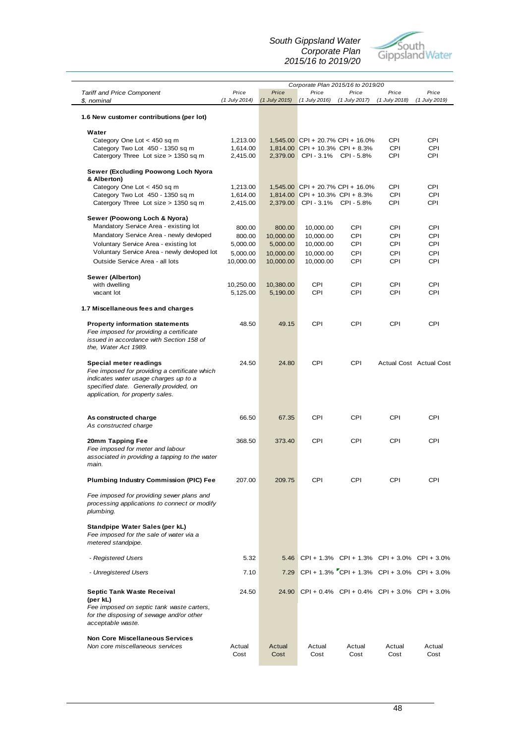| Tariff and Price Component | Price | Price | Corporate Plan 2015/16 to 2019/20 | | | |
|---|---|---|---|---|---|---|
| $, nominal | Price (1 July 2014) | Price (1 July 2015) | Price (1 July 2016) | Price (1 July 2017) | Price (1 July 2018) | Price (1 July 2019) |
| **1.6 New customer contributions (per lot)** | | | | | | |
| **Water** | | | | | | |
| Category One Lot < 450 sq m | 1,213.00 | 1,545.00 | CPI + 20.7% | CPI + 16.0% | CPI | CPI |
| Category Two Lot 450 - 1350 sq m | 1,614.00 | 1,814.00 | CPI + 10.3% | CPI + 8.3% | CPI | CPI |
| Catergory Three Lot size > 1350 sq m | 2,415.00 | 2,379.00 | CPI - 3.1% | CPI - 5.8% | CPI | CPI |
| **Sewer (Excluding Poowong Loch Nyora & Alberton)** | | | | | | |
| Category One Lot < 450 sq m | 1,213.00 | 1,545.00 | CPI + 20.7% | CPI + 16.0% | CPI | CPI |
| Category Two Lot 450 - 1350 sq m | 1,614.00 | 1,814.00 | CPI + 10.3% | CPI + 8.3% | CPI | CPI |
| Catergory Three Lot size > 1350 sq m | 2,415.00 | 2,379.00 | CPI - 3.1% | CPI - 5.8% | CPI | CPI |
| **Sewer (Poowong Loch & Nyora)** | | | | | | |
| Mandatory Service Area - existing lot | 800.00 | 800.00 | 10,000.00 | CPI | CPI | CPI |
| Mandatory Service Area - newly devloped | 800.00 | 10,000.00 | 10,000.00 | CPI | CPI | CPI |
| Voluntary Service Area - existing lot | 5,000.00 | 5,000.00 | 10,000.00 | CPI | CPI | CPI |
| Voluntary Service Area - newly devloped lot | 5,000.00 | 10,000.00 | 10,000.00 | CPI | CPI | CPI |
| Outside Service Area - all lots | 10,000.00 | 10,000.00 | 10,000.00 | CPI | CPI | CPI |
| **Sewer (Alberton)** | | | | | | |
| with dwelling | 10,250.00 | 10,380.00 | CPI | CPI | CPI | CPI |
| vacant lot | 5,125.00 | 5,190.00 | CPI | CPI | CPI | CPI |
| **1.7 Miscellaneous fees and charges** | | | | | | |
| **Property information statements** *Fee imposed for providing a certificate issued in accordance with Section 158 of the, Water Act 1989.* | 48.50 | 49.15 | CPI | CPI | CPI | CPI |
| **Special meter readings** *Fee imposed for providing a certificate which indicates water usage charges up to a specified date. Generally provided, on application, for property sales.* | 24.50 | 24.80 | CPI | CPI | Actual Cost | Actual Cost |
| **As constructed charge** *As constructed charge* | 66.50 | 67.35 | CPI | CPI | CPI | CPI |
| **20mm Tapping Fee** *Fee imposed for meter and labour associated in providing a tapping to the water main.* | 368.50 | 373.40 | CPI | CPI | CPI | CPI |
| **Plumbing Industry Commission (PIC) Fee** *Fee imposed for providing sewer plans and processing applications to connect or modify plumbing.* | 207.00 | 209.75 | CPI | CPI | CPI | CPI |
| **Standpipe Water Sales (per kL)** *Fee imposed for the sale of water via a metered standpipe.* | | | | | | |
| *- Registered Users* | 5.32 | 5.46 | CPI + 1.3% | CPI + 1.3% | CPI + 3.0% | CPI + 3.0% |
| *- Unregistered Users* | 7.10 | 7.29 | CPI + 1.3% | CPI + 1.3% | CPI + 3.0% | CPI + 3.0% |
| **Septic Tank Waste Receival (per kL)** *Fee imposed on septic tank waste carters, for the disposing of sewage and/or other acceptable waste.* | 24.50 | 24.90 | CPI + 0.4% | CPI + 0.4% | CPI + 3.0% | CPI + 3.0% |
| **Non Core Miscellaneous Services** *Non core miscellaneous services* | Actual Cost | Actual Cost | Actual Cost | Actual Cost | Actual Cost | Actual Cost |